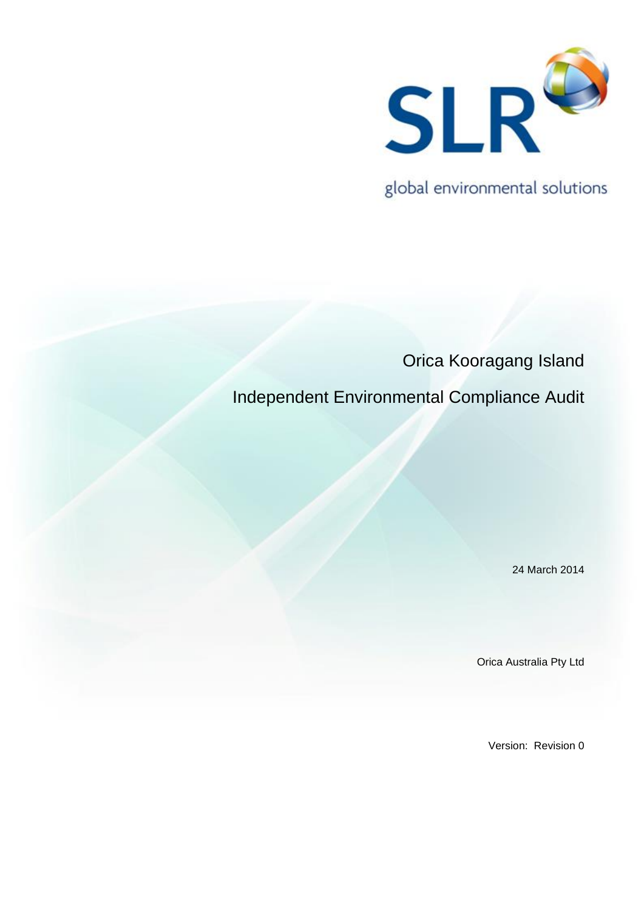SLR

global environmental solutions

# Orica Kooragang Island

# Independent Environmental Compliance Audit

24 March 2014

Orica Australia Pty Ltd

Version: Revision 0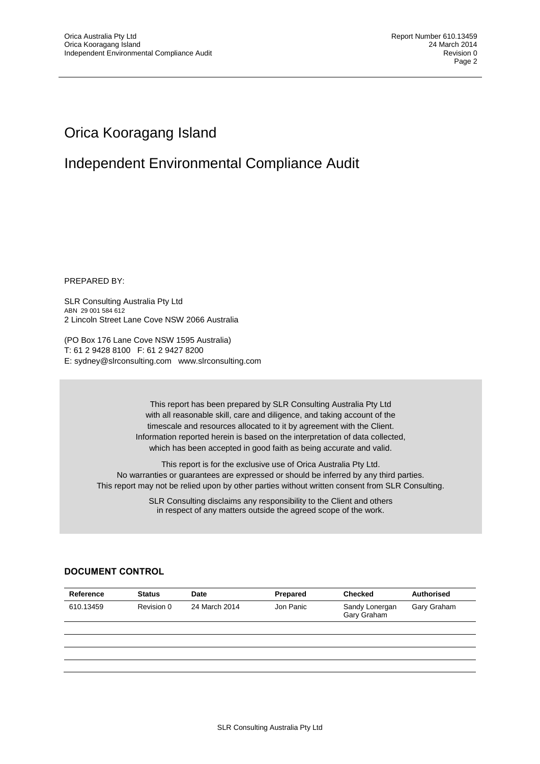# Orica Kooragang Island

# Independent Environmental Compliance Audit

PREPARED BY:

SLR Consulting Australia Pty Ltd
ABN 29 001 584 612
2 Lincoln Street Lane Cove NSW 2066 Australia

(PO Box 176 Lane Cove NSW 1595 Australia)
T: 61 2 9428 8100 F: 61 2 9427 8200
E: sydney@slrconsulting.com www.slrconsulting.com

This report has been prepared by SLR Consulting Australia Pty Ltd with all reasonable skill, care and diligence, and taking account of the timescale and resources allocated to it by agreement with the Client. Information reported herein is based on the interpretation of data collected, which has been accepted in good faith as being accurate and valid.

This report is for the exclusive use of Orica Australia Pty Ltd. No warranties or guarantees are expressed or should be inferred by any third parties. This report may not be relied upon by other parties without written consent from SLR Consulting.

SLR Consulting disclaims any responsibility to the Client and others in respect of any matters outside the agreed scope of the work.

### DOCUMENT CONTROL

| Reference | Status | Date | Prepared | Checked | Authorised |
|---|---|---|---|---|---|
| 610.13459 | Revision 0 | 24 March 2014 | Jon Panic | Sandy Lonergan<br>Gary Graham | Gary Graham |
| | | | | | |
| | | | | | |
| | | | | | |
| | | | | | |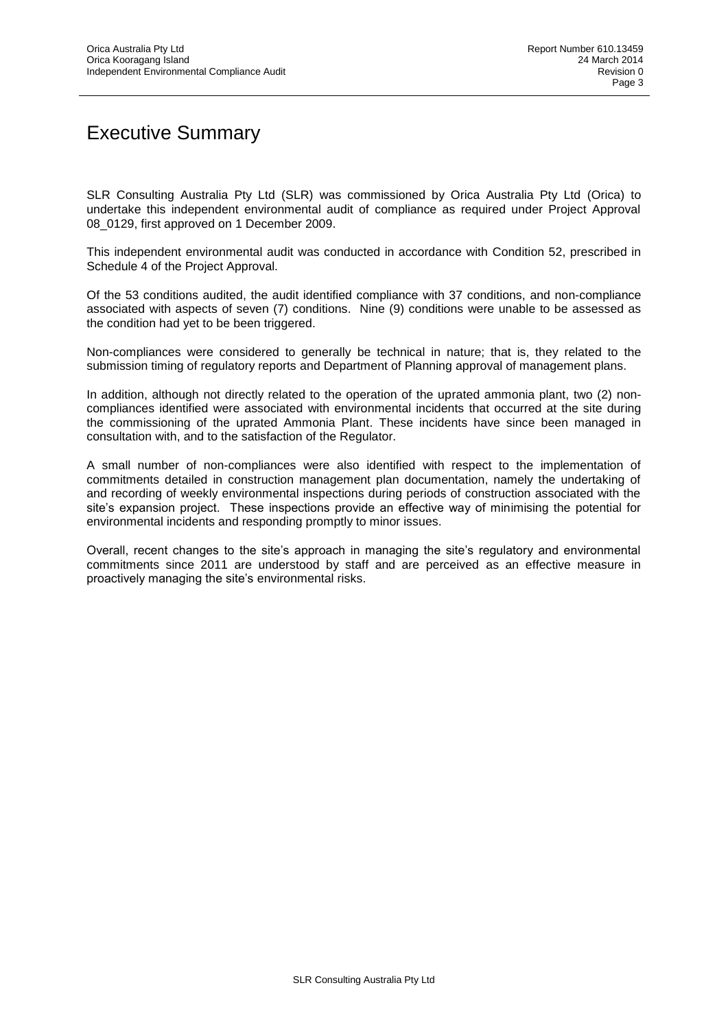# Executive Summary

SLR Consulting Australia Pty Ltd (SLR) was commissioned by Orica Australia Pty Ltd (Orica) to undertake this independent environmental audit of compliance as required under Project Approval 08_0129, first approved on 1 December 2009.

This independent environmental audit was conducted in accordance with Condition 52, prescribed in Schedule 4 of the Project Approval.

Of the 53 conditions audited, the audit identified compliance with 37 conditions, and non-compliance associated with aspects of seven (7) conditions. Nine (9) conditions were unable to be assessed as the condition had yet to be been triggered.

Non-compliances were considered to generally be technical in nature; that is, they related to the submission timing of regulatory reports and Department of Planning approval of management plans.

In addition, although not directly related to the operation of the uprated ammonia plant, two (2) non-compliances identified were associated with environmental incidents that occurred at the site during the commissioning of the uprated Ammonia Plant. These incidents have since been managed in consultation with, and to the satisfaction of the Regulator.

A small number of non-compliances were also identified with respect to the implementation of commitments detailed in construction management plan documentation, namely the undertaking of and recording of weekly environmental inspections during periods of construction associated with the site's expansion project. These inspections provide an effective way of minimising the potential for environmental incidents and responding promptly to minor issues.

Overall, recent changes to the site's approach in managing the site's regulatory and environmental commitments since 2011 are understood by staff and are perceived as an effective measure in proactively managing the site's environmental risks.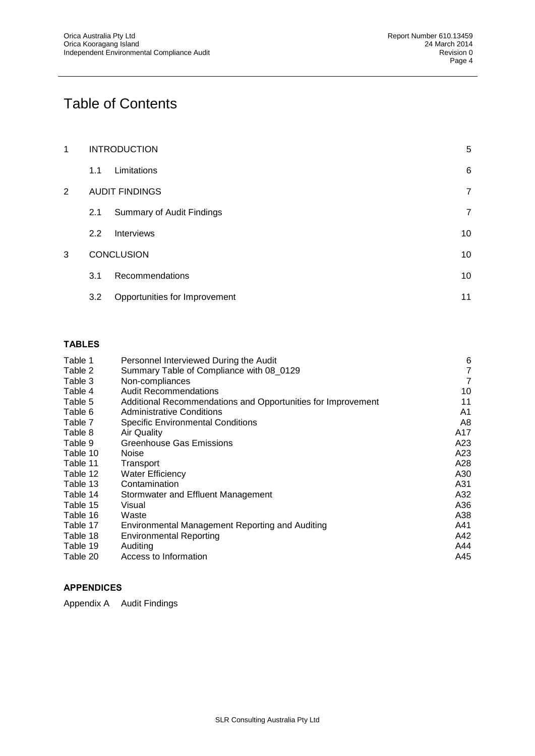# Table of Contents

| | | | |
|---|---|---|---|
| 1 | INTRODUCTION | | 5 |
| | 1.1 | Limitations | 6 |
| 2 | AUDIT FINDINGS | | 7 |
| | 2.1 | Summary of Audit Findings | 7 |
| | 2.2 | Interviews | 10 |
| 3 | CONCLUSION | | 10 |
| | 3.1 | Recommendations | 10 |
| | 3.2 | Opportunities for Improvement | 11 |

**TABLES**

| | | |
|---|---|---|
| Table 1 | Personnel Interviewed During the Audit | 6 |
| Table 2 | Summary Table of Compliance with 08_0129 | 7 |
| Table 3 | Non-compliances | 7 |
| Table 4 | Audit Recommendations | 10 |
| Table 5 | Additional Recommendations and Opportunities for Improvement | 11 |
| Table 6 | Administrative Conditions | A1 |
| Table 7 | Specific Environmental Conditions | A8 |
| Table 8 | Air Quality | A17 |
| Table 9 | Greenhouse Gas Emissions | A23 |
| Table 10 | Noise | A23 |
| Table 11 | Transport | A28 |
| Table 12 | Water Efficiency | A30 |
| Table 13 | Contamination | A31 |
| Table 14 | Stormwater and Effluent Management | A32 |
| Table 15 | Visual | A36 |
| Table 16 | Waste | A38 |
| Table 17 | Environmental Management Reporting and Auditing | A41 |
| Table 18 | Environmental Reporting | A42 |
| Table 19 | Auditing | A44 |
| Table 20 | Access to Information | A45 |

**APPENDICES**

Appendix A Audit Findings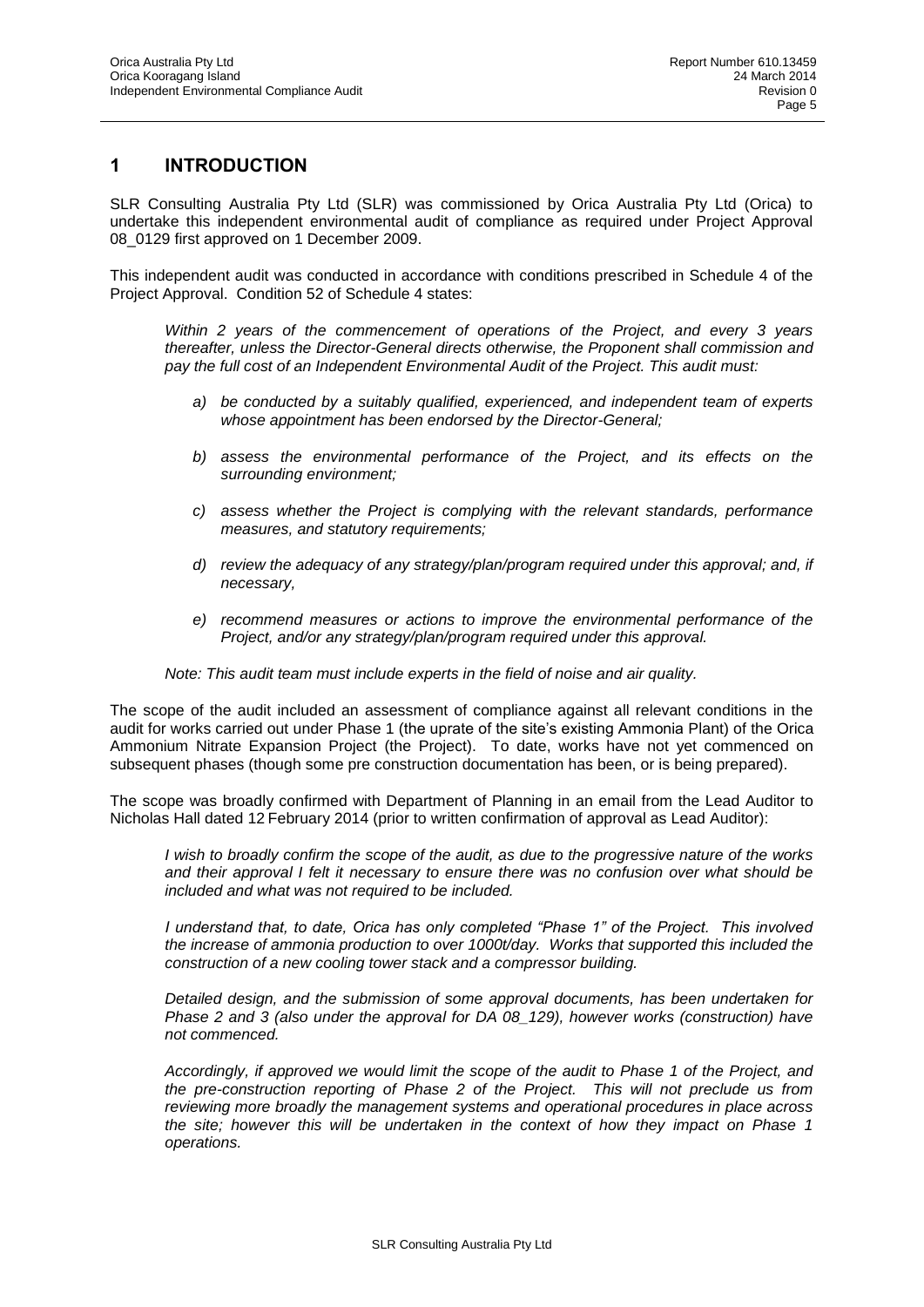# 1 INTRODUCTION

SLR Consulting Australia Pty Ltd (SLR) was commissioned by Orica Australia Pty Ltd (Orica) to undertake this independent environmental audit of compliance as required under Project Approval 08_0129 first approved on 1 December 2009.

This independent audit was conducted in accordance with conditions prescribed in Schedule 4 of the Project Approval. Condition 52 of Schedule 4 states:

> *Within 2 years of the commencement of operations of the Project, and every 3 years thereafter, unless the Director-General directs otherwise, the Proponent shall commission and pay the full cost of an Independent Environmental Audit of the Project. This audit must:*
>
> *a) be conducted by a suitably qualified, experienced, and independent team of experts whose appointment has been endorsed by the Director-General;*
>
> *b) assess the environmental performance of the Project, and its effects on the surrounding environment;*
>
> *c) assess whether the Project is complying with the relevant standards, performance measures, and statutory requirements;*
>
> *d) review the adequacy of any strategy/plan/program required under this approval; and, if necessary,*
>
> *e) recommend measures or actions to improve the environmental performance of the Project, and/or any strategy/plan/program required under this approval.*
>
> *Note: This audit team must include experts in the field of noise and air quality.*

The scope of the audit included an assessment of compliance against all relevant conditions in the audit for works carried out under Phase 1 (the uprate of the site's existing Ammonia Plant) of the Orica Ammonium Nitrate Expansion Project (the Project). To date, works have not yet commenced on subsequent phases (though some pre construction documentation has been, or is being prepared).

The scope was broadly confirmed with Department of Planning in an email from the Lead Auditor to Nicholas Hall dated 12 February 2014 (prior to written confirmation of approval as Lead Auditor):

> *I wish to broadly confirm the scope of the audit, as due to the progressive nature of the works and their approval I felt it necessary to ensure there was no confusion over what should be included and what was not required to be included.*
>
> *I understand that, to date, Orica has only completed "Phase 1" of the Project. This involved the increase of ammonia production to over 1000t/day. Works that supported this included the construction of a new cooling tower stack and a compressor building.*
>
> *Detailed design, and the submission of some approval documents, has been undertaken for Phase 2 and 3 (also under the approval for DA 08_129), however works (construction) have not commenced.*
>
> *Accordingly, if approved we would limit the scope of the audit to Phase 1 of the Project, and the pre-construction reporting of Phase 2 of the Project. This will not preclude us from reviewing more broadly the management systems and operational procedures in place across the site; however this will be undertaken in the context of how they impact on Phase 1 operations.*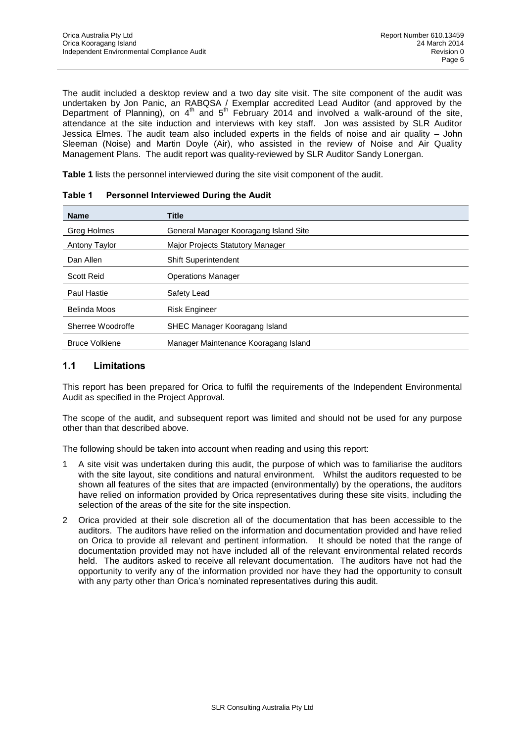The audit included a desktop review and a two day site visit. The site component of the audit was undertaken by Jon Panic, an RABQSA / Exemplar accredited Lead Auditor (and approved by the Department of Planning), on 4th and 5th February 2014 and involved a walk-around of the site, attendance at the site induction and interviews with key staff. Jon was assisted by SLR Auditor Jessica Elmes. The audit team also included experts in the fields of noise and air quality – John Sleeman (Noise) and Martin Doyle (Air), who assisted in the review of Noise and Air Quality Management Plans. The audit report was quality-reviewed by SLR Auditor Sandy Lonergan.

**Table 1** lists the personnel interviewed during the site visit component of the audit.

**Table 1 Personnel Interviewed During the Audit**

| Name | Title |
|---|---|
| Greg Holmes | General Manager Kooragang Island Site |
| Antony Taylor | Major Projects Statutory Manager |
| Dan Allen | Shift Superintendent |
| Scott Reid | Operations Manager |
| Paul Hastie | Safety Lead |
| Belinda Moos | Risk Engineer |
| Sherree Woodroffe | SHEC Manager Kooragang Island |
| Bruce Volkiene | Manager Maintenance Kooragang Island |

## 1.1 Limitations

This report has been prepared for Orica to fulfil the requirements of the Independent Environmental Audit as specified in the Project Approval.

The scope of the audit, and subsequent report was limited and should not be used for any purpose other than that described above.

The following should be taken into account when reading and using this report:

1. A site visit was undertaken during this audit, the purpose of which was to familiarise the auditors with the site layout, site conditions and natural environment. Whilst the auditors requested to be shown all features of the sites that are impacted (environmentally) by the operations, the auditors have relied on information provided by Orica representatives during these site visits, including the selection of the areas of the site for the site inspection.
2. Orica provided at their sole discretion all of the documentation that has been accessible to the auditors. The auditors have relied on the information and documentation provided and have relied on Orica to provide all relevant and pertinent information. It should be noted that the range of documentation provided may not have included all of the relevant environmental related records held. The auditors asked to receive all relevant documentation. The auditors have not had the opportunity to verify any of the information provided nor have they had the opportunity to consult with any party other than Orica's nominated representatives during this audit.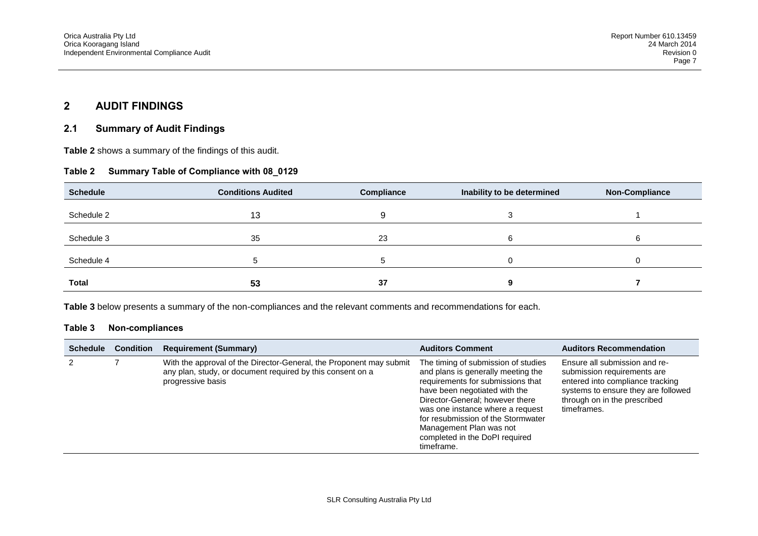# 2 AUDIT FINDINGS

## 2.1 Summary of Audit Findings

**Table 2** shows a summary of the findings of this audit.

**Table 2 Summary Table of Compliance with 08_0129**

| Schedule | Conditions Audited | Compliance | Inability to be determined | Non-Compliance |
|---|---|---|---|---|
| Schedule 2 | 13 | 9 | 3 | 1 |
| Schedule 3 | 35 | 23 | 6 | 6 |
| Schedule 4 | 5 | 5 | 0 | 0 |
| **Total** | **53** | **37** | **9** | **7** |

**Table 3** below presents a summary of the non-compliances and the relevant comments and recommendations for each.

**Table 3 Non-compliances**

| Schedule | Condition | Requirement (Summary) | Auditors Comment | Auditors Recommendation |
|---|---|---|---|---|
| 2 | 7 | With the approval of the Director-General, the Proponent may submit any plan, study, or document required by this consent on a progressive basis | The timing of submission of studies and plans is generally meeting the requirements for submissions that have been negotiated with the Director-General; however there was one instance where a request for resubmission of the Stormwater Management Plan was not completed in the DoPI required timeframe. | Ensure all submission and re-submission requirements are entered into compliance tracking systems to ensure they are followed through on in the prescribed timeframes. |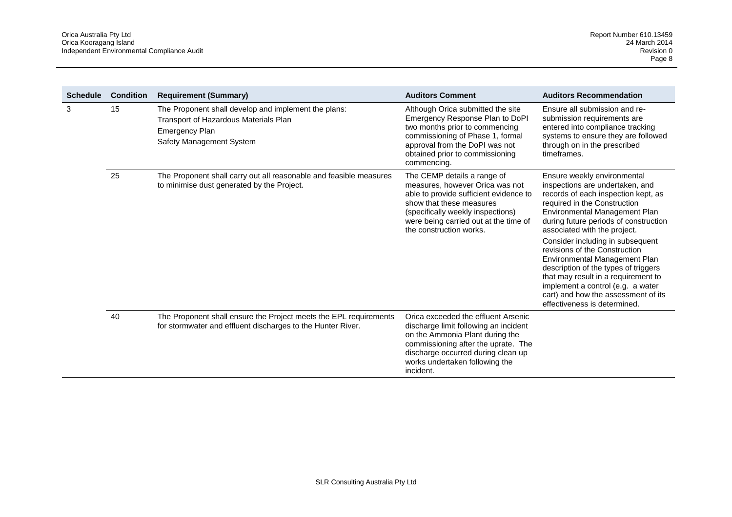| Schedule | Condition | Requirement (Summary) | Auditors Comment | Auditors Recommendation |
|---|---|---|---|---|
| 3 | 15 | The Proponent shall develop and implement the plans:<br>Transport of Hazardous Materials Plan<br>Emergency Plan<br>Safety Management System | Although Orica submitted the site Emergency Response Plan to DoPI two months prior to commencing commissioning of Phase 1, formal approval from the DoPI was not obtained prior to commissioning commencing. | Ensure all submission and re-submission requirements are entered into compliance tracking systems to ensure they are followed through on in the prescribed timeframes. |
| | 25 | The Proponent shall carry out all reasonable and feasible measures to minimise dust generated by the Project. | The CEMP details a range of measures, however Orica was not able to provide sufficient evidence to show that these measures (specifically weekly inspections) were being carried out at the time of the construction works. | Ensure weekly environmental inspections are undertaken, and records of each inspection kept, as required in the Construction Environmental Management Plan during future periods of construction associated with the project.<br><br>Consider including in subsequent revisions of the Construction Environmental Management Plan description of the types of triggers that may result in a requirement to implement a control (e.g. a water cart) and how the assessment of its effectiveness is determined. |
| | 40 | The Proponent shall ensure the Project meets the EPL requirements for stormwater and effluent discharges to the Hunter River. | Orica exceeded the effluent Arsenic discharge limit following an incident on the Ammonia Plant during the commissioning after the uprate. The discharge occurred during clean up works undertaken following the incident. | |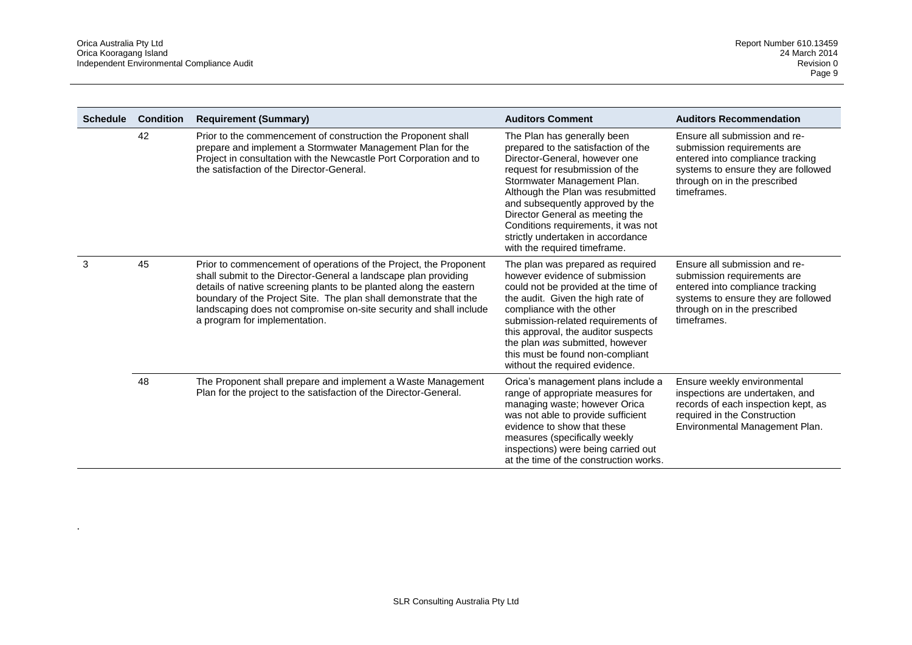| Schedule | Condition | Requirement (Summary) | Auditors Comment | Auditors Recommendation |
| --- | --- | --- | --- | --- |
| | 42 | Prior to the commencement of construction the Proponent shall prepare and implement a Stormwater Management Plan for the Project in consultation with the Newcastle Port Corporation and to the satisfaction of the Director-General. | The Plan has generally been prepared to the satisfaction of the Director-General, however one request for resubmission of the Stormwater Management Plan. Although the Plan was resubmitted and subsequently approved by the Director General as meeting the Conditions requirements, it was not strictly undertaken in accordance with the required timeframe. | Ensure all submission and re-submission requirements are entered into compliance tracking systems to ensure they are followed through on in the prescribed timeframes. |
| 3 | 45 | Prior to commencement of operations of the Project, the Proponent shall submit to the Director-General a landscape plan providing details of native screening plants to be planted along the eastern boundary of the Project Site. The plan shall demonstrate that the landscaping does not compromise on-site security and shall include a program for implementation. | The plan was prepared as required however evidence of submission could not be provided at the time of the audit. Given the high rate of compliance with the other submission-related requirements of this approval, the auditor suspects the plan *was* submitted, however this must be found non-compliant without the required evidence. | Ensure all submission and re-submission requirements are entered into compliance tracking systems to ensure they are followed through on in the prescribed timeframes. |
| | 48 | The Proponent shall prepare and implement a Waste Management Plan for the project to the satisfaction of the Director-General. | Orica's management plans include a range of appropriate measures for managing waste; however Orica was not able to provide sufficient evidence to show that these measures (specifically weekly inspections) were being carried out at the time of the construction works. | Ensure weekly environmental inspections are undertaken, and records of each inspection kept, as required in the Construction Environmental Management Plan. |

.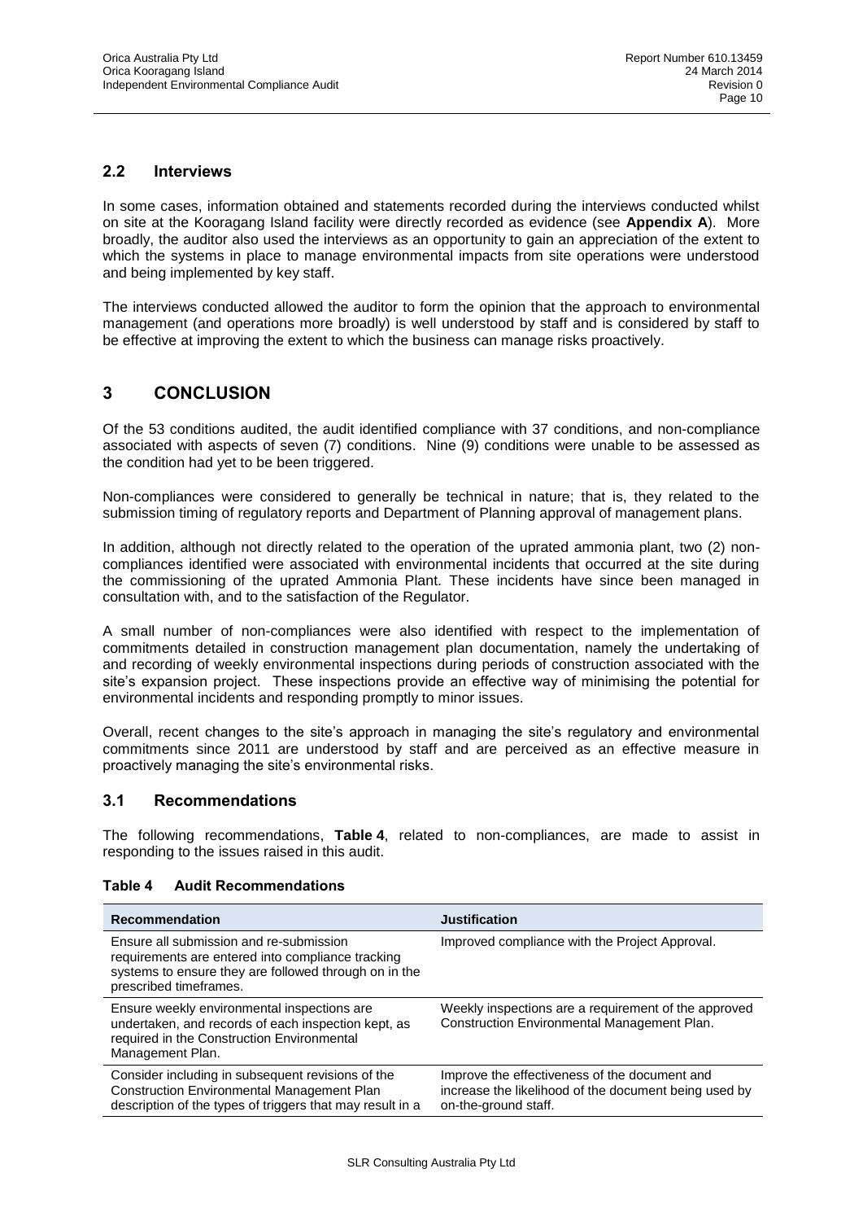## 2.2 Interviews

In some cases, information obtained and statements recorded during the interviews conducted whilst on site at the Kooragang Island facility were directly recorded as evidence (see **Appendix A**). More broadly, the auditor also used the interviews as an opportunity to gain an appreciation of the extent to which the systems in place to manage environmental impacts from site operations were understood and being implemented by key staff.

The interviews conducted allowed the auditor to form the opinion that the approach to environmental management (and operations more broadly) is well understood by staff and is considered by staff to be effective at improving the extent to which the business can manage risks proactively.

# 3 CONCLUSION

Of the 53 conditions audited, the audit identified compliance with 37 conditions, and non-compliance associated with aspects of seven (7) conditions. Nine (9) conditions were unable to be assessed as the condition had yet to be been triggered.

Non-compliances were considered to generally be technical in nature; that is, they related to the submission timing of regulatory reports and Department of Planning approval of management plans.

In addition, although not directly related to the operation of the uprated ammonia plant, two (2) non-compliances identified were associated with environmental incidents that occurred at the site during the commissioning of the uprated Ammonia Plant. These incidents have since been managed in consultation with, and to the satisfaction of the Regulator.

A small number of non-compliances were also identified with respect to the implementation of commitments detailed in construction management plan documentation, namely the undertaking of and recording of weekly environmental inspections during periods of construction associated with the site's expansion project. These inspections provide an effective way of minimising the potential for environmental incidents and responding promptly to minor issues.

Overall, recent changes to the site's approach in managing the site's regulatory and environmental commitments since 2011 are understood by staff and are perceived as an effective measure in proactively managing the site's environmental risks.

## 3.1 Recommendations

The following recommendations, **Table 4**, related to non-compliances, are made to assist in responding to the issues raised in this audit.

**Table 4 Audit Recommendations**

| Recommendation | Justification |
|---|---|
| Ensure all submission and re-submission requirements are entered into compliance tracking systems to ensure they are followed through on in the prescribed timeframes. | Improved compliance with the Project Approval. |
| Ensure weekly environmental inspections are undertaken, and records of each inspection kept, as required in the Construction Environmental Management Plan. | Weekly inspections are a requirement of the approved Construction Environmental Management Plan. |
| Consider including in subsequent revisions of the Construction Environmental Management Plan description of the types of triggers that may result in a | Improve the effectiveness of the document and increase the likelihood of the document being used by on-the-ground staff. |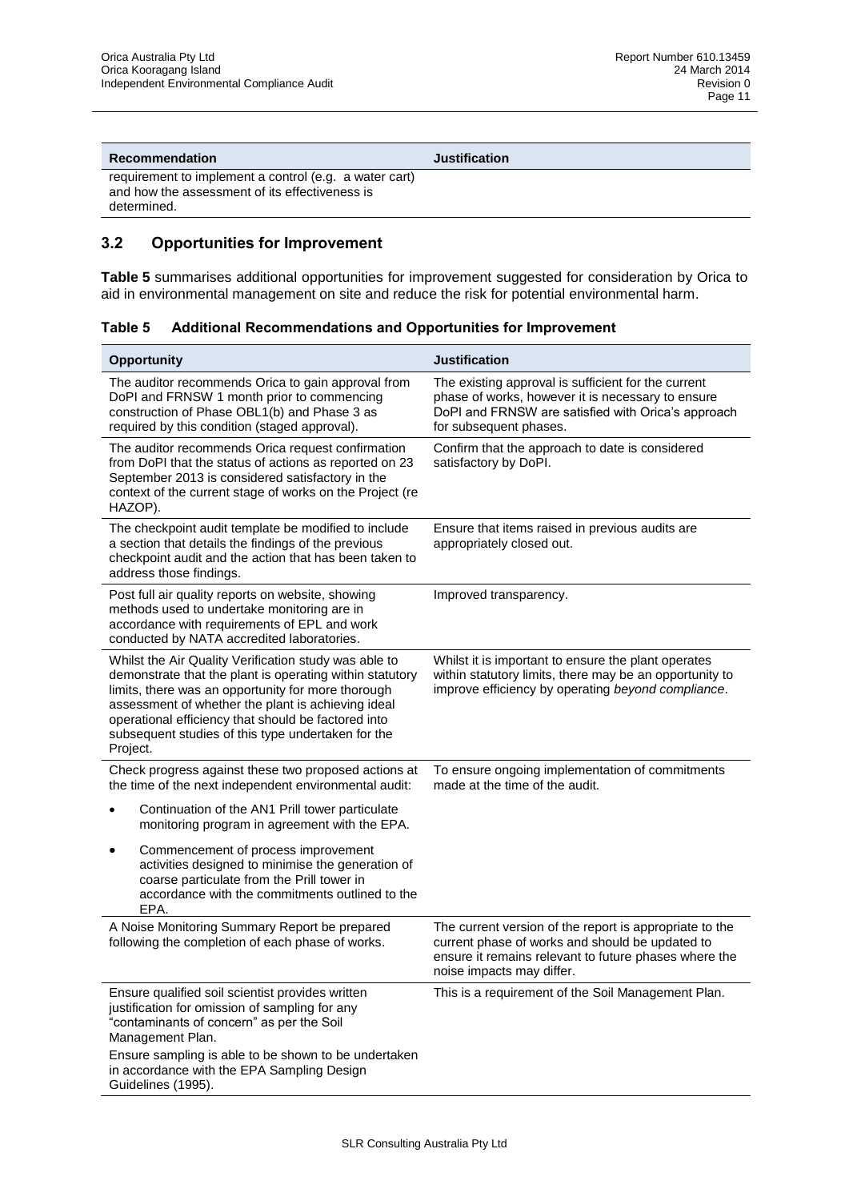| Recommendation | Justification |
|---|---|
| requirement to implement a control (e.g. a water cart) and how the assessment of its effectiveness is determined. | |

## 3.2 Opportunities for Improvement

**Table 5** summarises additional opportunities for improvement suggested for consideration by Orica to aid in environmental management on site and reduce the risk for potential environmental harm.

**Table 5 Additional Recommendations and Opportunities for Improvement**

| Opportunity | Justification |
|---|---|
| The auditor recommends Orica to gain approval from DoPI and FRNSW 1 month prior to commencing construction of Phase OBL1(b) and Phase 3 as required by this condition (staged approval). | The existing approval is sufficient for the current phase of works, however it is necessary to ensure DoPI and FRNSW are satisfied with Orica's approach for subsequent phases. |
| The auditor recommends Orica request confirmation from DoPI that the status of actions as reported on 23 September 2013 is considered satisfactory in the context of the current stage of works on the Project (re HAZOP). | Confirm that the approach to date is considered satisfactory by DoPI. |
| The checkpoint audit template be modified to include a section that details the findings of the previous checkpoint audit and the action that has been taken to address those findings. | Ensure that items raised in previous audits are appropriately closed out. |
| Post full air quality reports on website, showing methods used to undertake monitoring are in accordance with requirements of EPL and work conducted by NATA accredited laboratories. | Improved transparency. |
| Whilst the Air Quality Verification study was able to demonstrate that the plant is operating within statutory limits, there was an opportunity for more thorough assessment of whether the plant is achieving ideal operational efficiency that should be factored into subsequent studies of this type undertaken for the Project. | Whilst it is important to ensure the plant operates within statutory limits, there may be an opportunity to improve efficiency by operating *beyond compliance*. |
| Check progress against these two proposed actions at the time of the next independent environmental audit:<br>• Continuation of the AN1 Prill tower particulate monitoring program in agreement with the EPA.<br>• Commencement of process improvement activities designed to minimise the generation of coarse particulate from the Prill tower in accordance with the commitments outlined to the EPA. | To ensure ongoing implementation of commitments made at the time of the audit. |
| A Noise Monitoring Summary Report be prepared following the completion of each phase of works. | The current version of the report is appropriate to the current phase of works and should be updated to ensure it remains relevant to future phases where the noise impacts may differ. |
| Ensure qualified soil scientist provides written justification for omission of sampling for any "contaminants of concern" as per the Soil Management Plan.<br>Ensure sampling is able to be shown to be undertaken in accordance with the EPA Sampling Design Guidelines (1995). | This is a requirement of the Soil Management Plan. |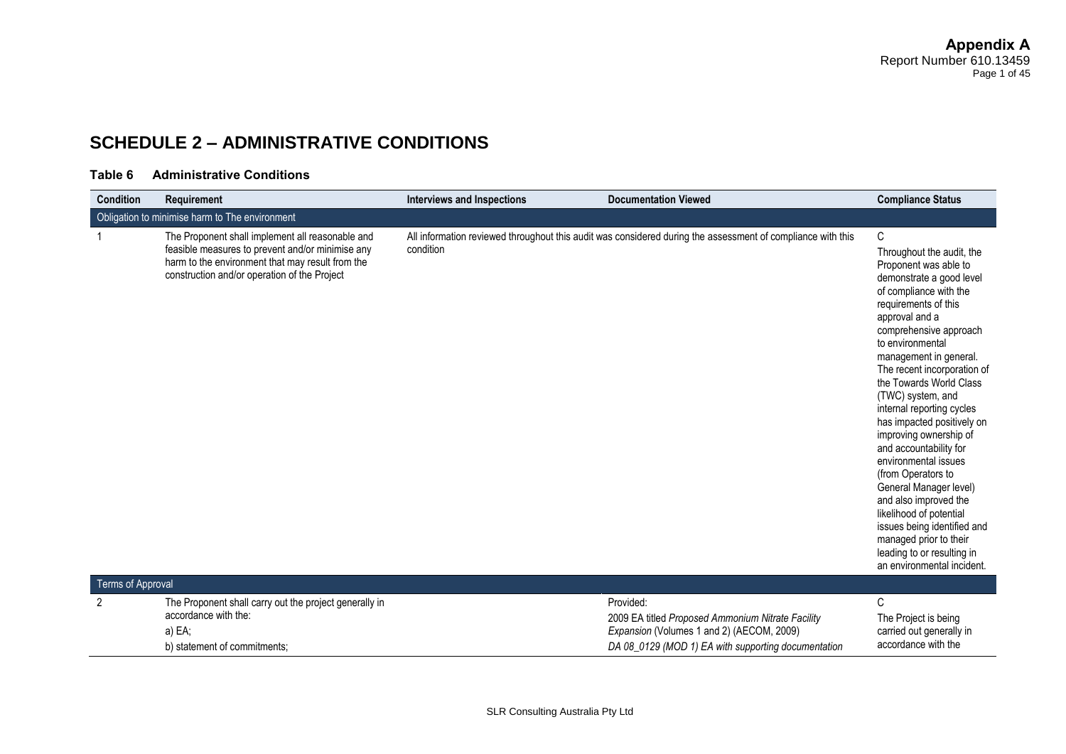# SCHEDULE 2 – ADMINISTRATIVE CONDITIONS

### Table 6 Administrative Conditions

| Condition | Requirement | Interviews and Inspections | Documentation Viewed | Compliance Status |
|---|---|---|---|---|
| Obligation to minimise harm to The environment | | | | |
| 1 | The Proponent shall implement all reasonable and feasible measures to prevent and/or minimise any harm to the environment that may result from the construction and/or operation of the Project | All information reviewed throughout this audit was considered during the assessment of compliance with this condition | | C<br>Throughout the audit, the Proponent was able to demonstrate a good level of compliance with the requirements of this approval and a comprehensive approach to environmental management in general. The recent incorporation of the Towards World Class (TWC) system, and internal reporting cycles has impacted positively on improving ownership of and accountability for environmental issues (from Operators to General Manager level) and also improved the likelihood of potential issues being identified and managed prior to their leading to or resulting in an environmental incident. |
| Terms of Approval | | | | |
| 2 | The Proponent shall carry out the project generally in accordance with the:<br>a) EA;<br>b) statement of commitments; | | Provided:<br>2009 EA titled *Proposed Ammonium Nitrate Facility Expansion* (Volumes 1 and 2) (AECOM, 2009)<br>*DA 08_0129 (MOD 1) EA with supporting documentation* | C<br>The Project is being carried out generally in accordance with the |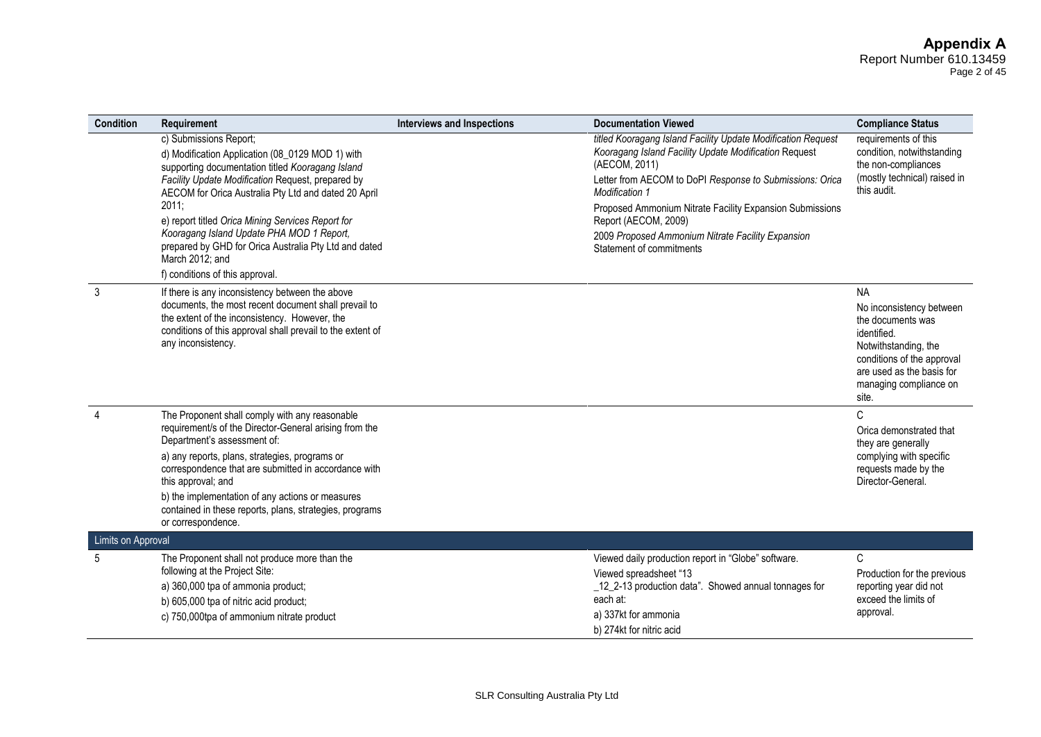| Condition | Requirement | Interviews and Inspections | Documentation Viewed | Compliance Status |
|---|---|---|---|---|
| | c) Submissions Report;<br>d) Modification Application (08_0129 MOD 1) with supporting documentation titled *Kooragang Island Facility Update Modification* Request, prepared by AECOM for Orica Australia Pty Ltd and dated 20 April 2011;<br>e) report titled *Orica Mining Services Report for Kooragang Island Update PHA MOD 1 Report,* prepared by GHD for Orica Australia Pty Ltd and dated March 2012; and<br>f) conditions of this approval. | | *titled Kooragang Island Facility Update Modification Request Kooragang Island Facility Update Modification* Request (AECOM, 2011)<br>Letter from AECOM to DoPI *Response to Submissions: Orica Modification 1*<br>Proposed Ammonium Nitrate Facility Expansion Submissions Report (AECOM, 2009)<br>2009 *Proposed Ammonium Nitrate Facility Expansion* Statement of commitments | requirements of this condition, notwithstanding the non-compliances (mostly technical) raised in this audit. |
| 3 | If there is any inconsistency between the above documents, the most recent document shall prevail to the extent of the inconsistency. However, the conditions of this approval shall prevail to the extent of any inconsistency. | | | NA<br>No inconsistency between the documents was identified. Notwithstanding, the conditions of the approval are used as the basis for managing compliance on site. |
| 4 | The Proponent shall comply with any reasonable requirement/s of the Director-General arising from the Department's assessment of:<br>a) any reports, plans, strategies, programs or correspondence that are submitted in accordance with this approval; and<br>b) the implementation of any actions or measures contained in these reports, plans, strategies, programs or correspondence. | | | C<br>Orica demonstrated that they are generally complying with specific requests made by the Director-General. |
| **Limits on Approval** | | | | |
| 5 | The Proponent shall not produce more than the following at the Project Site:<br>a) 360,000 tpa of ammonia product;<br>b) 605,000 tpa of nitric acid product;<br>c) 750,000tpa of ammonium nitrate product | | Viewed daily production report in "Globe" software.<br>Viewed spreadsheet "13 _12_2-13 production data". Showed annual tonnages for each at:<br>a) 337kt for ammonia<br>b) 274kt for nitric acid | C<br>Production for the previous reporting year did not exceed the limits of approval. |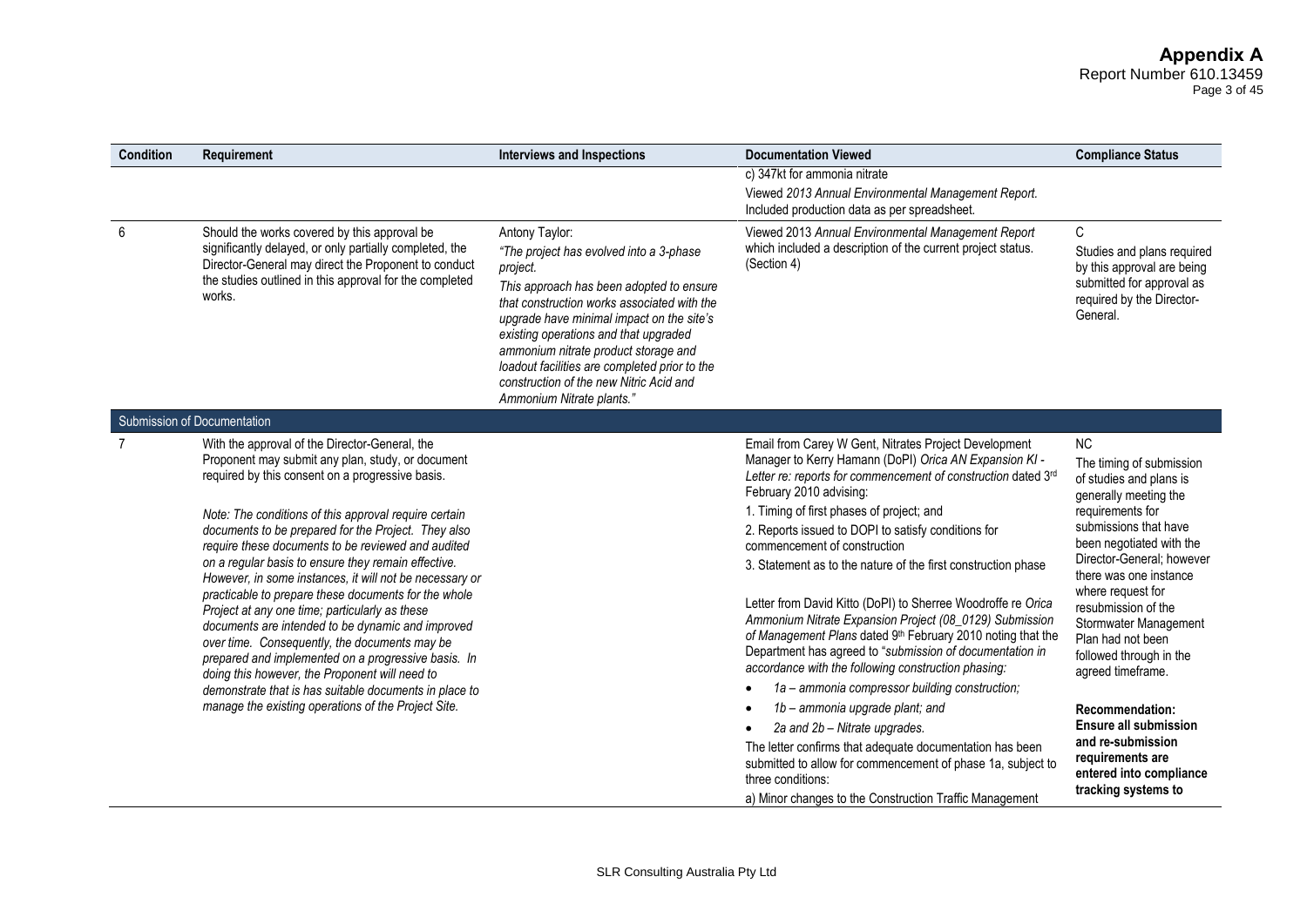| Condition | Requirement | Interviews and Inspections | Documentation Viewed | Compliance Status |
|---|---|---|---|---|
| | | | c) 347kt for ammonia nitrate<br><br>Viewed *2013 Annual Environmental Management Report.* Included production data as per spreadsheet. | |
| 6 | Should the works covered by this approval be significantly delayed, or only partially completed, the Director-General may direct the Proponent to conduct the studies outlined in this approval for the completed works. | Antony Taylor:<br><br>*"The project has evolved into a 3-phase project.*<br><br>*This approach has been adopted to ensure that construction works associated with the upgrade have minimal impact on the site's existing operations and that upgraded ammonium nitrate product storage and loadout facilities are completed prior to the construction of the new Nitric Acid and Ammonium Nitrate plants."* | Viewed 2013 *Annual Environmental Management Report* which included a description of the current project status. (Section 4) | C<br><br>Studies and plans required by this approval are being submitted for approval as required by the Director-General. |
| **Submission of Documentation** | | | | |
| 7 | With the approval of the Director-General, the Proponent may submit any plan, study, or document required by this consent on a progressive basis.<br><br>*Note: The conditions of this approval require certain documents to be prepared for the Project. They also require these documents to be reviewed and audited on a regular basis to ensure they remain effective. However, in some instances, it will not be necessary or practicable to prepare these documents for the whole Project at any one time; particularly as these documents are intended to be dynamic and improved over time. Consequently, the documents may be prepared and implemented on a progressive basis. In doing this however, the Proponent will need to demonstrate that is has suitable documents in place to manage the existing operations of the Project Site.* | | Email from Carey W Gent, Nitrates Project Development Manager to Kerry Hamann (DoPI) *Orica AN Expansion KI - Letter re: reports for commencement of construction* dated 3rd February 2010 advising:<br><br>1. Timing of first phases of project; and<br>2. Reports issued to DOPI to satisfy conditions for commencement of construction<br>3. Statement as to the nature of the first construction phase<br><br>Letter from David Kitto (DoPI) to Sherree Woodroffe re *Orica Ammonium Nitrate Expansion Project (08_0129) Submission of Management Plans* dated 9th February 2010 noting that the Department has agreed to "*submission of documentation in accordance with the following construction phasing:*<br><br>• *1a – ammonia compressor building construction;*<br>• *1b – ammonia upgrade plant; and*<br>• *2a and 2b – Nitrate upgrades.*<br><br>The letter confirms that adequate documentation has been submitted to allow for commencement of phase 1a, subject to three conditions:<br><br>a) Minor changes to the Construction Traffic Management | NC<br><br>The timing of submission of studies and plans is generally meeting the requirements for submissions that have been negotiated with the Director-General; however there was one instance where request for resubmission of the Stormwater Management Plan had not been followed through in the agreed timeframe.<br><br>**Recommendation: Ensure all submission and re-submission requirements are entered into compliance tracking systems to** |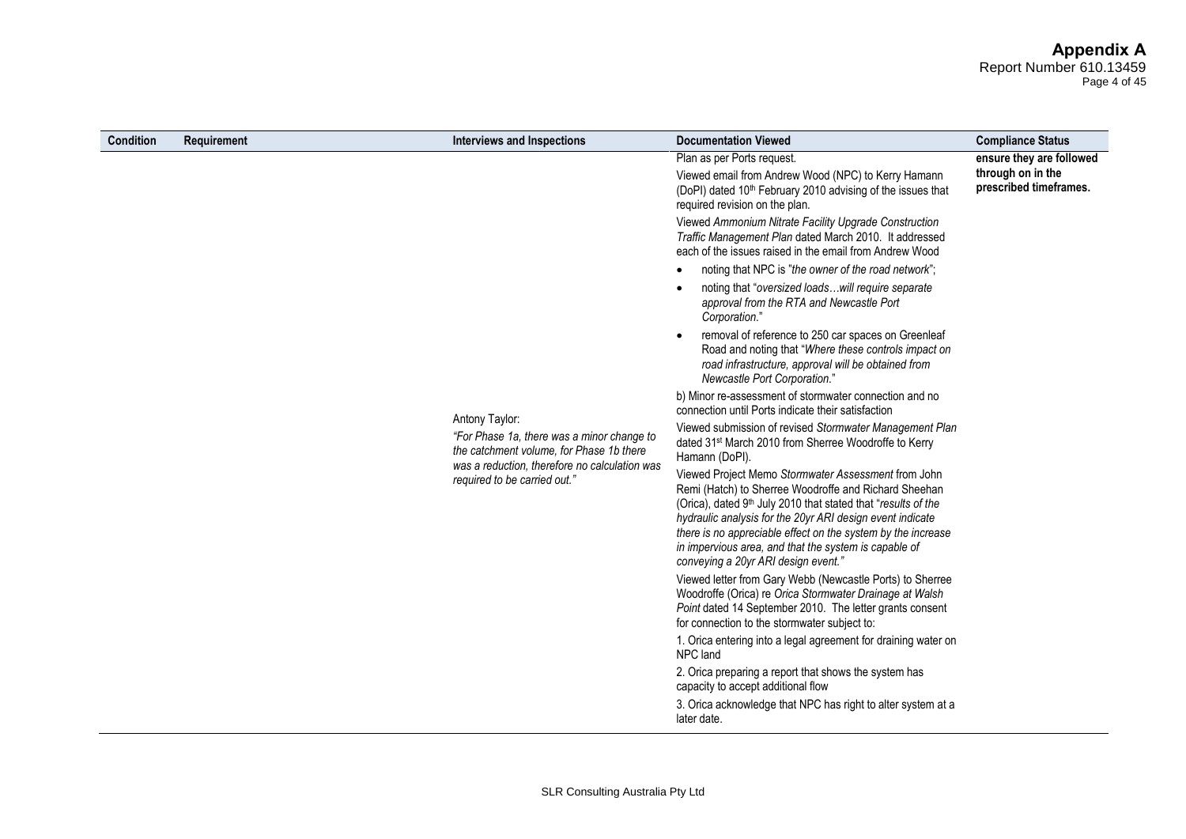| Condition | Requirement | Interviews and Inspections | Documentation Viewed | Compliance Status |
|---|---|---|---|---|
| | | Antony Taylor:<br>*"For Phase 1a, there was a minor change to the catchment volume, for Phase 1b there was a reduction, therefore no calculation was required to be carried out."* | Plan as per Ports request.<br>Viewed email from Andrew Wood (NPC) to Kerry Hamann (DoPI) dated 10th February 2010 advising of the issues that required revision on the plan.<br>Viewed *Ammonium Nitrate Facility Upgrade Construction Traffic Management Plan* dated March 2010. It addressed each of the issues raised in the email from Andrew Wood<br>• noting that NPC is "*the owner of the road network*";<br>• noting that "*oversized loads…will require separate approval from the RTA and Newcastle Port Corporation.*"<br>• removal of reference to 250 car spaces on Greenleaf Road and noting that "*Where these controls impact on road infrastructure, approval will be obtained from Newcastle Port Corporation.*"<br>b) Minor re-assessment of stormwater connection and no connection until Ports indicate their satisfaction<br>Viewed submission of revised *Stormwater Management Plan* dated 31st March 2010 from Sherree Woodroffe to Kerry Hamann (DoPI).<br>Viewed Project Memo *Stormwater Assessment* from John Remi (Hatch) to Sherree Woodroffe and Richard Sheehan (Orica), dated 9th July 2010 that stated that "*results of the hydraulic analysis for the 20yr ARI design event indicate there is no appreciable effect on the system by the increase in impervious area, and that the system is capable of conveying a 20yr ARI design event.*"<br>Viewed letter from Gary Webb (Newcastle Ports) to Sherree Woodroffe (Orica) re *Orica Stormwater Drainage at Walsh Point* dated 14 September 2010. The letter grants consent for connection to the stormwater subject to:<br>1. Orica entering into a legal agreement for draining water on NPC land<br>2. Orica preparing a report that shows the system has capacity to accept additional flow<br>3. Orica acknowledge that NPC has right to alter system at a later date. | **ensure they are followed through on in the prescribed timeframes.** |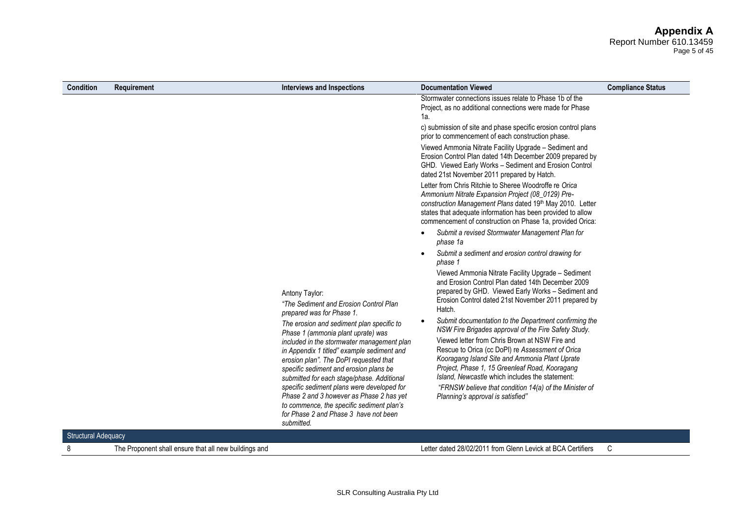| Condition | Requirement | Interviews and Inspections | Documentation Viewed | Compliance Status |
|---|---|---|---|---|
| | | Antony Taylor: *"The Sediment and Erosion Control Plan prepared was for Phase 1. The erosion and sediment plan specific to Phase 1 (ammonia plant uprate) was included in the stormwater management plan in Appendix 1 titled" example sediment and erosion plan". The DoPI requested that specific sediment and erosion plans be submitted for each stage/phase. Additional specific sediment plans were developed for Phase 2 and 3 however as Phase 2 has yet to commence, the specific sediment plan's for Phase 2 and Phase 3 have not been submitted.* | Stormwater connections issues relate to Phase 1b of the Project, as no additional connections were made for Phase 1a.<br><br>c) submission of site and phase specific erosion control plans prior to commencement of each construction phase.<br><br>Viewed Ammonia Nitrate Facility Upgrade – Sediment and Erosion Control Plan dated 14th December 2009 prepared by GHD. Viewed Early Works – Sediment and Erosion Control dated 21st November 2011 prepared by Hatch.<br><br>Letter from Chris Ritchie to Sheree Woodroffe re *Orica Ammonium Nitrate Expansion Project (08_0129) Pre-construction Management Plans* dated 19th May 2010. Letter states that adequate information has been provided to allow commencement of construction on Phase 1a, provided Orica:<br><br>• *Submit a revised Stormwater Management Plan for phase 1a*<br><br>• *Submit a sediment and erosion control drawing for phase 1*<br><br>Viewed Ammonia Nitrate Facility Upgrade – Sediment and Erosion Control Plan dated 14th December 2009 prepared by GHD. Viewed Early Works – Sediment and Erosion Control dated 21st November 2011 prepared by Hatch.<br><br>• *Submit documentation to the Department confirming the NSW Fire Brigades approval of the Fire Safety Study.*<br><br>Viewed letter from Chris Brown at NSW Fire and Rescue to Orica (cc DoPI) re *Assessment of Orica Kooragang Island Site and Ammonia Plant Uprate Project, Phase 1, 15 Greenleaf Road, Kooragang Island, Newcastle* which includes the statement:<br><br>*"FRNSW believe that condition 14(a) of the Minister of Planning's approval is satisfied"* | |
| **Structural Adequacy** | | | | |
| 8 | The Proponent shall ensure that all new buildings and | | Letter dated 28/02/2011 from Glenn Levick at BCA Certifiers | C |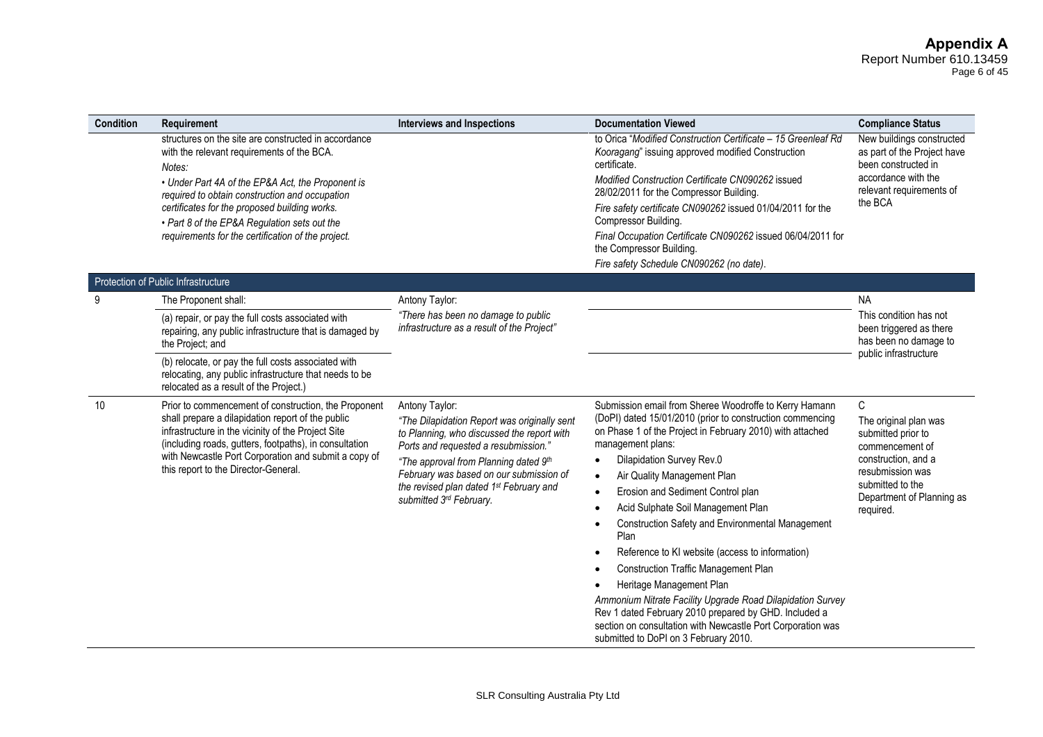| Condition | Requirement | Interviews and Inspections | Documentation Viewed | Compliance Status |
|---|---|---|---|---|
| | structures on the site are constructed in accordance with the relevant requirements of the BCA.<br>*Notes:*<br>*• Under Part 4A of the EP&A Act, the Proponent is required to obtain construction and occupation certificates for the proposed building works.*<br>*• Part 8 of the EP&A Regulation sets out the requirements for the certification of the project.* | | to Orica "*Modified Construction Certificate – 15 Greenleaf Rd Kooragang*" issuing approved modified Construction certificate.<br>*Modified Construction Certificate CN090262* issued 28/02/2011 for the Compressor Building.<br>*Fire safety certificate CN090262* issued 01/04/2011 for the Compressor Building.<br>*Final Occupation Certificate CN090262* issued 06/04/2011 for the Compressor Building.<br>*Fire safety Schedule CN090262 (no date)*. | New buildings constructed as part of the Project have been constructed in accordance with the relevant requirements of the BCA |
| **Protection of Public Infrastructure** | | | | |
| 9 | The Proponent shall:<br>(a) repair, or pay the full costs associated with repairing, any public infrastructure that is damaged by the Project; and<br>(b) relocate, or pay the full costs associated with relocating, any public infrastructure that needs to be relocated as a result of the Project.) | Antony Taylor:<br>*"There has been no damage to public infrastructure as a result of the Project"* | | NA<br>This condition has not been triggered as there has been no damage to public infrastructure |
| 10 | Prior to commencement of construction, the Proponent shall prepare a dilapidation report of the public infrastructure in the vicinity of the Project Site (including roads, gutters, footpaths), in consultation with Newcastle Port Corporation and submit a copy of this report to the Director-General. | Antony Taylor:<br>*"The Dilapidation Report was originally sent to Planning, who discussed the report with Ports and requested a resubmission."*<br>*"The approval from Planning dated 9th February was based on our submission of the revised plan dated 1st February and submitted 3rd February.* | Submission email from Sheree Woodroffe to Kerry Hamann (DoPI) dated 15/01/2010 (prior to construction commencing on Phase 1 of the Project in February 2010) with attached management plans:<br>• Dilapidation Survey Rev.0<br>• Air Quality Management Plan<br>• Erosion and Sediment Control plan<br>• Acid Sulphate Soil Management Plan<br>• Construction Safety and Environmental Management Plan<br>• Reference to KI website (access to information)<br>• Construction Traffic Management Plan<br>• Heritage Management Plan<br>*Ammonium Nitrate Facility Upgrade Road Dilapidation Survey* Rev 1 dated February 2010 prepared by GHD. Included a section on consultation with Newcastle Port Corporation was submitted to DoPI on 3 February 2010. | C<br>The original plan was submitted prior to commencement of construction, and a resubmission was submitted to the Department of Planning as required. |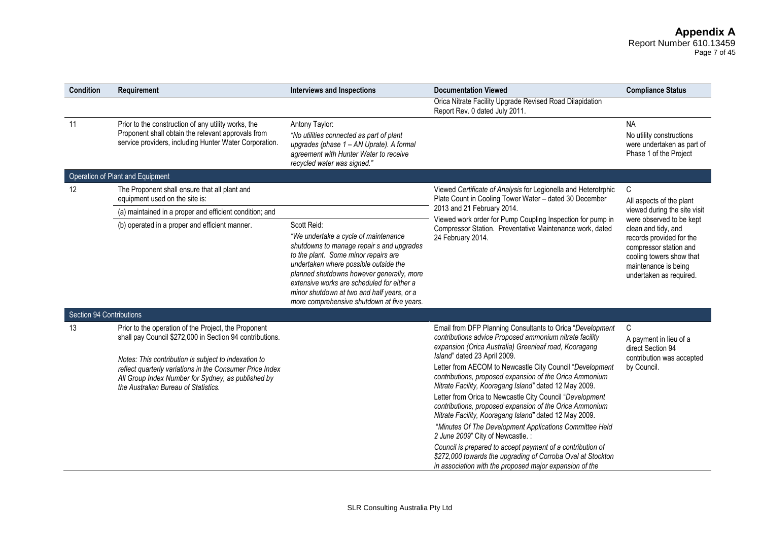| Condition | Requirement | Interviews and Inspections | Documentation Viewed | Compliance Status |
|---|---|---|---|---|
| | | | Orica Nitrate Facility Upgrade Revised Road Dilapidation Report Rev. 0 dated July 2011. | |
| 11 | Prior to the construction of any utility works, the Proponent shall obtain the relevant approvals from service providers, including Hunter Water Corporation. | Antony Taylor: *"No utilities connected as part of plant upgrades (phase 1 – AN Uprate). A formal agreement with Hunter Water to receive recycled water was signed."* | | NA No utility constructions were undertaken as part of Phase 1 of the Project |
| **Operation of Plant and Equipment** | | | | |
| 12 | The Proponent shall ensure that all plant and equipment used on the site is: | | Viewed *Certificate of Analysis* for Legionella and Heterotrphic Plate Count in Cooling Tower Water – dated 30 December 2013 and 21 February 2014. Viewed work order for Pump Coupling Inspection for pump in Compressor Station. Preventative Maintenance work, dated 24 February 2014. | C All aspects of the plant viewed during the site visit were observed to be kept clean and tidy, and records provided for the compressor station and cooling towers show that maintenance is being undertaken as required. |
| | (a) maintained in a proper and efficient condition; and | | | |
| | (b) operated in a proper and efficient manner. | Scott Reid: *"We undertake a cycle of maintenance shutdowns to manage repair s and upgrades to the plant. Some minor repairs are undertaken where possible outside the planned shutdowns however generally, more extensive works are scheduled for either a minor shutdown at two and half years, or a more comprehensive shutdown at five years.* | | |
| **Section 94 Contributions** | | | | |
| 13 | Prior to the operation of the Project, the Proponent shall pay Council $272,000 in Section 94 contributions. *Notes: This contribution is subject to indexation to reflect quarterly variations in the Consumer Price Index All Group Index Number for Sydney, as published by the Australian Bureau of Statistics.* | | Email from DFP Planning Consultants to Orica "*Development contributions advice Proposed ammonium nitrate facility expansion (Orica Australia) Greenleaf road, Kooragang Island*" dated 23 April 2009. Letter from AECOM to Newcastle City Council "*Development contributions, proposed expansion of the Orica Ammonium Nitrate Facility, Kooragang Island"* dated 12 May 2009. Letter from Orica to Newcastle City Council "*Development contributions, proposed expansion of the Orica Ammonium Nitrate Facility, Kooragang Island"* dated 12 May 2009. "*Minutes Of The Development Applications Committee Held 2 June 2009*" City of Newcastle. : *Council is prepared to accept payment of a contribution of $272,000 towards the upgrading of Corroba Oval at Stockton in association with the proposed major expansion of the* | C A payment in lieu of a direct Section 94 contribution was accepted by Council. |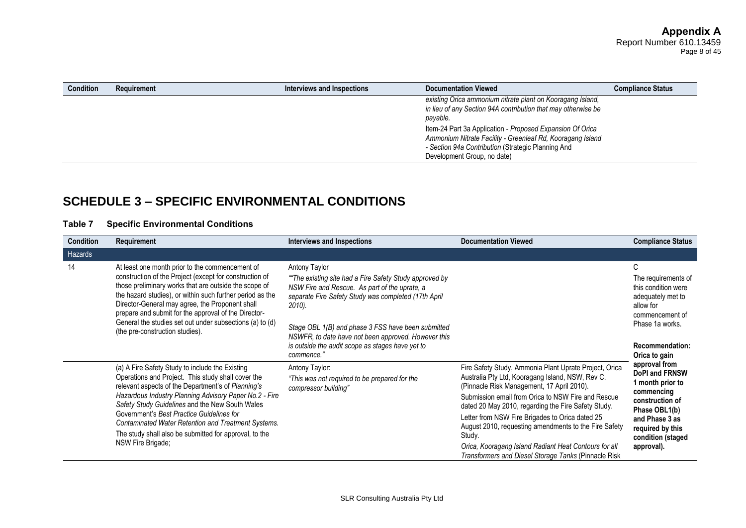| Condition | Requirement | Interviews and Inspections | Documentation Viewed | Compliance Status |
|---|---|---|---|---|
| | | | *existing Orica ammonium nitrate plant on Kooragang Island, in lieu of any Section 94A contribution that may otherwise be payable.* Item-24 Part 3a Application - *Proposed Expansion Of Orica Ammonium Nitrate Facility - Greenleaf Rd, Kooragang Island - Section 94a Contribution* (Strategic Planning And Development Group, no date) | |

## SCHEDULE 3 – SPECIFIC ENVIRONMENTAL CONDITIONS

### Table 7 Specific Environmental Conditions

| Condition | Requirement | Interviews and Inspections | Documentation Viewed | Compliance Status |
|---|---|---|---|---|
| Hazards | | | | |
| 14 | At least one month prior to the commencement of construction of the Project (except for construction of those preliminary works that are outside the scope of the hazard studies), or within such further period as the Director-General may agree, the Proponent shall prepare and submit for the approval of the Director-General the studies set out under subsections (a) to (d) (the pre-construction studies). | Antony Taylor *""The existing site had a Fire Safety Study approved by NSW Fire and Rescue. As part of the uprate, a separate Fire Safety Study was completed (17th April 2010).* *Stage OBL 1(B) and phase 3 FSS have been submitted NSWFR, to date have not been approved. However this is outside the audit scope as stages have yet to commence."* | | C The requirements of this condition were adequately met to allow for commencement of Phase 1a works. **Recommendation: Orica to gain approval from DoPI and FRNSW 1 month prior to commencing construction of Phase OBL1(b) and Phase 3 as required by this condition (staged approval).** |
| | (a) A Fire Safety Study to include the Existing Operations and Project. This study shall cover the relevant aspects of the Department's of *Planning's Hazardous Industry Planning Advisory Paper No.2 - Fire Safety Study Guidelines* and the New South Wales Government's *Best Practice Guidelines for Contaminated Water Retention and Treatment Systems.* The study shall also be submitted for approval, to the NSW Fire Brigade; | Antony Taylor: *"This was not required to be prepared for the compressor building"* | Fire Safety Study, Ammonia Plant Uprate Project, Orica Australia Pty Ltd, Kooragang Island, NSW, Rev C. (Pinnacle Risk Management, 17 April 2010). Submission email from Orica to NSW Fire and Rescue dated 20 May 2010, regarding the Fire Safety Study. Letter from NSW Fire Brigades to Orica dated 25 August 2010, requesting amendments to the Fire Safety Study. *Orica, Kooragang Island Radiant Heat Contours for all Transformers and Diesel Storage Tanks* (Pinnacle Risk | |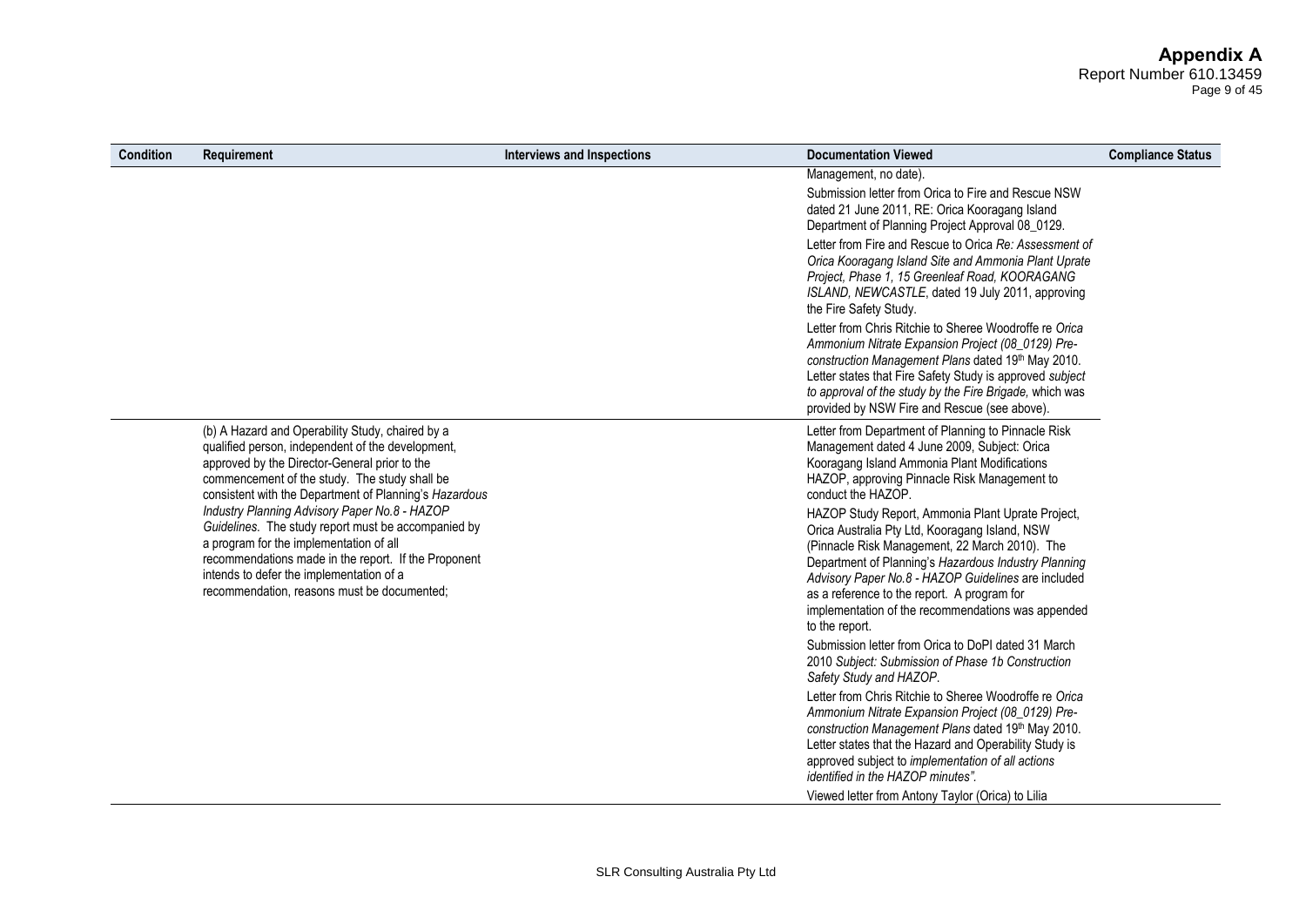| Condition | Requirement | Interviews and Inspections | Documentation Viewed | Compliance Status |
|---|---|---|---|---|
| | | | Management, no date).<br><br>Submission letter from Orica to Fire and Rescue NSW dated 21 June 2011, RE: Orica Kooragang Island Department of Planning Project Approval 08_0129.<br><br>Letter from Fire and Rescue to Orica *Re: Assessment of Orica Kooragang Island Site and Ammonia Plant Uprate Project, Phase 1, 15 Greenleaf Road, KOORAGANG ISLAND, NEWCASTLE*, dated 19 July 2011, approving the Fire Safety Study.<br><br>Letter from Chris Ritchie to Sheree Woodroffe re *Orica Ammonium Nitrate Expansion Project (08_0129) Pre-construction Management Plans* dated 19th May 2010. Letter states that Fire Safety Study is approved *subject to approval of the study by the Fire Brigade,* which was provided by NSW Fire and Rescue (see above). | |
| | (b) A Hazard and Operability Study, chaired by a qualified person, independent of the development, approved by the Director-General prior to the commencement of the study. The study shall be consistent with the Department of Planning's *Hazardous Industry Planning Advisory Paper No.8 - HAZOP Guidelines*. The study report must be accompanied by a program for the implementation of all recommendations made in the report. If the Proponent intends to defer the implementation of a recommendation, reasons must be documented; | | Letter from Department of Planning to Pinnacle Risk Management dated 4 June 2009, Subject: Orica Kooragang Island Ammonia Plant Modifications HAZOP, approving Pinnacle Risk Management to conduct the HAZOP.<br><br>HAZOP Study Report, Ammonia Plant Uprate Project, Orica Australia Pty Ltd, Kooragang Island, NSW (Pinnacle Risk Management, 22 March 2010). The Department of Planning's *Hazardous Industry Planning Advisory Paper No.8 - HAZOP Guidelines* are included as a reference to the report. A program for implementation of the recommendations was appended to the report.<br><br>Submission letter from Orica to DoPI dated 31 March 2010 *Subject: Submission of Phase 1b Construction Safety Study and HAZOP*.<br><br>Letter from Chris Ritchie to Sheree Woodroffe re *Orica Ammonium Nitrate Expansion Project (08_0129) Pre-construction Management Plans* dated 19th May 2010. Letter states that the Hazard and Operability Study is approved subject to *implementation of all actions identified in the HAZOP minutes"*.<br><br>Viewed letter from Antony Taylor (Orica) to Lilia | |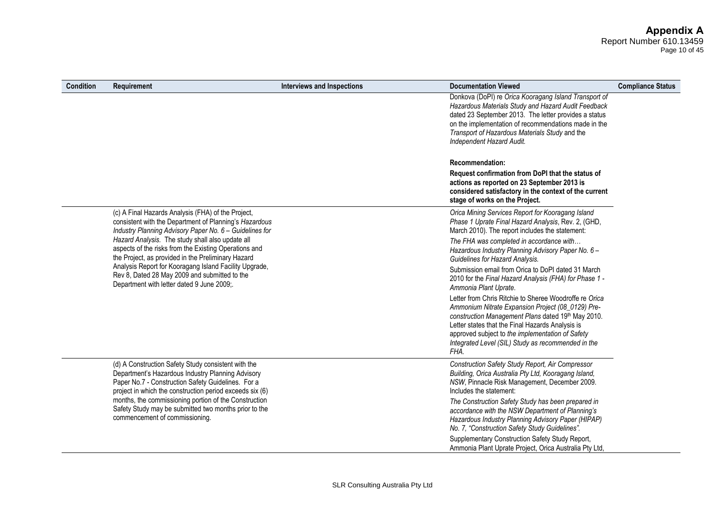| Condition | Requirement | Interviews and Inspections | Documentation Viewed | Compliance Status |
|---|---|---|---|---|
| | | | Donkova (DoPI) re *Orica Kooragang Island Transport of Hazardous Materials Study and Hazard Audit Feedback* dated 23 September 2013. The letter provides a status on the implementation of recommendations made in the *Transport of Hazardous Materials Study* and the *Independent Hazard Audit.*<br><br>**Recommendation:**<br>**Request confirmation from DoPI that the status of actions as reported on 23 September 2013 is considered satisfactory in the context of the current stage of works on the Project.** | |
| | (c) A Final Hazards Analysis (FHA) of the Project, consistent with the Department of Planning's *Hazardous Industry Planning Advisory Paper No. 6 – Guidelines for Hazard Analysis*. The study shall also update all aspects of the risks from the Existing Operations and the Project, as provided in the Preliminary Hazard Analysis Report for Kooragang Island Facility Upgrade, Rev 8, Dated 28 May 2009 and submitted to the Department with letter dated 9 June 2009;. | | *Orica Mining Services Report for Kooragang Island Phase 1 Uprate Final Hazard Analysis*, Rev. 2, (GHD, March 2010). The report includes the statement:<br>*The FHA was completed in accordance with… Hazardous Industry Planning Advisory Paper No. 6 – Guidelines for Hazard Analysis.*<br>Submission email from Orica to DoPI dated 31 March 2010 for the *Final Hazard Analysis (FHA) for Phase 1 - Ammonia Plant Uprate*.<br>Letter from Chris Ritchie to Sheree Woodroffe re *Orica Ammonium Nitrate Expansion Project (08_0129) Pre-construction Management Plans* dated 19th May 2010. Letter states that the Final Hazards Analysis is approved subject to *the implementation of Safety Integrated Level (SIL) Study as recommended in the FHA.* | |
| | (d) A Construction Safety Study consistent with the Department's Hazardous Industry Planning Advisory Paper No.7 - Construction Safety Guidelines. For a project in which the construction period exceeds six (6) months, the commissioning portion of the Construction Safety Study may be submitted two months prior to the commencement of commissioning. | | *Construction Safety Study Report, Air Compressor Building, Orica Australia Pty Ltd, Kooragang Island, NSW*, Pinnacle Risk Management, December 2009. Includes the statement:<br>*The Construction Safety Study has been prepared in accordance with the NSW Department of Planning's Hazardous Industry Planning Advisory Paper (HIPAP) No. 7, "Construction Safety Study Guidelines".*<br>Supplementary Construction Safety Study Report, Ammonia Plant Uprate Project, Orica Australia Pty Ltd, | |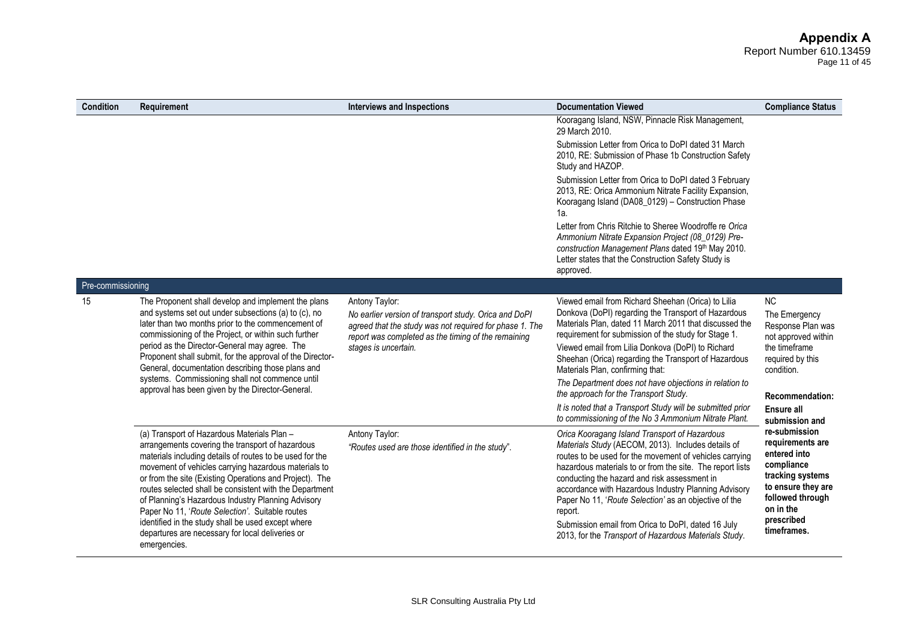| Condition | Requirement | Interviews and Inspections | Documentation Viewed | Compliance Status |
|---|---|---|---|---|
| | | | Kooragang Island, NSW, Pinnacle Risk Management, 29 March 2010.<br><br>Submission Letter from Orica to DoPI dated 31 March 2010, RE: Submission of Phase 1b Construction Safety Study and HAZOP.<br><br>Submission Letter from Orica to DoPI dated 3 February 2013, RE: Orica Ammonium Nitrate Facility Expansion, Kooragang Island (DA08_0129) – Construction Phase 1a.<br><br>Letter from Chris Ritchie to Sheree Woodroffe re *Orica Ammonium Nitrate Expansion Project (08_0129) Pre-construction Management Plans* dated 19th May 2010. Letter states that the Construction Safety Study is approved. | |
| Pre-commissioning | | | | |
| 15 | The Proponent shall develop and implement the plans and systems set out under subsections (a) to (c), no later than two months prior to the commencement of commissioning of the Project, or within such further period as the Director-General may agree. The Proponent shall submit, for the approval of the Director-General, documentation describing those plans and systems. Commissioning shall not commence until approval has been given by the Director-General. | Antony Taylor:<br>*No earlier version of transport study. Orica and DoPI agreed that the study was not required for phase 1. The report was completed as the timing of the remaining stages is uncertain.* | Viewed email from Richard Sheehan (Orica) to Lilia Donkova (DoPI) regarding the Transport of Hazardous Materials Plan, dated 11 March 2011 that discussed the requirement for submission of the study for Stage 1.<br><br>Viewed email from Lilia Donkova (DoPI) to Richard Sheehan (Orica) regarding the Transport of Hazardous Materials Plan, confirming that:<br><br>*The Department does not have objections in relation to the approach for the Transport Study.*<br><br>*It is noted that a Transport Study will be submitted prior to commissioning of the No 3 Ammonium Nitrate Plant.* | NC<br>The Emergency Response Plan was not approved within the timeframe required by this condition.<br><br>**Recommendation: Ensure all submission and re-submission requirements are entered into compliance tracking systems to ensure they are followed through on in the prescribed timeframes.** |
| | (a) Transport of Hazardous Materials Plan – arrangements covering the transport of hazardous materials including details of routes to be used for the movement of vehicles carrying hazardous materials to or from the site (Existing Operations and Project). The routes selected shall be consistent with the Department of Planning's Hazardous Industry Planning Advisory Paper No 11, '*Route Selection*'. Suitable routes identified in the study shall be used except where departures are necessary for local deliveries or emergencies. | Antony Taylor:<br>*"Routes used are those identified in the study"*. | *Orica Kooragang Island Transport of Hazardous Materials Study* (AECOM, 2013). Includes details of routes to be used for the movement of vehicles carrying hazardous materials to or from the site. The report lists conducting the hazard and risk assessment in accordance with Hazardous Industry Planning Advisory Paper No 11, '*Route Selection*' as an objective of the report.<br><br>Submission email from Orica to DoPI, dated 16 July 2013, for the *Transport of Hazardous Materials Study*. | |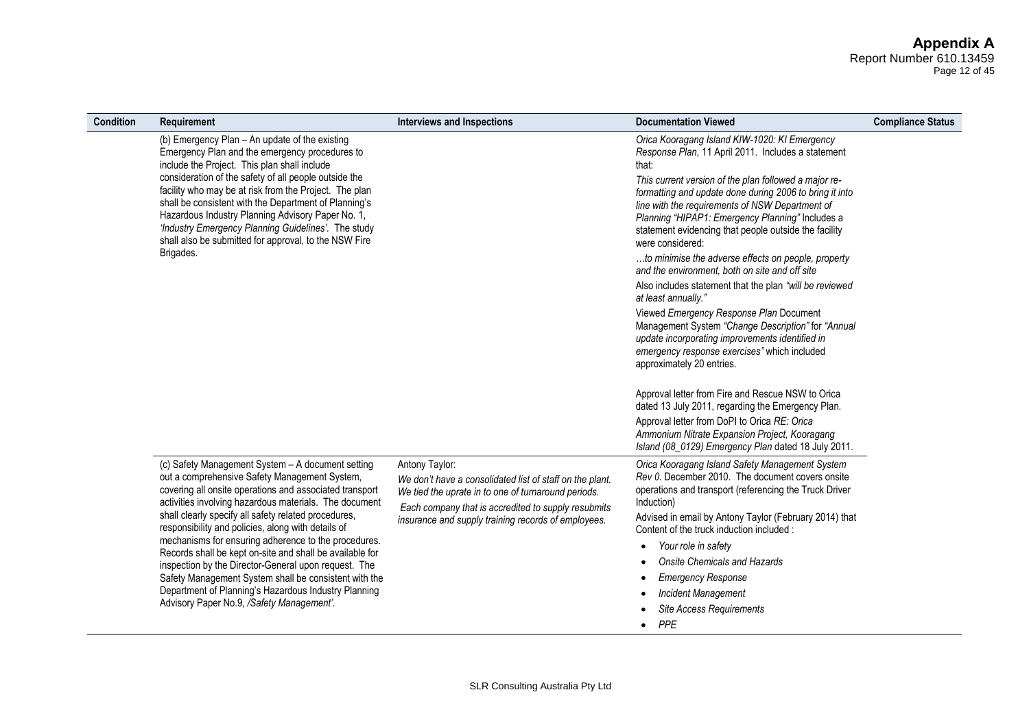| Condition | Requirement | Interviews and Inspections | Documentation Viewed | Compliance Status |
|---|---|---|---|---|
| | (b) Emergency Plan – An update of the existing Emergency Plan and the emergency procedures to include the Project. This plan shall include consideration of the safety of all people outside the facility who may be at risk from the Project. The plan shall be consistent with the Department of Planning's Hazardous Industry Planning Advisory Paper No. 1, *'Industry Emergency Planning Guidelines'*. The study shall also be submitted for approval, to the NSW Fire Brigades. | | *Orica Kooragang Island KIW-1020: KI Emergency Response Plan*, 11 April 2011. Includes a statement that:<br>*This current version of the plan followed a major re-formatting and update done during 2006 to bring it into line with the requirements of NSW Department of Planning "HIPAP1: Emergency Planning"* Includes a statement evidencing that people outside the facility were considered:<br>*…to minimise the adverse effects on people, property and the environment, both on site and off site*<br>Also includes statement that the plan *"will be reviewed at least annually."*<br>Viewed *Emergency Response Plan* Document Management System *"Change Description"* for *"Annual update incorporating improvements identified in emergency response exercises"* which included approximately 20 entries.<br><br>Approval letter from Fire and Rescue NSW to Orica dated 13 July 2011, regarding the Emergency Plan.<br>Approval letter from DoPI to Orica *RE: Orica Ammonium Nitrate Expansion Project, Kooragang Island (08_0129) Emergency Plan* dated 18 July 2011. | |
| | (c) Safety Management System – A document setting out a comprehensive Safety Management System, covering all onsite operations and associated transport activities involving hazardous materials. The document shall clearly specify all safety related procedures, responsibility and policies, along with details of mechanisms for ensuring adherence to the procedures. Records shall be kept on-site and shall be available for inspection by the Director-General upon request. The Safety Management System shall be consistent with the Department of Planning's Hazardous Industry Planning Advisory Paper No.9, */Safety Management'.* | Antony Taylor:<br>*We don't have a consolidated list of staff on the plant. We tied the uprate in to one of turnaround periods.*<br>*Each company that is accredited to supply resubmits insurance and supply training records of employees.* | *Orica Kooragang Island Safety Management System Rev 0*. December 2010. The document covers onsite operations and transport (referencing the Truck Driver Induction)<br>Advised in email by Antony Taylor (February 2014) that Content of the truck induction included :<br>• *Your role in safety*<br>• *Onsite Chemicals and Hazards*<br>• *Emergency Response*<br>• *Incident Management*<br>• *Site Access Requirements*<br>• *PPE* | |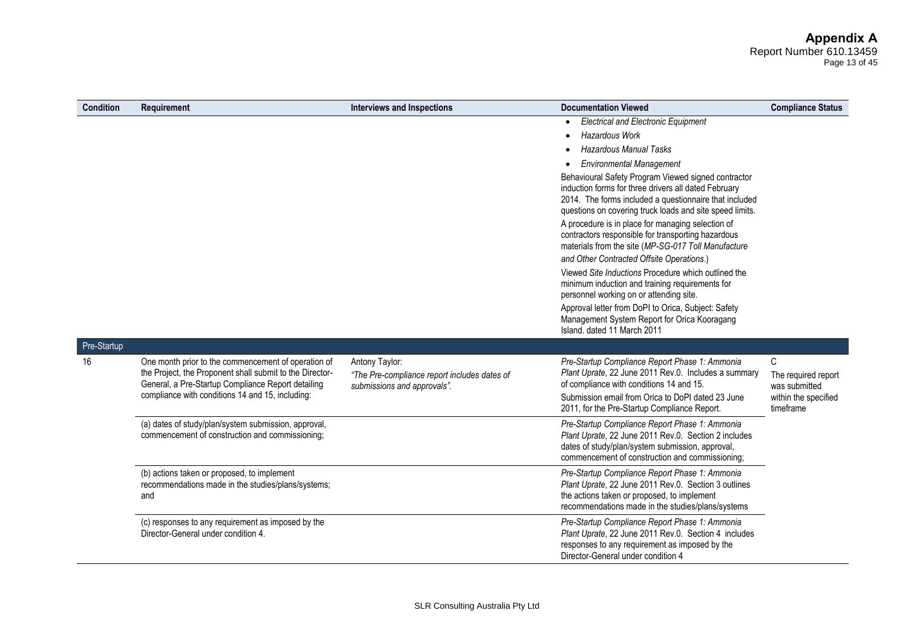| Condition | Requirement | Interviews and Inspections | Documentation Viewed | Compliance Status |
|---|---|---|---|---|
| | | | • *Electrical and Electronic Equipment*<br>• *Hazardous Work*<br>• *Hazardous Manual Tasks*<br>• *Environmental Management*<br>Behavioural Safety Program Viewed signed contractor induction forms for three drivers all dated February 2014. The forms included a questionnaire that included questions on covering truck loads and site speed limits.<br>A procedure is in place for managing selection of contractors responsible for transporting hazardous materials from the site (*MP-SG-017 Toll Manufacture and Other Contracted Offsite Operations*.)<br>Viewed *Site Inductions* Procedure which outlined the minimum induction and training requirements for personnel working on or attending site.<br>Approval letter from DoPI to Orica, Subject: Safety Management System Report for Orica Kooragang Island. dated 11 March 2011 | |
| Pre-Startup | | | | |
| 16 | One month prior to the commencement of operation of the Project, the Proponent shall submit to the Director-General, a Pre-Startup Compliance Report detailing compliance with conditions 14 and 15, including: | Antony Taylor:<br>*"The Pre-compliance report includes dates of submissions and approvals".* | *Pre-Startup Compliance Report Phase 1: Ammonia Plant Uprate*, 22 June 2011 Rev.0. Includes a summary of compliance with conditions 14 and 15.<br>Submission email from Orica to DoPI dated 23 June 2011, for the Pre-Startup Compliance Report. | C<br>The required report was submitted within the specified timeframe |
| | (a) dates of study/plan/system submission, approval, commencement of construction and commissioning; | | *Pre-Startup Compliance Report Phase 1: Ammonia Plant Uprate*, 22 June 2011 Rev.0. Section 2 includes dates of study/plan/system submission, approval, commencement of construction and commissioning; | |
| | (b) actions taken or proposed, to implement recommendations made in the studies/plans/systems; and | | *Pre-Startup Compliance Report Phase 1: Ammonia Plant Uprate*, 22 June 2011 Rev.0. Section 3 outlines the actions taken or proposed, to implement recommendations made in the studies/plans/systems | |
| | (c) responses to any requirement as imposed by the Director-General under condition 4. | | *Pre-Startup Compliance Report Phase 1: Ammonia Plant Uprate*, 22 June 2011 Rev.0. Section 4 includes responses to any requirement as imposed by the Director-General under condition 4 | |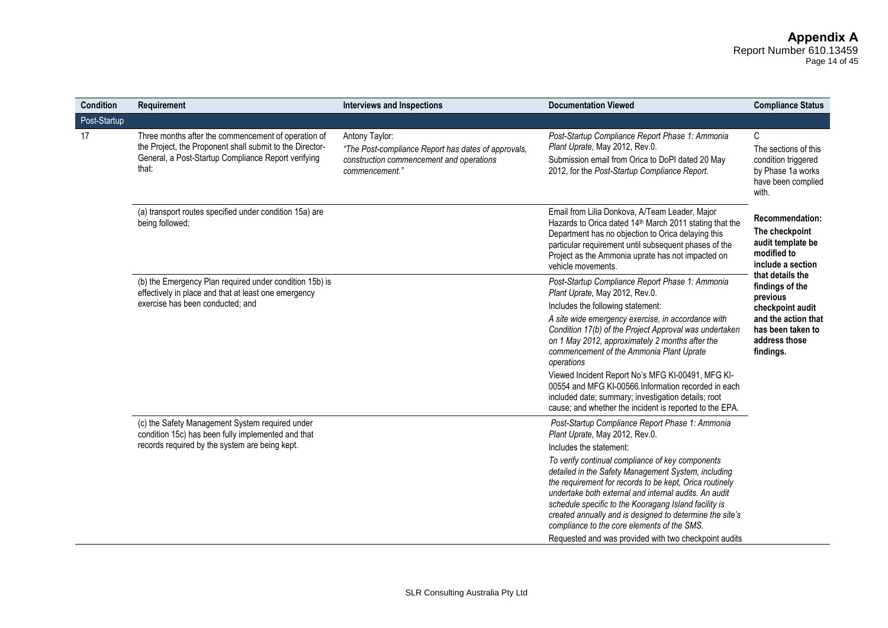| Condition | Requirement | Interviews and Inspections | Documentation Viewed | Compliance Status |
|---|---|---|---|---|
| Post-Startup | | | | |
| 17 | Three months after the commencement of operation of the Project, the Proponent shall submit to the Director-General, a Post-Startup Compliance Report verifying that: | Antony Taylor: *"The Post-compliance Report has dates of approvals, construction commencement and operations commencement."* | *Post-Startup Compliance Report Phase 1: Ammonia Plant Uprate*, May 2012, Rev.0. Submission email from Orica to DoPI dated 20 May 2012, for the *Post-Startup Compliance Report.* | C The sections of this condition triggered by Phase 1a works have been complied with. |
| | (a) transport routes specified under condition 15a) are being followed; | | Email from Lilia Donkova, A/Team Leader, Major Hazards to Orica dated 14th March 2011 stating that the Department has no objection to Orica delaying this particular requirement until subsequent phases of the Project as the Ammonia uprate has not impacted on vehicle movements. | **Recommendation: The checkpoint audit template be modified to include a section that details the findings of the previous checkpoint audit and the action that has been taken to address those findings.** |
| | (b) the Emergency Plan required under condition 15b) is effectively in place and that at least one emergency exercise has been conducted; and | | *Post-Startup Compliance Report Phase 1: Ammonia Plant Uprate*, May 2012, Rev.0. Includes the following statement: *A site wide emergency exercise, in accordance with Condition 17(b) of the Project Approval was undertaken on 1 May 2012, approximately 2 months after the commencement of the Ammonia Plant Uprate operations* Viewed Incident Report No's MFG KI-00491, MFG KI-00554 and MFG KI-00566.Information recorded in each included date; summary; investigation details; root cause; and whether the incident is reported to the EPA. | |
| | (c) the Safety Management System required under condition 15c) has been fully implemented and that records required by the system are being kept. | | *Post-Startup Compliance Report Phase 1: Ammonia Plant Uprate*, May 2012, Rev.0. Includes the statement: *To verify continual compliance of key components detailed in the Safety Management System, including the requirement for records to be kept, Orica routinely undertake both external and internal audits. An audit schedule specific to the Kooragang Island facility is created annually and is designed to determine the site's compliance to the core elements of the SMS.* Requested and was provided with two checkpoint audits | |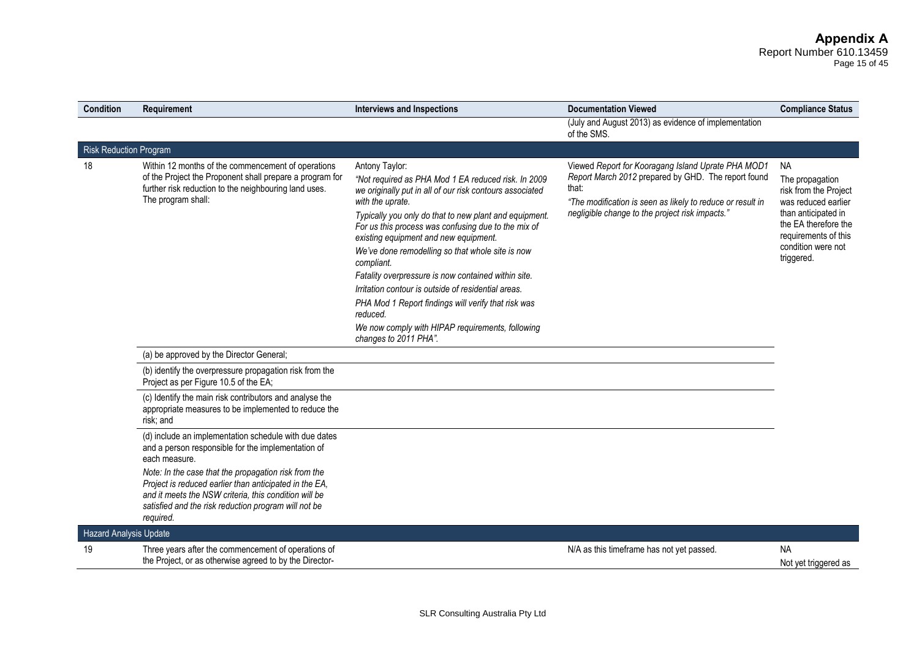| Condition | Requirement | Interviews and Inspections | Documentation Viewed | Compliance Status |
|---|---|---|---|---|
| | | | (July and August 2013) as evidence of implementation of the SMS. | |
| **Risk Reduction Program** | | | | |
| 18 | Within 12 months of the commencement of operations of the Project the Proponent shall prepare a program for further risk reduction to the neighbouring land uses. The program shall: | Antony Taylor: *"Not required as PHA Mod 1 EA reduced risk. In 2009 we originally put in all of our risk contours associated with the uprate.* *Typically you only do that to new plant and equipment. For us this process was confusing due to the mix of existing equipment and new equipment.* *We've done remodelling so that whole site is now compliant.* *Fatality overpressure is now contained within site.* *Irritation contour is outside of residential areas.* *PHA Mod 1 Report findings will verify that risk was reduced.* *We now comply with HIPAP requirements, following changes to 2011 PHA".* | Viewed *Report for Kooragang Island Uprate PHA MOD1 Report March 2012* prepared by GHD. The report found that: *"The modification is seen as likely to reduce or result in negligible change to the project risk impacts."* | NA The propagation risk from the Project was reduced earlier than anticipated in the EA therefore the requirements of this condition were not triggered. |
| | (a) be approved by the Director General; | | | |
| | (b) identify the overpressure propagation risk from the Project as per Figure 10.5 of the EA; | | | |
| | (c) Identify the main risk contributors and analyse the appropriate measures to be implemented to reduce the risk; and | | | |
| | (d) include an implementation schedule with due dates and a person responsible for the implementation of each measure. *Note: In the case that the propagation risk from the Project is reduced earlier than anticipated in the EA, and it meets the NSW criteria, this condition will be satisfied and the risk reduction program will not be required.* | | | |
| **Hazard Analysis Update** | | | | |
| 19 | Three years after the commencement of operations of the Project, or as otherwise agreed to by the Director- | | N/A as this timeframe has not yet passed. | NA Not yet triggered as |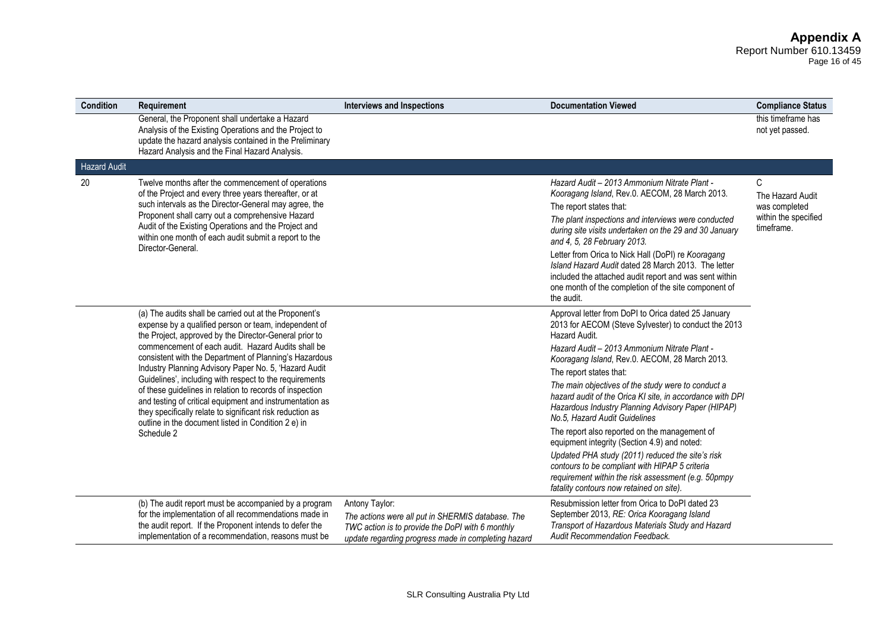| Condition | Requirement | Interviews and Inspections | Documentation Viewed | Compliance Status |
|---|---|---|---|---|
| | General, the Proponent shall undertake a Hazard Analysis of the Existing Operations and the Project to update the hazard analysis contained in the Preliminary Hazard Analysis and the Final Hazard Analysis. | | | this timeframe has not yet passed. |
| Hazard Audit | | | | |
| 20 | Twelve months after the commencement of operations of the Project and every three years thereafter, or at such intervals as the Director-General may agree, the Proponent shall carry out a comprehensive Hazard Audit of the Existing Operations and the Project and within one month of each audit submit a report to the Director-General. | | *Hazard Audit – 2013 Ammonium Nitrate Plant - Kooragang Island*, Rev.0. AECOM, 28 March 2013.<br>The report states that:<br>*The plant inspections and interviews were conducted during site visits undertaken on the 29 and 30 January and 4, 5, 28 February 2013.*<br>Letter from Orica to Nick Hall (DoPI) re *Kooragang Island Hazard Audit* dated 28 March 2013. The letter included the attached audit report and was sent within one month of the completion of the site component of the audit. | C<br>The Hazard Audit was completed within the specified timeframe. |
| | (a) The audits shall be carried out at the Proponent's expense by a qualified person or team, independent of the Project, approved by the Director-General prior to commencement of each audit. Hazard Audits shall be consistent with the Department of Planning's Hazardous Industry Planning Advisory Paper No. 5, 'Hazard Audit Guidelines', including with respect to the requirements of these guidelines in relation to records of inspection and testing of critical equipment and instrumentation as they specifically relate to significant risk reduction as outline in the document listed in Condition 2 e) in Schedule 2 | | Approval letter from DoPI to Orica dated 25 January 2013 for AECOM (Steve Sylvester) to conduct the 2013 Hazard Audit.<br>*Hazard Audit – 2013 Ammonium Nitrate Plant - Kooragang Island*, Rev.0. AECOM, 28 March 2013.<br>The report states that:<br>*The main objectives of the study were to conduct a hazard audit of the Orica KI site, in accordance with DPI Hazardous Industry Planning Advisory Paper (HIPAP) No.5, Hazard Audit Guidelines*<br>The report also reported on the management of equipment integrity (Section 4.9) and noted:<br>*Updated PHA study (2011) reduced the site's risk contours to be compliant with HIPAP 5 criteria requirement within the risk assessment (e.g. 50pmpy fatality contours now retained on site).* | |
| | (b) The audit report must be accompanied by a program for the implementation of all recommendations made in the audit report. If the Proponent intends to defer the implementation of a recommendation, reasons must be | Antony Taylor:<br>*The actions were all put in SHERMIS database. The TWC action is to provide the DoPI with 6 monthly update regarding progress made in completing hazard* | Resubmission letter from Orica to DoPI dated 23 September 2013, *RE: Orica Kooragang Island Transport of Hazardous Materials Study and Hazard Audit Recommendation Feedback.* | |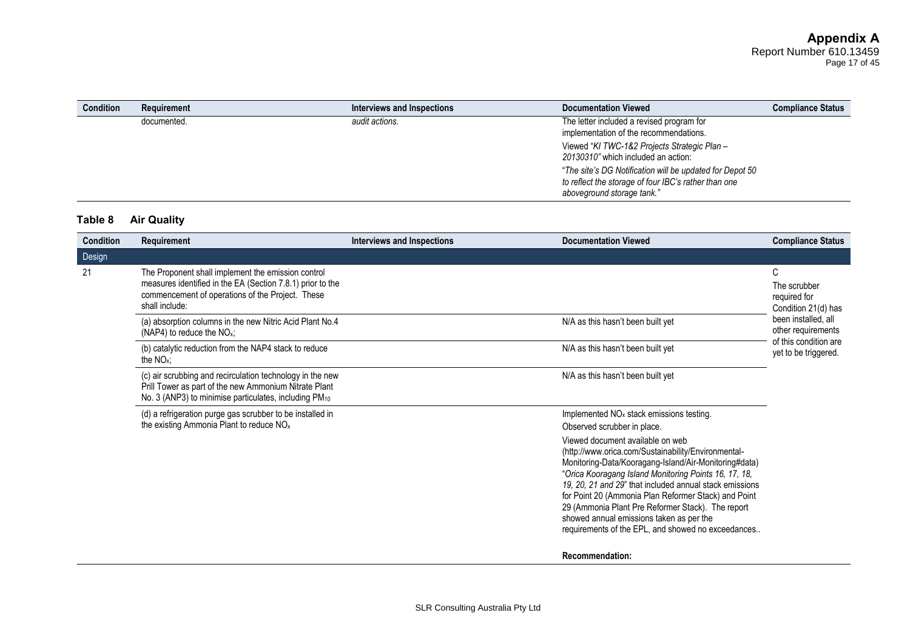| Condition | Requirement | Interviews and Inspections | Documentation Viewed | Compliance Status |
|---|---|---|---|---|
| | documented. | *audit actions.* | The letter included a revised program for implementation of the recommendations.<br>Viewed "*KI TWC-1&2 Projects Strategic Plan – 20130310"* which included an action:<br>"*The site's DG Notification will be updated for Depot 50 to reflect the storage of four IBC's rather than one aboveground storage tank."* | |

**Table 8 Air Quality**

| Condition | Requirement | Interviews and Inspections | Documentation Viewed | Compliance Status |
|---|---|---|---|---|
| Design | | | | |
| 21 | The Proponent shall implement the emission control measures identified in the EA (Section 7.8.1) prior to the commencement of operations of the Project. These shall include: | | | C<br>The scrubber required for Condition 21(d) has been installed, all other requirements of this condition are yet to be triggered. |
| | (a) absorption columns in the new Nitric Acid Plant No.4 (NAP4) to reduce the $NO_x$; | | N/A as this hasn't been built yet | |
| | (b) catalytic reduction from the NAP4 stack to reduce the $NO_x$; | | N/A as this hasn't been built yet | |
| | (c) air scrubbing and recirculation technology in the new Prill Tower as part of the new Ammonium Nitrate Plant No. 3 (ANP3) to minimise particulates, including $PM_{10}$ | | N/A as this hasn't been built yet | |
| | (d) a refrigeration purge gas scrubber to be installed in the existing Ammonia Plant to reduce $NO_x$ | | Implemented $NO_x$ stack emissions testing.<br>Observed scrubber in place.<br>Viewed document available on web (http://www.orica.com/Sustainability/Environmental-Monitoring-Data/Kooragang-Island/Air-Monitoring#data) "*Orica Kooragang Island Monitoring Points 16, 17, 18, 19, 20, 21 and 29*" that included annual stack emissions for Point 20 (Ammonia Plan Reformer Stack) and Point 29 (Ammonia Plant Pre Reformer Stack). The report showed annual emissions taken as per the requirements of the EPL, and showed no exceedances..<br><br>**Recommendation:** | |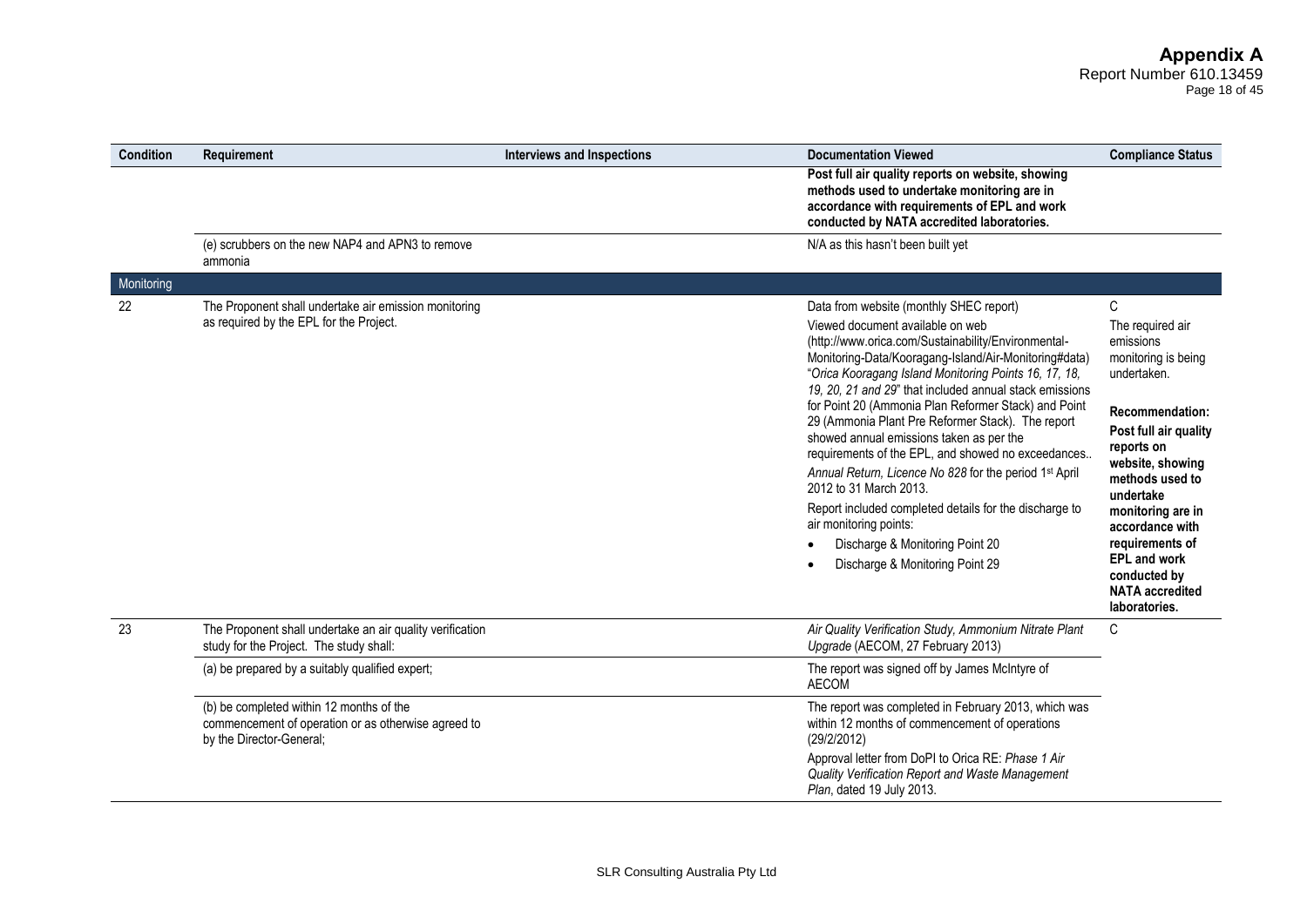| Condition | Requirement | Interviews and Inspections | Documentation Viewed | Compliance Status |
|---|---|---|---|---|
| | | | **Post full air quality reports on website, showing methods used to undertake monitoring are in accordance with requirements of EPL and work conducted by NATA accredited laboratories.** | |
| | (e) scrubbers on the new NAP4 and APN3 to remove ammonia | | N/A as this hasn't been built yet | |
| Monitoring | | | | |
| 22 | The Proponent shall undertake air emission monitoring as required by the EPL for the Project. | | Data from website (monthly SHEC report)<br>Viewed document available on web (http://www.orica.com/Sustainability/Environmental-Monitoring-Data/Kooragang-Island/Air-Monitoring#data) "*Orica Kooragang Island Monitoring Points 16, 17, 18, 19, 20, 21 and 29*" that included annual stack emissions for Point 20 (Ammonia Plan Reformer Stack) and Point 29 (Ammonia Plant Pre Reformer Stack). The report showed annual emissions taken as per the requirements of the EPL, and showed no exceedances..<br>*Annual Return, Licence No 828* for the period 1st April 2012 to 31 March 2013.<br>Report included completed details for the discharge to air monitoring points:<br>• Discharge & Monitoring Point 20<br>• Discharge & Monitoring Point 29 | C<br>The required air emissions monitoring is being undertaken.<br>**Recommendation: Post full air quality reports on website, showing methods used to undertake monitoring are in accordance with requirements of EPL and work conducted by NATA accredited laboratories.** |
| 23 | The Proponent shall undertake an air quality verification study for the Project. The study shall: | | *Air Quality Verification Study, Ammonium Nitrate Plant Upgrade* (AECOM, 27 February 2013) | C |
| | (a) be prepared by a suitably qualified expert; | | The report was signed off by James McIntyre of AECOM | |
| | (b) be completed within 12 months of the commencement of operation or as otherwise agreed to by the Director-General; | | The report was completed in February 2013, which was within 12 months of commencement of operations (29/2/2012)<br>Approval letter from DoPI to Orica RE: *Phase 1 Air Quality Verification Report and Waste Management Plan*, dated 19 July 2013. | |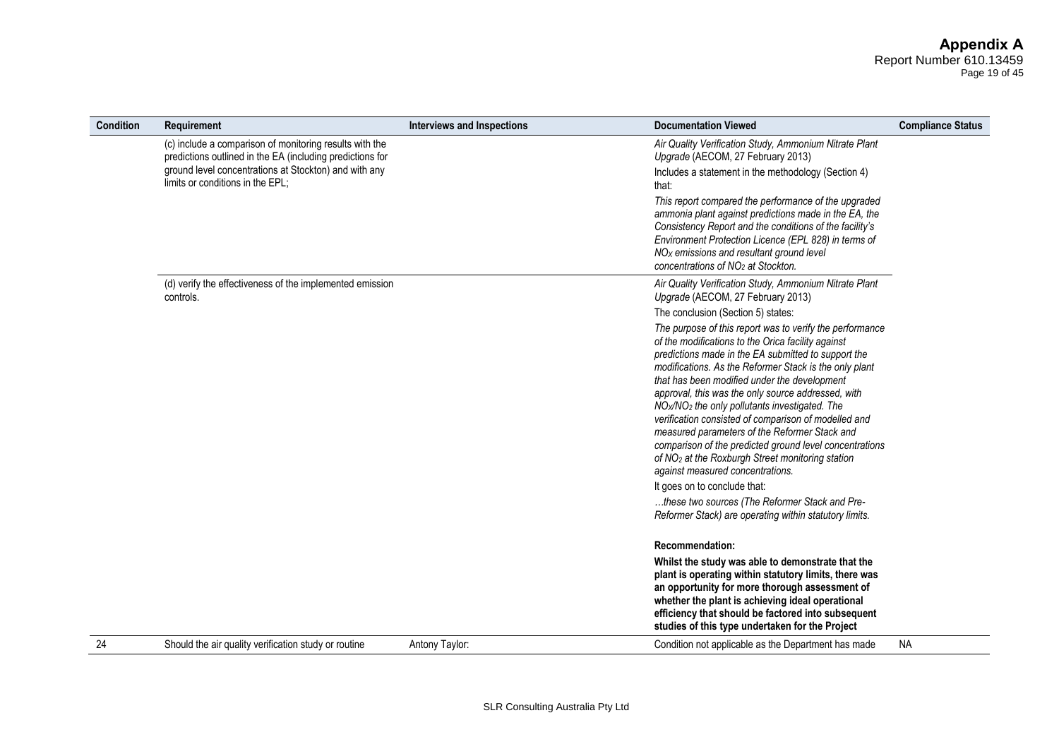| Condition | Requirement | Interviews and Inspections | Documentation Viewed | Compliance Status |
|---|---|---|---|---|
| | (c) include a comparison of monitoring results with the predictions outlined in the EA (including predictions for ground level concentrations at Stockton) and with any limits or conditions in the EPL; | | *Air Quality Verification Study, Ammonium Nitrate Plant Upgrade* (AECOM, 27 February 2013)<br>Includes a statement in the methodology (Section 4) that:<br>*This report compared the performance of the upgraded ammonia plant against predictions made in the EA, the Consistency Report and the conditions of the facility's Environment Protection Licence (EPL 828) in terms of $NO_X$ emissions and resultant ground level concentrations of $NO_2$ at Stockton.* | |
| | (d) verify the effectiveness of the implemented emission controls. | | *Air Quality Verification Study, Ammonium Nitrate Plant Upgrade* (AECOM, 27 February 2013)<br>The conclusion (Section 5) states:<br>*The purpose of this report was to verify the performance of the modifications to the Orica facility against predictions made in the EA submitted to support the modifications. As the Reformer Stack is the only plant that has been modified under the development approval, this was the only source addressed, with $NO_X$/$NO_2$ the only pollutants investigated. The verification consisted of comparison of modelled and measured parameters of the Reformer Stack and comparison of the predicted ground level concentrations of $NO_2$ at the Roxburgh Street monitoring station against measured concentrations.*<br>It goes on to conclude that:<br>*…these two sources (The Reformer Stack and Pre-Reformer Stack) are operating within statutory limits.*<br><br>**Recommendation:**<br>**Whilst the study was able to demonstrate that the plant is operating within statutory limits, there was an opportunity for more thorough assessment of whether the plant is achieving ideal operational efficiency that should be factored into subsequent studies of this type undertaken for the Project** | |
| 24 | Should the air quality verification study or routine | Antony Taylor: | Condition not applicable as the Department has made | NA |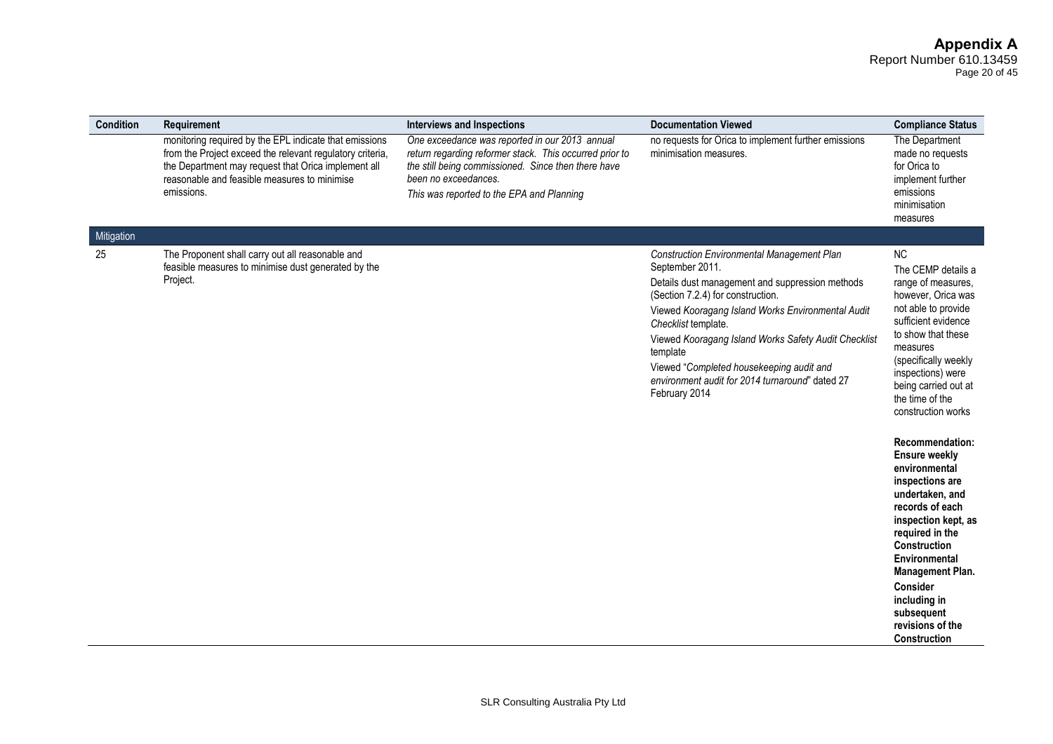| Condition | Requirement | Interviews and Inspections | Documentation Viewed | Compliance Status |
|---|---|---|---|---|
| | monitoring required by the EPL indicate that emissions from the Project exceed the relevant regulatory criteria, the Department may request that Orica implement all reasonable and feasible measures to minimise emissions. | *One exceedance was reported in our 2013 annual return regarding reformer stack. This occurred prior to the still being commissioned. Since then there have been no exceedances.*<br>*This was reported to the EPA and Planning* | no requests for Orica to implement further emissions minimisation measures. | The Department made no requests for Orica to implement further emissions minimisation measures |
| Mitigation | | | | |
| 25 | The Proponent shall carry out all reasonable and feasible measures to minimise dust generated by the Project. | | *Construction Environmental Management Plan* September 2011.<br>Details dust management and suppression methods (Section 7.2.4) for construction.<br>Viewed *Kooragang Island Works Environmental Audit Checklist* template.<br>Viewed *Kooragang Island Works Safety Audit Checklist* template<br>Viewed "*Completed housekeeping audit and environment audit for 2014 turnaround*" dated 27 February 2014 | NC<br>The CEMP details a range of measures, however, Orica was not able to provide sufficient evidence to show that these measures (specifically weekly inspections) were being carried out at the time of the construction works<br>**Recommendation: Ensure weekly environmental inspections are undertaken, and records of each inspection kept, as required in the Construction Environmental Management Plan.**<br>**Consider including in subsequent revisions of the Construction** |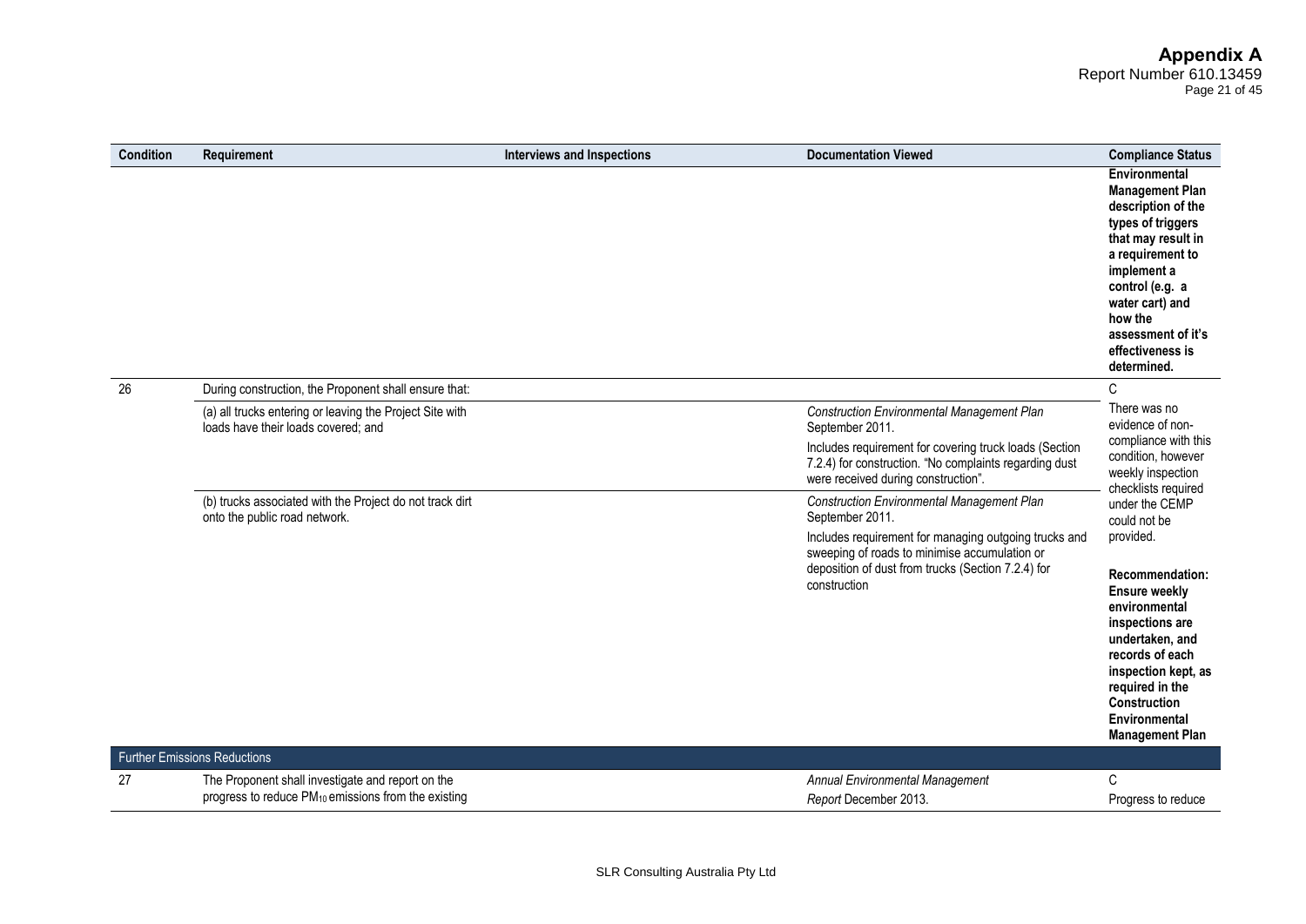| Condition | Requirement | Interviews and Inspections | Documentation Viewed | Compliance Status |
|---|---|---|---|---|
| | | | | **Environmental Management Plan description of the types of triggers that may result in a requirement to implement a control (e.g. a water cart) and how the assessment of it's effectiveness is determined.** |
| 26 | During construction, the Proponent shall ensure that: | | | C |
| | (a) all trucks entering or leaving the Project Site with loads have their loads covered; and | | *Construction Environmental Management Plan* September 2011. Includes requirement for covering truck loads (Section 7.2.4) for construction. "No complaints regarding dust were received during construction". | There was no evidence of non-compliance with this condition, however weekly inspection checklists required under the CEMP could not be provided. |
| | (b) trucks associated with the Project do not track dirt onto the public road network. | | *Construction Environmental Management Plan* September 2011. Includes requirement for managing outgoing trucks and sweeping of roads to minimise accumulation or deposition of dust from trucks (Section 7.2.4) for construction | **Recommendation: Ensure weekly environmental inspections are undertaken, and records of each inspection kept, as required in the Construction Environmental Management Plan** |
| **Further Emissions Reductions** | | | | |
| 27 | The Proponent shall investigate and report on the progress to reduce $PM_{10}$ emissions from the existing | | *Annual Environmental Management Report* December 2013. | C Progress to reduce |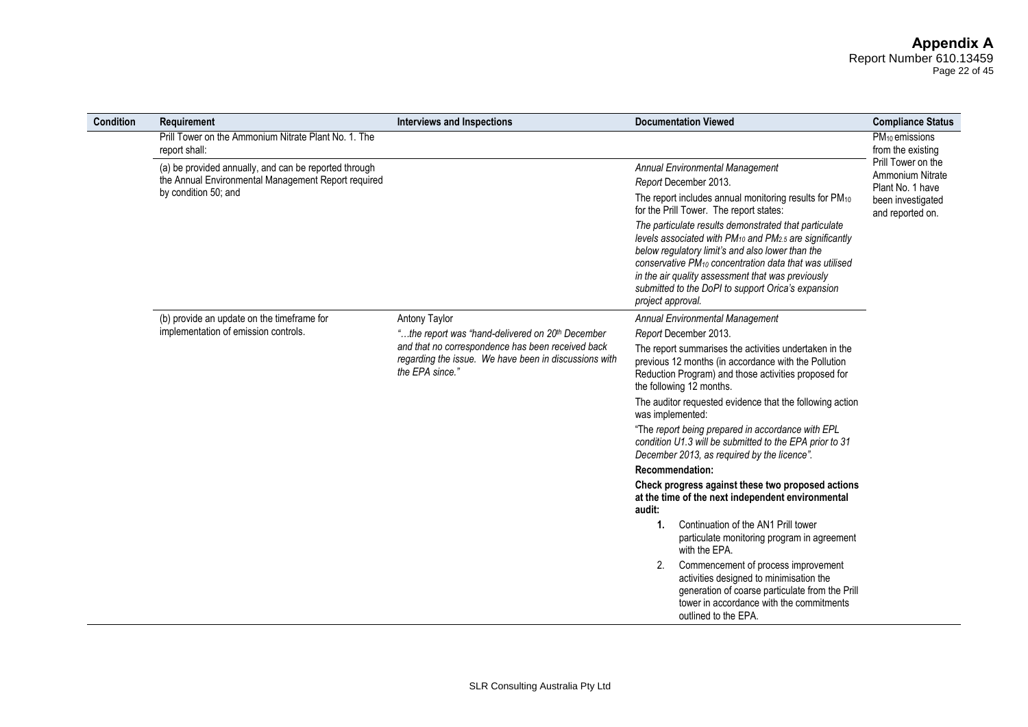| Condition | Requirement | Interviews and Inspections | Documentation Viewed | Compliance Status |
|---|---|---|---|---|
| | Prill Tower on the Ammonium Nitrate Plant No. 1. The report shall: | | | $PM_{10}$ emissions from the existing Prill Tower on the Ammonium Nitrate Plant No. 1 have been investigated and reported on. |
| | (a) be provided annually, and can be reported through the Annual Environmental Management Report required by condition 50; and | | *Annual Environmental Management Report* December 2013.<br>The report includes annual monitoring results for $PM_{10}$ for the Prill Tower. The report states:<br>*The particulate results demonstrated that particulate levels associated with $PM_{10}$ and $PM_{2.5}$ are significantly below regulatory limit's and also lower than the conservative $PM_{10}$ concentration data that was utilised in the air quality assessment that was previously submitted to the DoPI to support Orica's expansion project approval.* | |
| | (b) provide an update on the timeframe for implementation of emission controls. | Antony Taylor<br>*"…the report was "hand-delivered on 20th December and that no correspondence has been received back regarding the issue. We have been in discussions with the EPA since."* | *Annual Environmental Management Report* December 2013.<br>The report summarises the activities undertaken in the previous 12 months (in accordance with the Pollution Reduction Program) and those activities proposed for the following 12 months.<br>The auditor requested evidence that the following action was implemented:<br>"The *report being prepared in accordance with EPL condition U1.3 will be submitted to the EPA prior to 31 December 2013, as required by the licence"*.<br>**Recommendation:**<br>**Check progress against these two proposed actions at the time of the next independent environmental audit:**<br>**1.** Continuation of the AN1 Prill tower particulate monitoring program in agreement with the EPA.<br>2. Commencement of process improvement activities designed to minimisation the generation of coarse particulate from the Prill tower in accordance with the commitments outlined to the EPA. | |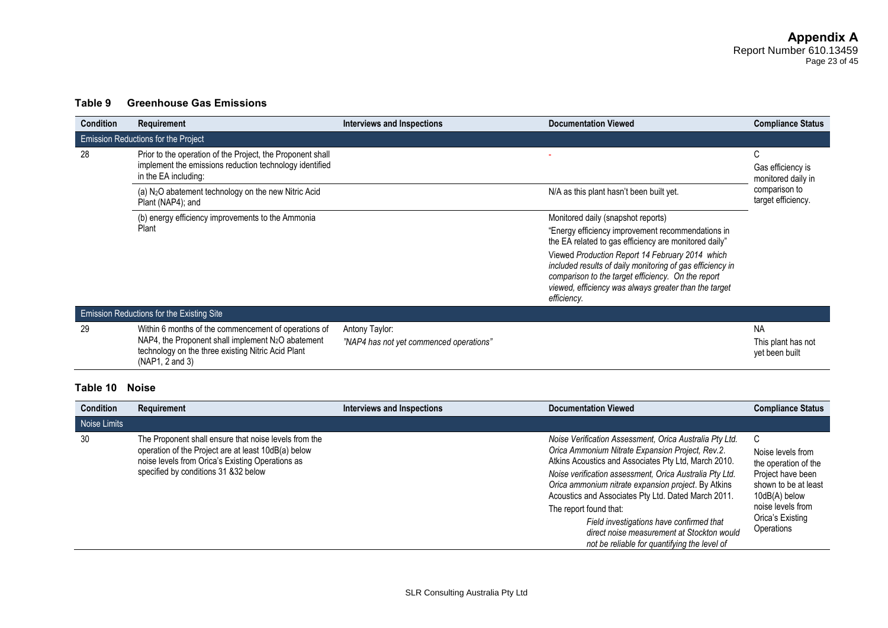### Table 9 Greenhouse Gas Emissions

| Condition | Requirement | Interviews and Inspections | Documentation Viewed | Compliance Status |
|---|---|---|---|---|
| Emission Reductions for the Project | | | | |
| 28 | Prior to the operation of the Project, the Proponent shall implement the emissions reduction technology identified in the EA including: | | - | C<br>Gas efficiency is monitored daily in comparison to target efficiency. |
| | (a) $N_2O$ abatement technology on the new Nitric Acid Plant (NAP4); and | | N/A as this plant hasn't been built yet. | |
| | (b) energy efficiency improvements to the Ammonia Plant | | Monitored daily (snapshot reports)<br>"Energy efficiency improvement recommendations in the EA related to gas efficiency are monitored daily"<br>Viewed *Production Report 14 February 2014 which included results of daily monitoring of gas efficiency in comparison to the target efficiency. On the report viewed, efficiency was always greater than the target efficiency.* | |
| Emission Reductions for the Existing Site | | | | |
| 29 | Within 6 months of the commencement of operations of NAP4, the Proponent shall implement $N_2O$ abatement technology on the three existing Nitric Acid Plant (NAP1, 2 and 3) | Antony Taylor:<br>*"NAP4 has not yet commenced operations"* | | NA<br>This plant has not yet been built |

### Table 10 Noise

| Condition | Requirement | Interviews and Inspections | Documentation Viewed | Compliance Status |
|---|---|---|---|---|
| Noise Limits | | | | |
| 30 | The Proponent shall ensure that noise levels from the operation of the Project are at least 10dB(a) below noise levels from Orica's Existing Operations as specified by conditions 31 &32 below | | *Noise Verification Assessment, Orica Australia Pty Ltd. Orica Ammonium Nitrate Expansion Project, Rev.2.* Atkins Acoustics and Associates Pty Ltd, March 2010.<br>*Noise verification assessment, Orica Australia Pty Ltd. Orica ammonium nitrate expansion project*. By Atkins Acoustics and Associates Pty Ltd. Dated March 2011.<br>The report found that:<br>*Field investigations have confirmed that direct noise measurement at Stockton would not be reliable for quantifying the level of* | C<br>Noise levels from the operation of the Project have been shown to be at least 10dB(A) below noise levels from Orica's Existing Operations |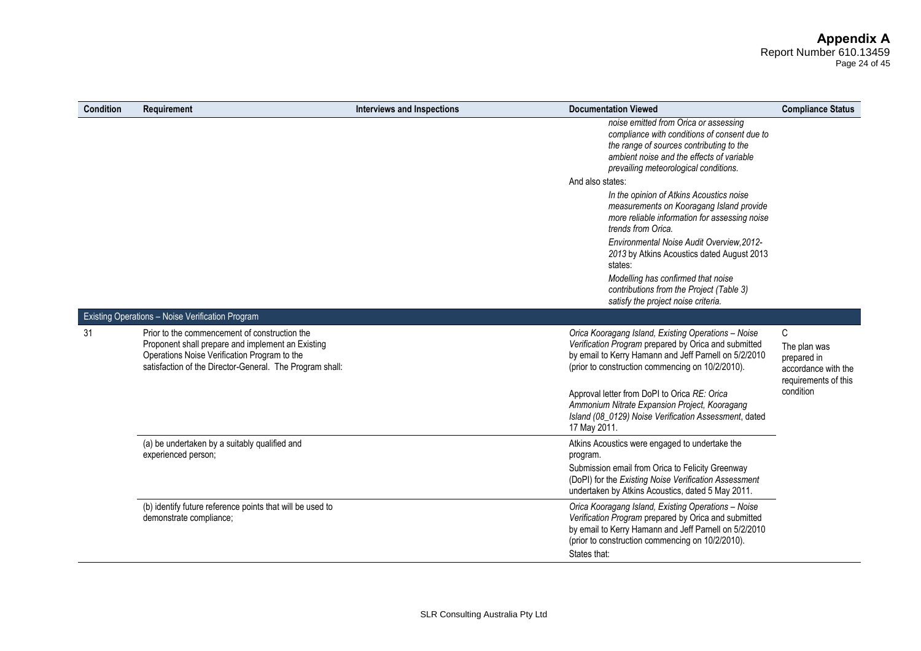| Condition | Requirement | Interviews and Inspections | Documentation Viewed | Compliance Status |
|---|---|---|---|---|
| | | | *noise emitted from Orica or assessing compliance with conditions of consent due to the range of sources contributing to the ambient noise and the effects of variable prevailing meteorological conditions.*<br>And also states:<br>*In the opinion of Atkins Acoustics noise measurements on Kooragang Island provide more reliable information for assessing noise trends from Orica.*<br>*Environmental Noise Audit Overview,2012-2013* by Atkins Acoustics dated August 2013 states:<br>*Modelling has confirmed that noise contributions from the Project (Table 3) satisfy the project noise criteria.* | |
| Existing Operations – Noise Verification Program | | | | |
| 31 | Prior to the commencement of construction the Proponent shall prepare and implement an Existing Operations Noise Verification Program to the satisfaction of the Director-General. The Program shall: | | *Orica Kooragang Island, Existing Operations – Noise Verification Program* prepared by Orica and submitted by email to Kerry Hamann and Jeff Parnell on 5/2/2010 (prior to construction commencing on 10/2/2010).<br>Approval letter from DoPI to Orica *RE: Orica Ammonium Nitrate Expansion Project, Kooragang Island (08_0129) Noise Verification Assessment*, dated 17 May 2011. | C<br>The plan was prepared in accordance with the requirements of this condition |
| | (a) be undertaken by a suitably qualified and experienced person; | | Atkins Acoustics were engaged to undertake the program.<br>Submission email from Orica to Felicity Greenway (DoPI) for the *Existing Noise Verification Assessment* undertaken by Atkins Acoustics, dated 5 May 2011. | |
| | (b) identify future reference points that will be used to demonstrate compliance; | | *Orica Kooragang Island, Existing Operations – Noise Verification Program* prepared by Orica and submitted by email to Kerry Hamann and Jeff Parnell on 5/2/2010 (prior to construction commencing on 10/2/2010).<br>States that: | |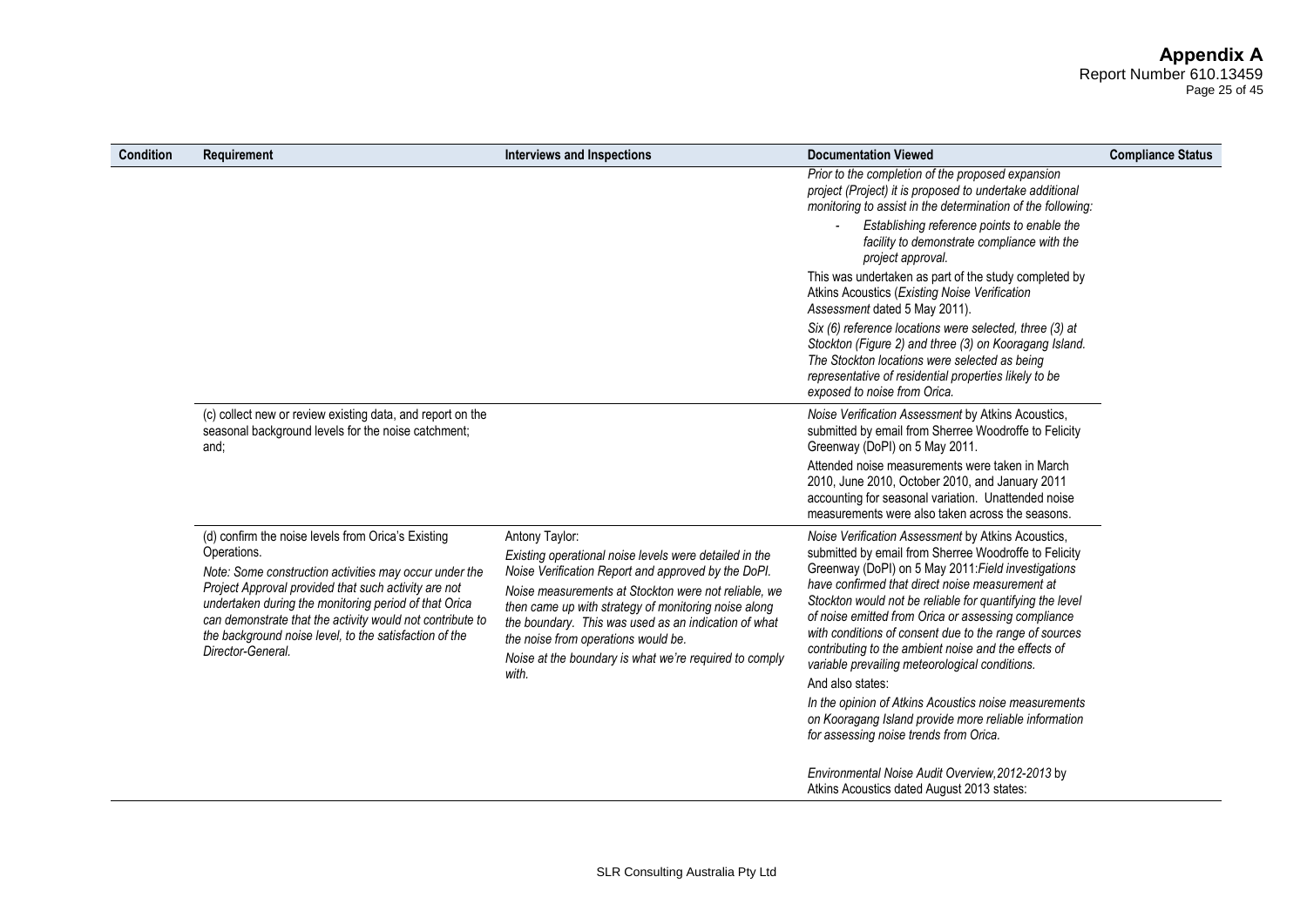| Condition | Requirement | Interviews and Inspections | Documentation Viewed | Compliance Status |
|---|---|---|---|---|
| | | | *Prior to the completion of the proposed expansion project (Project) it is proposed to undertake additional monitoring to assist in the determination of the following:*<br>- *Establishing reference points to enable the facility to demonstrate compliance with the project approval.*<br><br>This was undertaken as part of the study completed by Atkins Acoustics (*Existing Noise Verification Assessment* dated 5 May 2011).<br><br>*Six (6) reference locations were selected, three (3) at Stockton (Figure 2) and three (3) on Kooragang Island. The Stockton locations were selected as being representative of residential properties likely to be exposed to noise from Orica.* | |
| | (c) collect new or review existing data, and report on the seasonal background levels for the noise catchment; and; | | *Noise Verification Assessment* by Atkins Acoustics, submitted by email from Sherree Woodroffe to Felicity Greenway (DoPI) on 5 May 2011.<br><br>Attended noise measurements were taken in March 2010, June 2010, October 2010, and January 2011 accounting for seasonal variation. Unattended noise measurements were also taken across the seasons. | |
| | (d) confirm the noise levels from Orica's Existing Operations.<br><br>*Note: Some construction activities may occur under the Project Approval provided that such activity are not undertaken during the monitoring period of that Orica can demonstrate that the activity would not contribute to the background noise level, to the satisfaction of the Director-General.* | Antony Taylor:<br>*Existing operational noise levels were detailed in the Noise Verification Report and approved by the DoPI.*<br><br>*Noise measurements at Stockton were not reliable, we then came up with strategy of monitoring noise along the boundary. This was used as an indication of what the noise from operations would be.*<br><br>*Noise at the boundary is what we're required to comply with.* | *Noise Verification Assessment* by Atkins Acoustics, submitted by email from Sherree Woodroffe to Felicity Greenway (DoPI) on 5 May 2011:*Field investigations have confirmed that direct noise measurement at Stockton would not be reliable for quantifying the level of noise emitted from Orica or assessing compliance with conditions of consent due to the range of sources contributing to the ambient noise and the effects of variable prevailing meteorological conditions.*<br><br>And also states:<br><br>*In the opinion of Atkins Acoustics noise measurements on Kooragang Island provide more reliable information for assessing noise trends from Orica.*<br><br>*Environmental Noise Audit Overview,2012-2013* by Atkins Acoustics dated August 2013 states: | |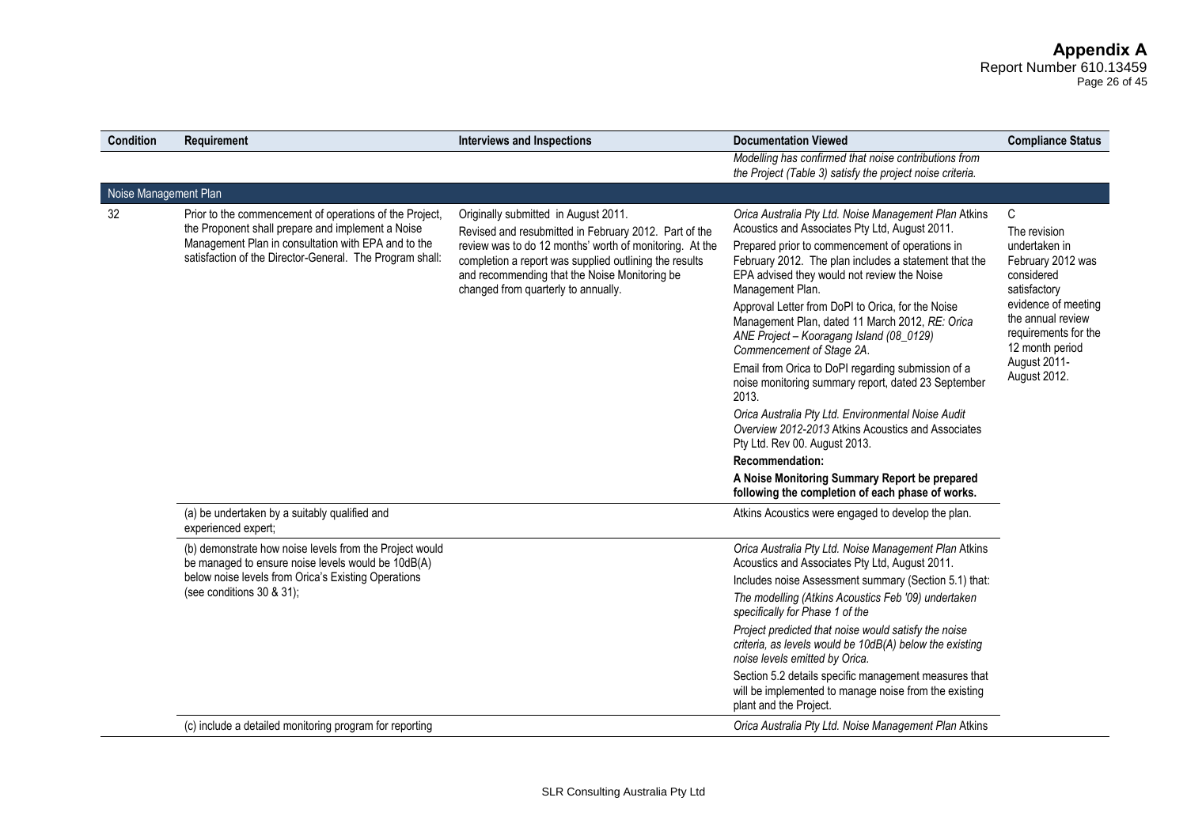| Condition | Requirement | Interviews and Inspections | Documentation Viewed | Compliance Status |
|---|---|---|---|---|
| | | | *Modelling has confirmed that noise contributions from the Project (Table 3) satisfy the project noise criteria.* | |
| Noise Management Plan | | | | |
| 32 | Prior to the commencement of operations of the Project, the Proponent shall prepare and implement a Noise Management Plan in consultation with EPA and to the satisfaction of the Director-General. The Program shall: | Originally submitted in August 2011.<br>Revised and resubmitted in February 2012. Part of the review was to do 12 months' worth of monitoring. At the completion a report was supplied outlining the results and recommending that the Noise Monitoring be changed from quarterly to annually. | *Orica Australia Pty Ltd. Noise Management Plan* Atkins Acoustics and Associates Pty Ltd, August 2011.<br>Prepared prior to commencement of operations in February 2012. The plan includes a statement that the EPA advised they would not review the Noise Management Plan.<br>Approval Letter from DoPI to Orica, for the Noise Management Plan, dated 11 March 2012, *RE: Orica ANE Project – Kooragang Island (08_0129) Commencement of Stage 2A.*<br>Email from Orica to DoPI regarding submission of a noise monitoring summary report, dated 23 September 2013.<br>*Orica Australia Pty Ltd. Environmental Noise Audit Overview 2012-2013* Atkins Acoustics and Associates Pty Ltd. Rev 00. August 2013.<br>**Recommendation:**<br>**A Noise Monitoring Summary Report be prepared following the completion of each phase of works.** | C<br>The revision undertaken in February 2012 was considered satisfactory evidence of meeting the annual review requirements for the 12 month period August 2011-August 2012. |
| | (a) be undertaken by a suitably qualified and experienced expert; | | Atkins Acoustics were engaged to develop the plan. | |
| | (b) demonstrate how noise levels from the Project would be managed to ensure noise levels would be 10dB(A) below noise levels from Orica's Existing Operations (see conditions 30 & 31); | | *Orica Australia Pty Ltd. Noise Management Plan* Atkins Acoustics and Associates Pty Ltd, August 2011.<br>Includes noise Assessment summary (Section 5.1) that:<br>*The modelling (Atkins Acoustics Feb '09) undertaken specifically for Phase 1 of the*<br>*Project predicted that noise would satisfy the noise criteria, as levels would be 10dB(A) below the existing noise levels emitted by Orica.*<br>Section 5.2 details specific management measures that will be implemented to manage noise from the existing plant and the Project. | |
| | (c) include a detailed monitoring program for reporting | | *Orica Australia Pty Ltd. Noise Management Plan* Atkins | |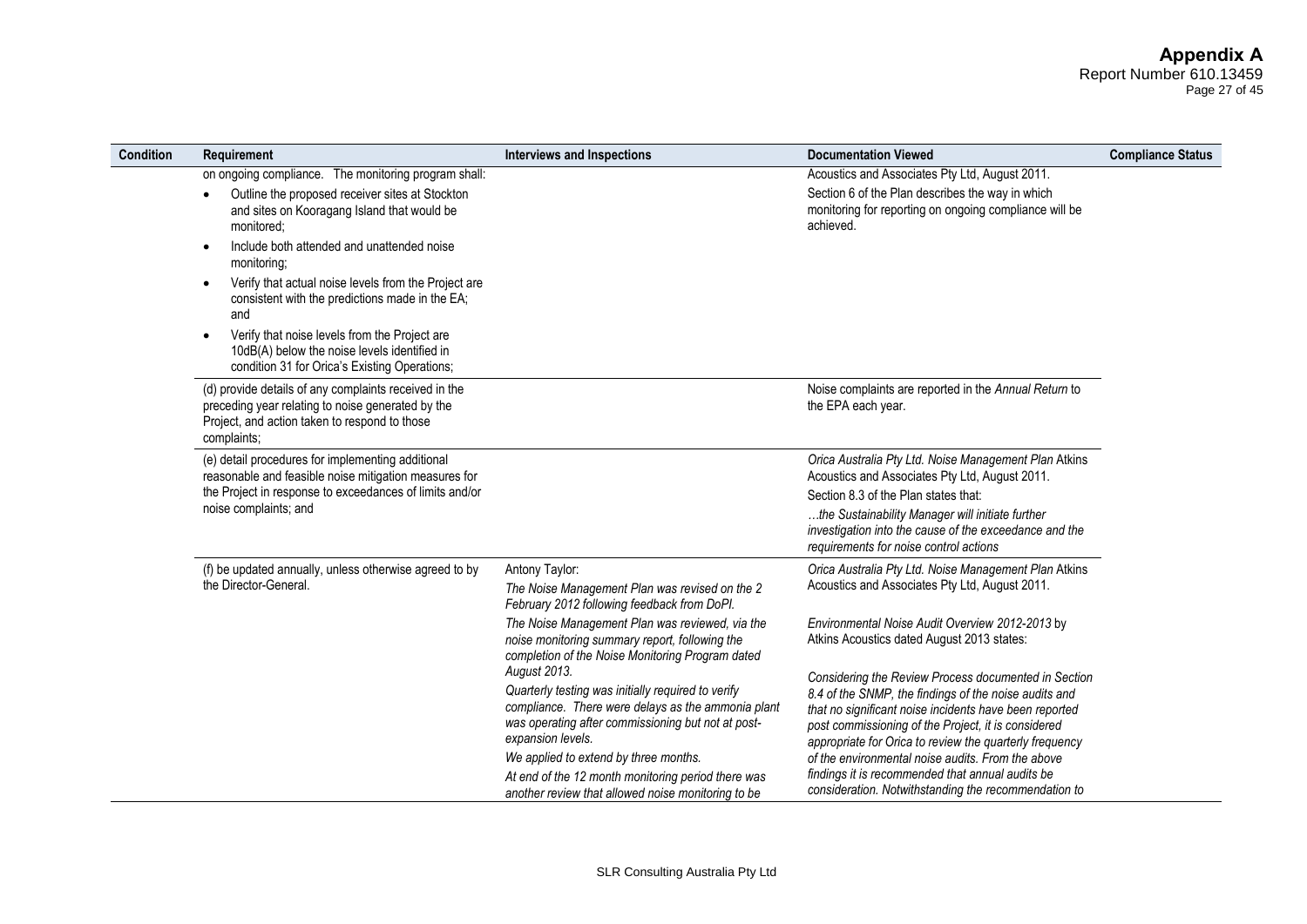| Condition | Requirement | Interviews and Inspections | Documentation Viewed | Compliance Status |
|---|---|---|---|---|
| | on ongoing compliance. The monitoring program shall:<br>• Outline the proposed receiver sites at Stockton and sites on Kooragang Island that would be monitored;<br>• Include both attended and unattended noise monitoring;<br>• Verify that actual noise levels from the Project are consistent with the predictions made in the EA; and<br>• Verify that noise levels from the Project are 10dB(A) below the noise levels identified in condition 31 for Orica's Existing Operations; | | Acoustics and Associates Pty Ltd, August 2011.<br>Section 6 of the Plan describes the way in which monitoring for reporting on ongoing compliance will be achieved. | |
| | (d) provide details of any complaints received in the preceding year relating to noise generated by the Project, and action taken to respond to those complaints; | | Noise complaints are reported in the *Annual Return* to the EPA each year. | |
| | (e) detail procedures for implementing additional reasonable and feasible noise mitigation measures for the Project in response to exceedances of limits and/or noise complaints; and | | *Orica Australia Pty Ltd. Noise Management Plan* Atkins Acoustics and Associates Pty Ltd, August 2011.<br>Section 8.3 of the Plan states that:<br>*…the Sustainability Manager will initiate further investigation into the cause of the exceedance and the requirements for noise control actions* | |
| | (f) be updated annually, unless otherwise agreed to by the Director-General. | Antony Taylor:<br>*The Noise Management Plan was revised on the 2 February 2012 following feedback from DoPI.*<br>*The Noise Management Plan was reviewed, via the noise monitoring summary report, following the completion of the Noise Monitoring Program dated August 2013.*<br>*Quarterly testing was initially required to verify compliance. There were delays as the ammonia plant was operating after commissioning but not at post-expansion levels.*<br>*We applied to extend by three months.*<br>*At end of the 12 month monitoring period there was another review that allowed noise monitoring to be* | *Orica Australia Pty Ltd. Noise Management Plan* Atkins Acoustics and Associates Pty Ltd, August 2011.<br>*Environmental Noise Audit Overview 2012-2013* by Atkins Acoustics dated August 2013 states:<br>*Considering the Review Process documented in Section 8.4 of the SNMP, the findings of the noise audits and that no significant noise incidents have been reported post commissioning of the Project, it is considered appropriate for Orica to review the quarterly frequency of the environmental noise audits. From the above findings it is recommended that annual audits be consideration. Notwithstanding the recommendation to* | |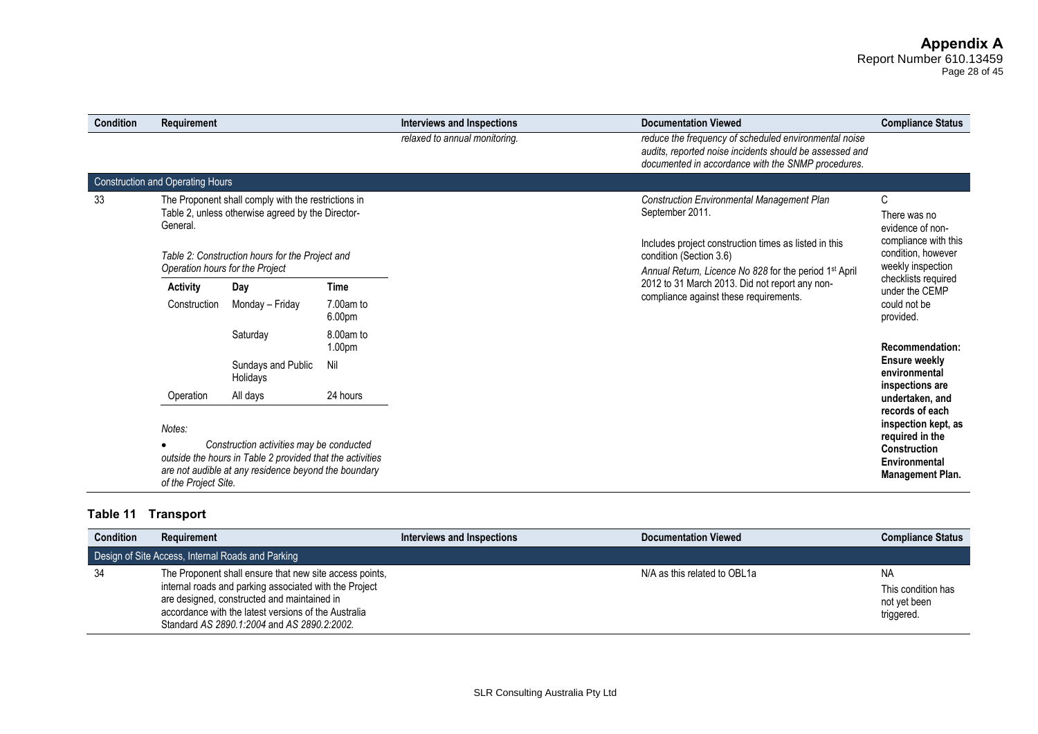| Condition | Requirement | Interviews and Inspections | Documentation Viewed | Compliance Status |
|---|---|---|---|---|
| | | *relaxed to annual monitoring.* | *reduce the frequency of scheduled environmental noise audits, reported noise incidents should be assessed and documented in accordance with the SNMP procedures.* | |
| **Construction and Operating Hours** | | | | |
| 33 | The Proponent shall comply with the restrictions in Table 2, unless otherwise agreed by the Director-General.<br><br>*Table 2: Construction hours for the Project and Operation hours for the Project*<br><br>**Activity** / **Day** / **Time**<br>Construction / Monday – Friday / 7.00am to 6.00pm<br>Construction / Saturday / 8.00am to 1.00pm<br>Construction / Sundays and Public Holidays / Nil<br>Operation / All days / 24 hours<br><br>*Notes:*<br>• *Construction activities may be conducted outside the hours in Table 2 provided that the activities are not audible at any residence beyond the boundary of the Project Site.* | | *Construction Environmental Management Plan* September 2011.<br><br>Includes project construction times as listed in this condition (Section 3.6)<br><br>*Annual Return, Licence No 828* for the period 1st April 2012 to 31 March 2013. Did not report any non-compliance against these requirements. | C<br><br>There was no evidence of non-compliance with this condition, however weekly inspection checklists required under the CEMP could not be provided.<br><br>**Recommendation: Ensure weekly environmental inspections are undertaken, and records of each inspection kept, as required in the Construction Environmental Management Plan.** |

## Table 11 Transport

| Condition | Requirement | Interviews and Inspections | Documentation Viewed | Compliance Status |
|---|---|---|---|---|
| **Design of Site Access, Internal Roads and Parking** | | | | |
| 34 | The Proponent shall ensure that new site access points, internal roads and parking associated with the Project are designed, constructed and maintained in accordance with the latest versions of the Australia Standard *AS 2890.1:2004* and *AS 2890.2:2002.* | | N/A as this related to OBL1a | NA<br><br>This condition has not yet been triggered. |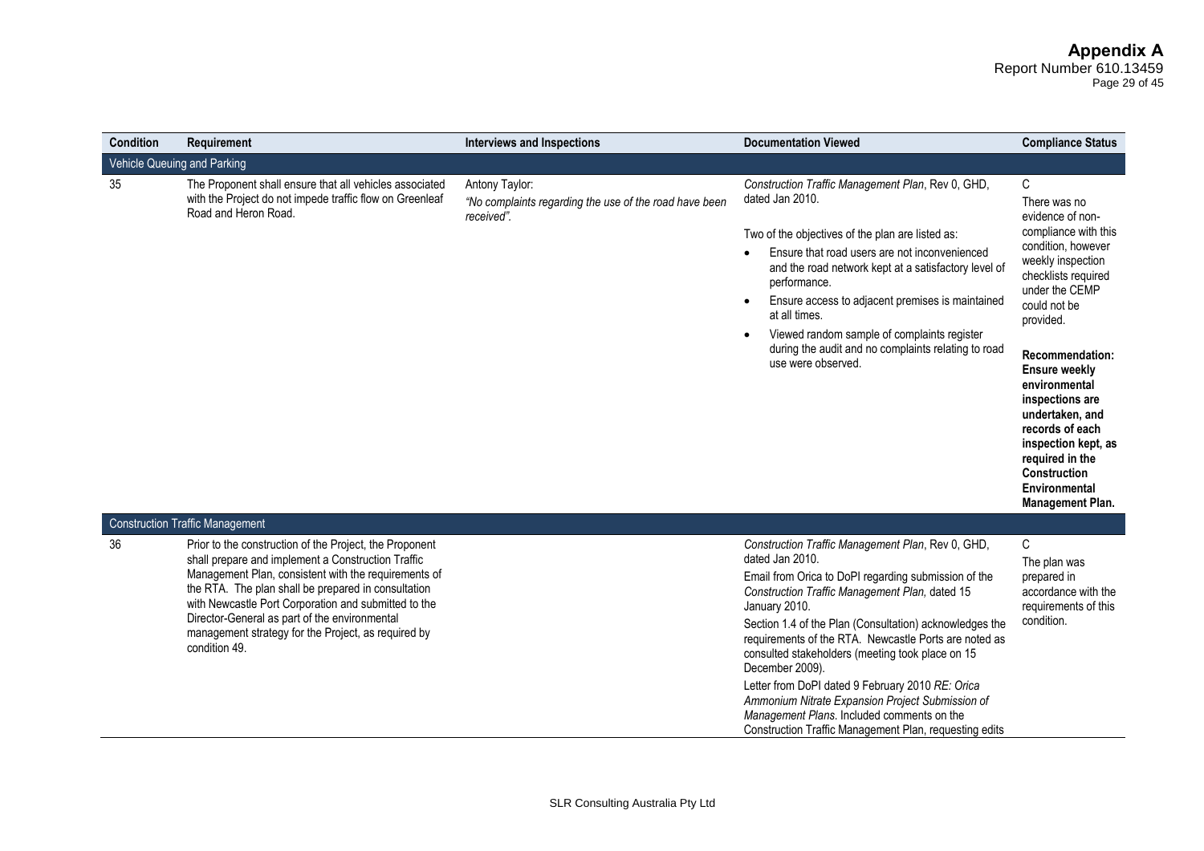| Condition | Requirement | Interviews and Inspections | Documentation Viewed | Compliance Status |
|---|---|---|---|---|
| **Vehicle Queuing and Parking** | | | | |
| 35 | The Proponent shall ensure that all vehicles associated with the Project do not impede traffic flow on Greenleaf Road and Heron Road. | Antony Taylor:<br>*"No complaints regarding the use of the road have been received".* | *Construction Traffic Management Plan*, Rev 0, GHD, dated Jan 2010.<br><br>Two of the objectives of the plan are listed as:<br>• Ensure that road users are not inconvenienced and the road network kept at a satisfactory level of performance.<br>• Ensure access to adjacent premises is maintained at all times.<br>• Viewed random sample of complaints register during the audit and no complaints relating to road use were observed. | C<br>There was no evidence of non-compliance with this condition, however weekly inspection checklists required under the CEMP could not be provided.<br><br>**Recommendation: Ensure weekly environmental inspections are undertaken, and records of each inspection kept, as required in the Construction Environmental Management Plan.** |
| **Construction Traffic Management** | | | | |
| 36 | Prior to the construction of the Project, the Proponent shall prepare and implement a Construction Traffic Management Plan, consistent with the requirements of the RTA. The plan shall be prepared in consultation with Newcastle Port Corporation and submitted to the Director-General as part of the environmental management strategy for the Project, as required by condition 49. | | *Construction Traffic Management Plan*, Rev 0, GHD, dated Jan 2010.<br>Email from Orica to DoPI regarding submission of the *Construction Traffic Management Plan,* dated 15 January 2010.<br>Section 1.4 of the Plan (Consultation) acknowledges the requirements of the RTA. Newcastle Ports are noted as consulted stakeholders (meeting took place on 15 December 2009).<br>Letter from DoPI dated 9 February 2010 *RE: Orica Ammonium Nitrate Expansion Project Submission of Management Plans*. Included comments on the Construction Traffic Management Plan, requesting edits | C<br>The plan was prepared in accordance with the requirements of this condition. |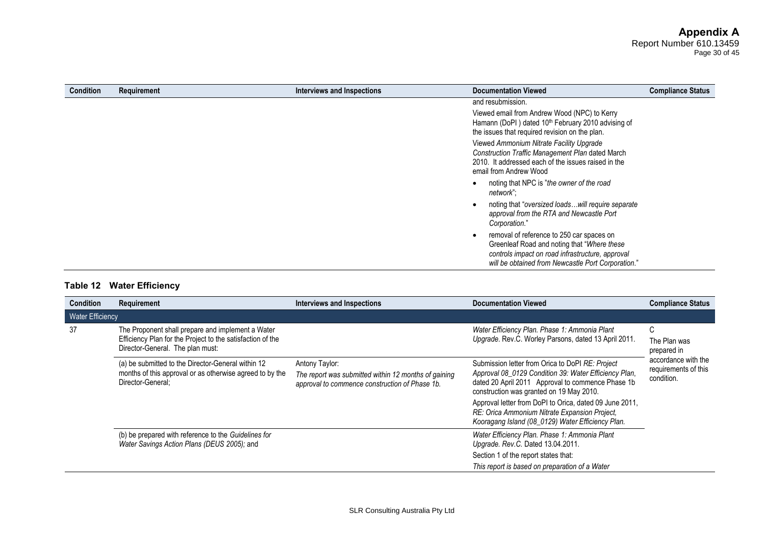| Condition | Requirement | Interviews and Inspections | Documentation Viewed | Compliance Status |
|---|---|---|---|---|
| | | | and resubmission.<br>Viewed email from Andrew Wood (NPC) to Kerry Hamann (DoPI ) dated 10th February 2010 advising of the issues that required revision on the plan.<br>Viewed *Ammonium Nitrate Facility Upgrade Construction Traffic Management Plan* dated March 2010. It addressed each of the issues raised in the email from Andrew Wood<br>• noting that NPC is "*the owner of the road network*";<br>• noting that "*oversized loads…will require separate approval from the RTA and Newcastle Port Corporation.*"<br>• removal of reference to 250 car spaces on Greenleaf Road and noting that "*Where these controls impact on road infrastructure, approval will be obtained from Newcastle Port Corporation.*" | |

### Table 12 Water Efficiency

| Condition | Requirement | Interviews and Inspections | Documentation Viewed | Compliance Status |
|---|---|---|---|---|
| **Water Efficiency** | | | | |
| 37 | The Proponent shall prepare and implement a Water Efficiency Plan for the Project to the satisfaction of the Director-General. The plan must: | | *Water Efficiency Plan. Phase 1: Ammonia Plant Upgrade.* Rev.C. Worley Parsons, dated 13 April 2011. | C<br>The Plan was prepared in accordance with the requirements of this condition. |
| | (a) be submitted to the Director-General within 12 months of this approval or as otherwise agreed to by the Director-General; | Antony Taylor:<br>*The report was submitted within 12 months of gaining approval to commence construction of Phase 1b.* | Submission letter from Orica to DoPI *RE: Project Approval 08_0129 Condition 39: Water Efficiency Plan*, dated 20 April 2011 Approval to commence Phase 1b construction was granted on 19 May 2010.<br>Approval letter from DoPI to Orica, dated 09 June 2011, *RE: Orica Ammonium Nitrate Expansion Project, Kooragang Island (08_0129) Water Efficiency Plan.* | |
| | (b) be prepared with reference to the *Guidelines for Water Savings Action Plans (DEUS 2005);* and | | *Water Efficiency Plan. Phase 1: Ammonia Plant Upgrade. Rev.C.* Dated 13.04.2011.<br>Section 1 of the report states that:<br>*This report is based on preparation of a Water* | |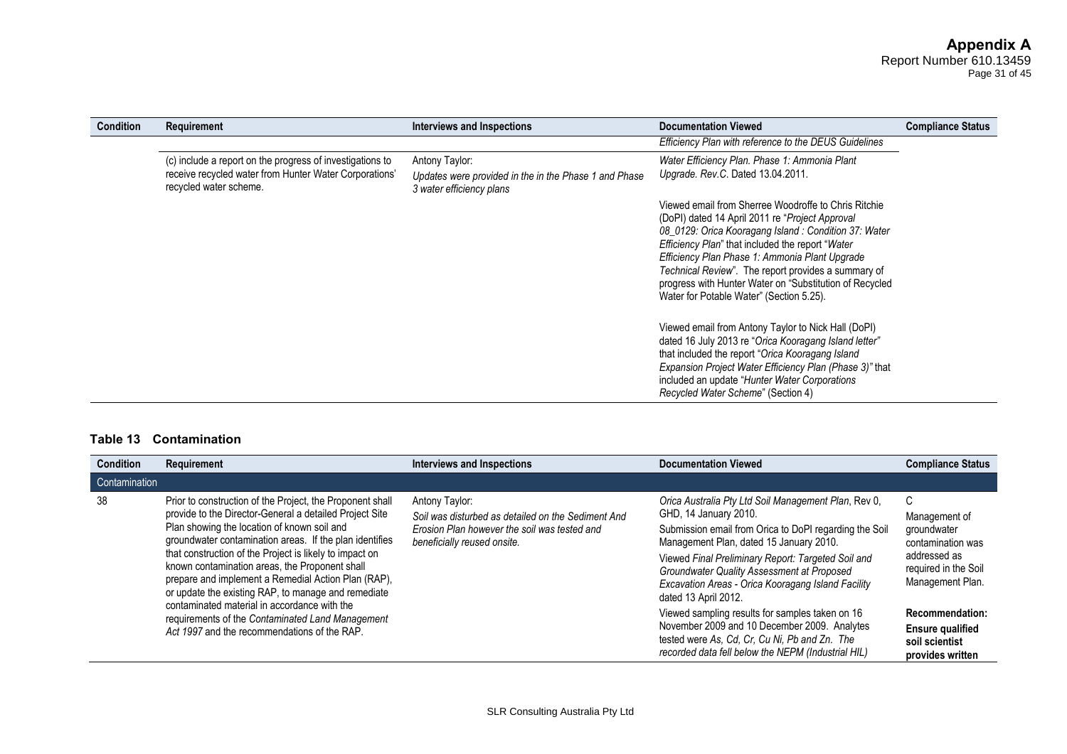| Condition | Requirement | Interviews and Inspections | Documentation Viewed | Compliance Status |
|---|---|---|---|---|
| | | | *Efficiency Plan with reference to the DEUS Guidelines* | |
| | (c) include a report on the progress of investigations to receive recycled water from Hunter Water Corporations' recycled water scheme. | Antony Taylor:<br>*Updates were provided in the in the Phase 1 and Phase 3 water efficiency plans* | *Water Efficiency Plan. Phase 1: Ammonia Plant Upgrade. Rev.C.* Dated 13.04.2011.<br><br>Viewed email from Sherree Woodroffe to Chris Ritchie (DoPI) dated 14 April 2011 re "*Project Approval 08_0129: Orica Kooragang Island : Condition 37: Water Efficiency Plan*" that included the report "*Water Efficiency Plan Phase 1: Ammonia Plant Upgrade Technical Review*". The report provides a summary of progress with Hunter Water on "Substitution of Recycled Water for Potable Water" (Section 5.25).<br><br>Viewed email from Antony Taylor to Nick Hall (DoPI) dated 16 July 2013 re "*Orica Kooragang Island letter*" that included the report "*Orica Kooragang Island Expansion Project Water Efficiency Plan (Phase 3)"* that included an update "*Hunter Water Corporations Recycled Water Scheme*" (Section 4) | |

**Table 13 Contamination**

| Condition | Requirement | Interviews and Inspections | Documentation Viewed | Compliance Status |
|---|---|---|---|---|
| Contamination | | | | |
| 38 | Prior to construction of the Project, the Proponent shall provide to the Director-General a detailed Project Site Plan showing the location of known soil and groundwater contamination areas. If the plan identifies that construction of the Project is likely to impact on known contamination areas, the Proponent shall prepare and implement a Remedial Action Plan (RAP), or update the existing RAP, to manage and remediate contaminated material in accordance with the requirements of the *Contaminated Land Management Act 1997* and the recommendations of the RAP. | Antony Taylor:<br>*Soil was disturbed as detailed on the Sediment And Erosion Plan however the soil was tested and beneficially reused onsite.* | *Orica Australia Pty Ltd Soil Management Plan*, Rev 0, GHD, 14 January 2010.<br><br>Submission email from Orica to DoPI regarding the Soil Management Plan, dated 15 January 2010.<br><br>Viewed *Final Preliminary Report: Targeted Soil and Groundwater Quality Assessment at Proposed Excavation Areas - Orica Kooragang Island Facility* dated 13 April 2012.<br><br>Viewed sampling results for samples taken on 16 November 2009 and 10 December 2009. Analytes tested were *As, Cd, Cr, Cu Ni, Pb and Zn. The recorded data fell below the NEPM (Industrial HIL)* | C<br>Management of groundwater contamination was addressed as required in the Soil Management Plan.<br><br>**Recommendation:**<br>**Ensure qualified soil scientist provides written** |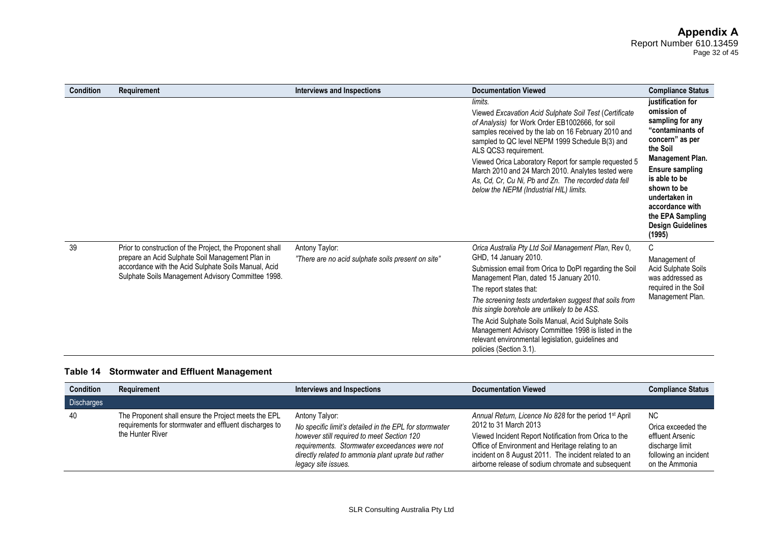| Condition | Requirement | Interviews and Inspections | Documentation Viewed | Compliance Status |
|---|---|---|---|---|
| | | | *limits.*<br><br>Viewed *Excavation Acid Sulphate Soil Test* (*Certificate of Analysis*) for Work Order EB1002666, for soil samples received by the lab on 16 February 2010 and sampled to QC level NEPM 1999 Schedule B(3) and ALS QCS3 requirement.<br><br>Viewed Orica Laboratory Report for sample requested 5 March 2010 and 24 March 2010. Analytes tested were *As, Cd, Cr, Cu Ni, Pb and Zn. The recorded data fell below the NEPM (Industrial HIL) limits.* | **justification for omission of sampling for any "contaminants of concern" as per the Soil Management Plan.**<br><br>**Ensure sampling is able to be shown to be undertaken in accordance with the EPA Sampling Design Guidelines (1995)** |
| 39 | Prior to construction of the Project, the Proponent shall prepare an Acid Sulphate Soil Management Plan in accordance with the Acid Sulphate Soils Manual, Acid Sulphate Soils Management Advisory Committee 1998. | Antony Taylor:<br>*"There are no acid sulphate soils present on site"* | *Orica Australia Pty Ltd Soil Management Plan*, Rev 0, GHD, 14 January 2010.<br><br>Submission email from Orica to DoPI regarding the Soil Management Plan, dated 15 January 2010.<br><br>The report states that:<br><br>*The screening tests undertaken suggest that soils from this single borehole are unlikely to be ASS.*<br><br>The Acid Sulphate Soils Manual, Acid Sulphate Soils Management Advisory Committee 1998 is listed in the relevant environmental legislation, guidelines and policies (Section 3.1). | C<br>Management of Acid Sulphate Soils was addressed as required in the Soil Management Plan. |

### Table 14 Stormwater and Effluent Management

| Condition | Requirement | Interviews and Inspections | Documentation Viewed | Compliance Status |
|---|---|---|---|---|
| **Discharges** | | | | |
| 40 | The Proponent shall ensure the Project meets the EPL requirements for stormwater and effluent discharges to the Hunter River | Antony Talyor:<br>*No specific limit's detailed in the EPL for stormwater however still required to meet Section 120 requirements. Stormwater exceedances were not directly related to ammonia plant uprate but rather legacy site issues.* | *Annual Return, Licence No 828* for the period 1st April 2012 to 31 March 2013<br><br>Viewed Incident Report Notification from Orica to the Office of Environment and Heritage relating to an incident on 8 August 2011. The incident related to an airborne release of sodium chromate and subsequent | NC<br>Orica exceeded the effluent Arsenic discharge limit following an incident on the Ammonia |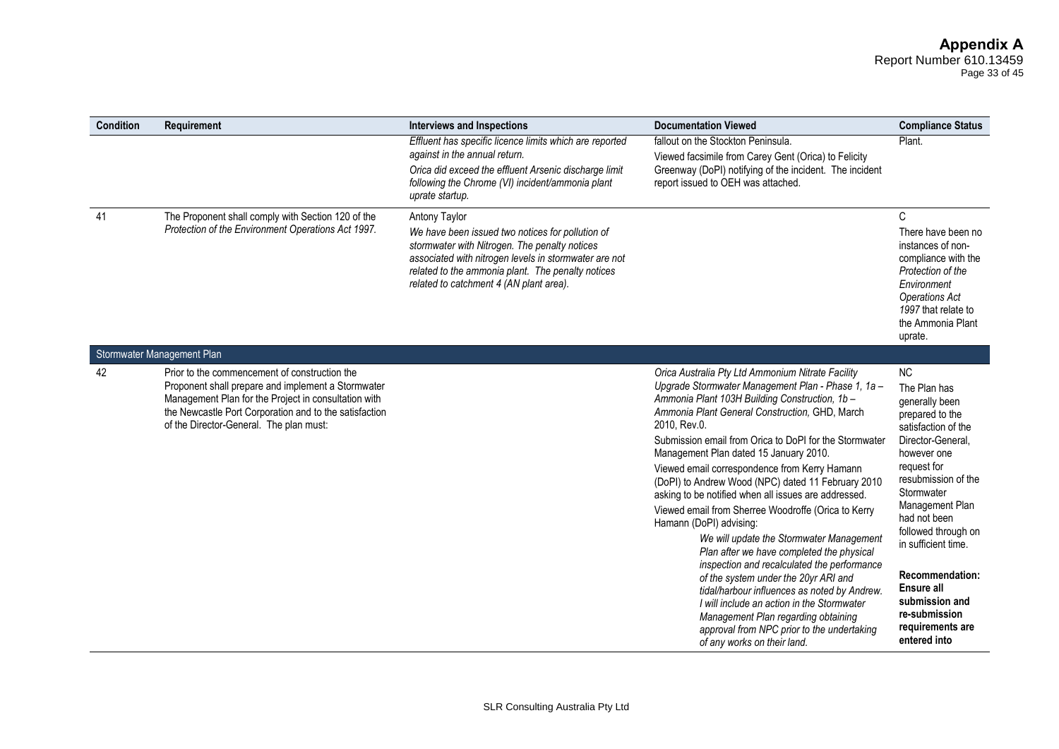| Condition | Requirement | Interviews and Inspections | Documentation Viewed | Compliance Status |
|---|---|---|---|---|
| | | *Effluent has specific licence limits which are reported against in the annual return.* *Orica did exceed the effluent Arsenic discharge limit following the Chrome (VI) incident/ammonia plant uprate startup.* | fallout on the Stockton Peninsula. Viewed facsimile from Carey Gent (Orica) to Felicity Greenway (DoPI) notifying of the incident. The incident report issued to OEH was attached. | Plant. |
| 41 | The Proponent shall comply with Section 120 of the *Protection of the Environment Operations Act 1997.* | Antony Taylor *We have been issued two notices for pollution of stormwater with Nitrogen. The penalty notices associated with nitrogen levels in stormwater are not related to the ammonia plant. The penalty notices related to catchment 4 (AN plant area).* | | C There have been no instances of non-compliance with the *Protection of the Environment Operations Act 1997* that relate to the Ammonia Plant uprate. |
| **Stormwater Management Plan** | | | | |
| 42 | Prior to the commencement of construction the Proponent shall prepare and implement a Stormwater Management Plan for the Project in consultation with the Newcastle Port Corporation and to the satisfaction of the Director-General. The plan must: | | *Orica Australia Pty Ltd Ammonium Nitrate Facility Upgrade Stormwater Management Plan - Phase 1, 1a – Ammonia Plant 103H Building Construction, 1b – Ammonia Plant General Construction,* GHD, March 2010, Rev.0. Submission email from Orica to DoPI for the Stormwater Management Plan dated 15 January 2010. Viewed email correspondence from Kerry Hamann (DoPI) to Andrew Wood (NPC) dated 11 February 2010 asking to be notified when all issues are addressed. Viewed email from Sherree Woodroffe (Orica to Kerry Hamann (DoPI) advising: *We will update the Stormwater Management Plan after we have completed the physical inspection and recalculated the performance of the system under the 20yr ARI and tidal/harbour influences as noted by Andrew. I will include an action in the Stormwater Management Plan regarding obtaining approval from NPC prior to the undertaking of any works on their land.* | NC The Plan has generally been prepared to the satisfaction of the Director-General, however one request for resubmission of the Stormwater Management Plan had not been followed through on in sufficient time. **Recommendation: Ensure all submission and re-submission requirements are entered into** |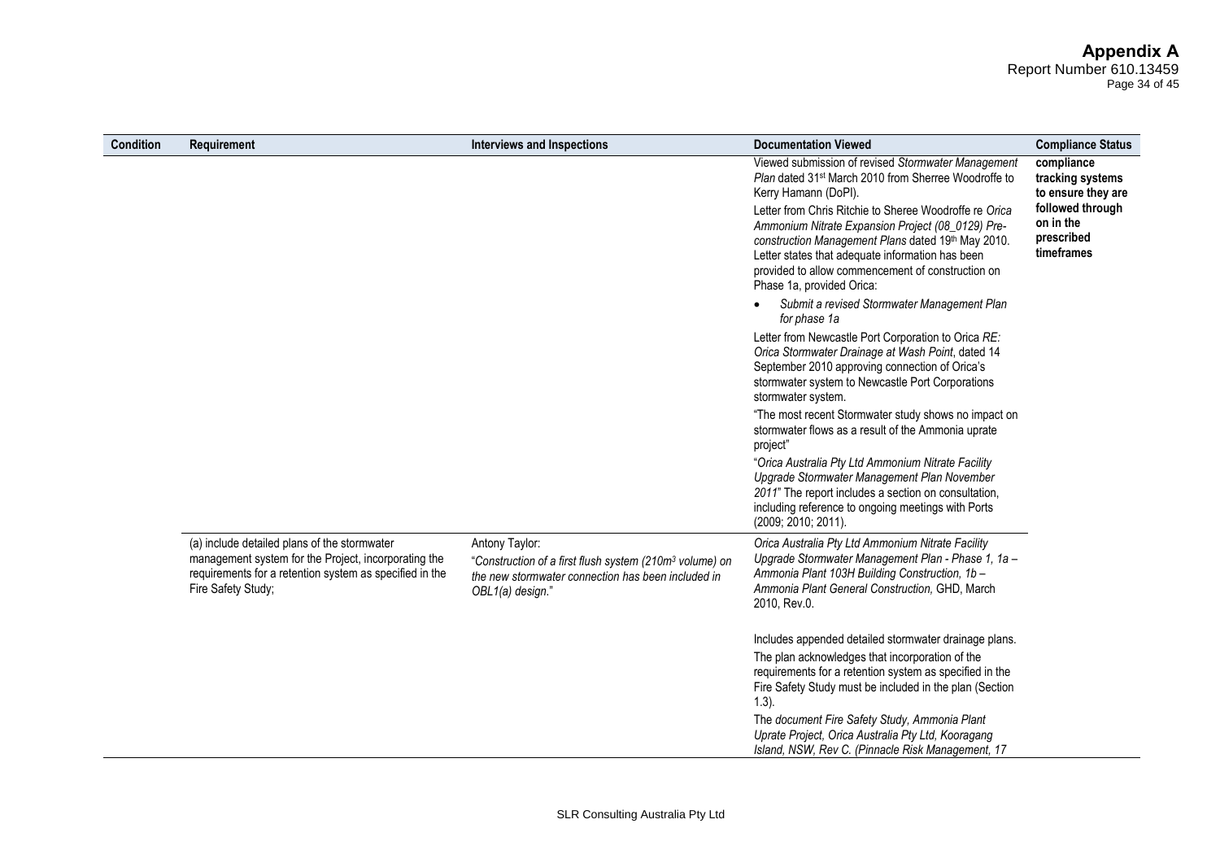| Condition | Requirement | Interviews and Inspections | Documentation Viewed | Compliance Status |
|---|---|---|---|---|
| | | | Viewed submission of revised *Stormwater Management Plan* dated 31st March 2010 from Sherree Woodroffe to Kerry Hamann (DoPI).<br><br>Letter from Chris Ritchie to Sheree Woodroffe re *Orica Ammonium Nitrate Expansion Project (08_0129) Pre-construction Management Plans* dated 19th May 2010. Letter states that adequate information has been provided to allow commencement of construction on Phase 1a, provided Orica:<br><br>• *Submit a revised Stormwater Management Plan for phase 1a*<br><br>Letter from Newcastle Port Corporation to Orica *RE: Orica Stormwater Drainage at Wash Point*, dated 14 September 2010 approving connection of Orica's stormwater system to Newcastle Port Corporations stormwater system.<br><br>"The most recent Stormwater study shows no impact on stormwater flows as a result of the Ammonia uprate project"<br><br>"*Orica Australia Pty Ltd Ammonium Nitrate Facility Upgrade Stormwater Management Plan November 2011*" The report includes a section on consultation, including reference to ongoing meetings with Ports (2009; 2010; 2011). | **compliance tracking systems to ensure they are followed through on in the prescribed timeframes** |
| | (a) include detailed plans of the stormwater management system for the Project, incorporating the requirements for a retention system as specified in the Fire Safety Study; | Antony Taylor:<br>"*Construction of a first flush system (210m³ volume) on the new stormwater connection has been included in OBL1(a) design.*" | *Orica Australia Pty Ltd Ammonium Nitrate Facility Upgrade Stormwater Management Plan - Phase 1, 1a – Ammonia Plant 103H Building Construction, 1b – Ammonia Plant General Construction,* GHD, March 2010, Rev.0.<br><br>Includes appended detailed stormwater drainage plans.<br><br>The plan acknowledges that incorporation of the requirements for a retention system as specified in the Fire Safety Study must be included in the plan (Section 1.3).<br><br>The *document Fire Safety Study, Ammonia Plant Uprate Project, Orica Australia Pty Ltd, Kooragang Island, NSW, Rev C. (Pinnacle Risk Management, 17* | |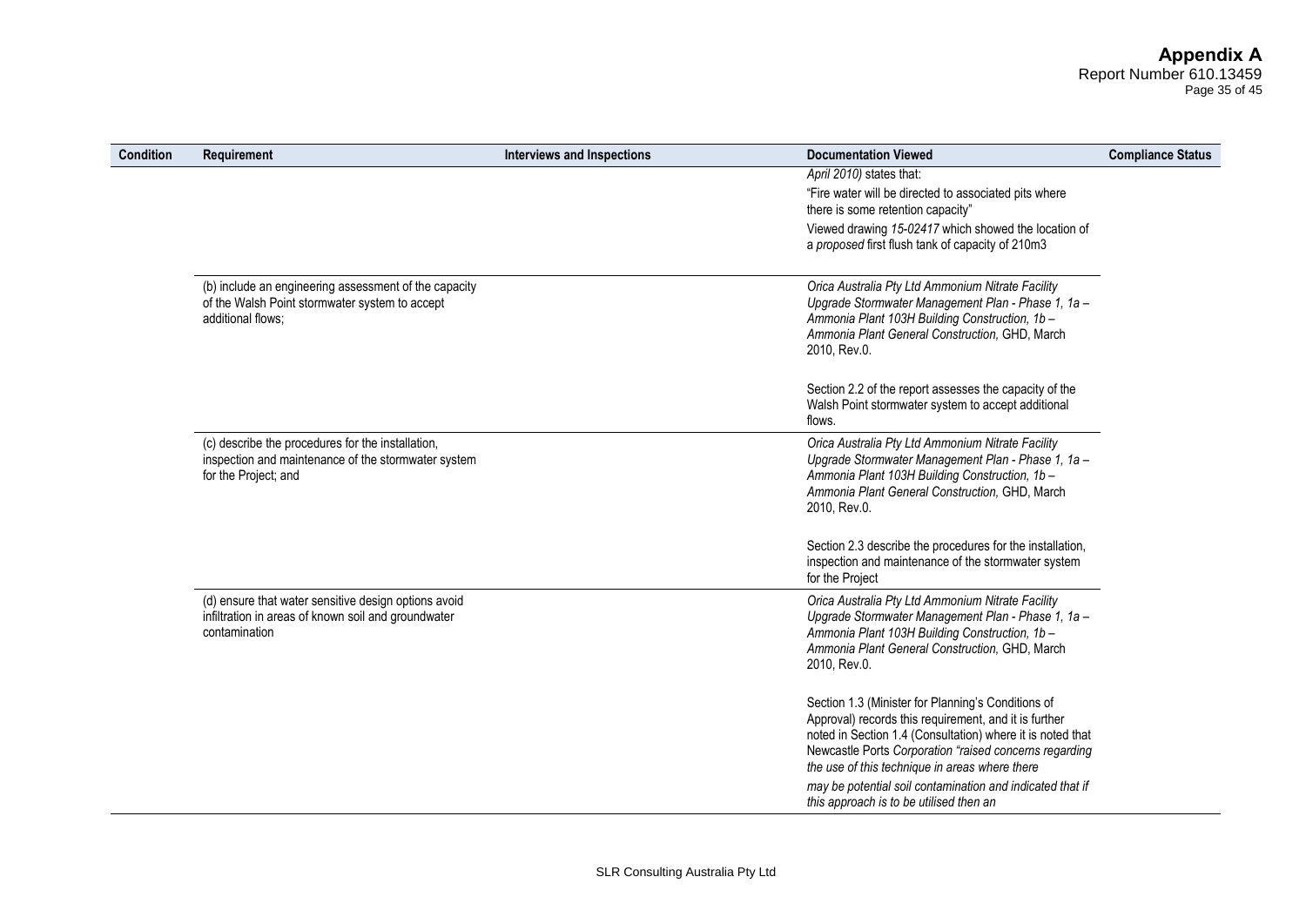| Condition | Requirement | Interviews and Inspections | Documentation Viewed | Compliance Status |
|---|---|---|---|---|
| | | | *April 2010)* states that:<br>"Fire water will be directed to associated pits where there is some retention capacity"<br>Viewed drawing *15-02417* which showed the location of a *proposed* first flush tank of capacity of 210m3 | |
| | (b) include an engineering assessment of the capacity of the Walsh Point stormwater system to accept additional flows; | | *Orica Australia Pty Ltd Ammonium Nitrate Facility Upgrade Stormwater Management Plan - Phase 1, 1a – Ammonia Plant 103H Building Construction, 1b – Ammonia Plant General Construction,* GHD, March 2010, Rev.0.<br><br>Section 2.2 of the report assesses the capacity of the Walsh Point stormwater system to accept additional flows. | |
| | (c) describe the procedures for the installation, inspection and maintenance of the stormwater system for the Project; and | | *Orica Australia Pty Ltd Ammonium Nitrate Facility Upgrade Stormwater Management Plan - Phase 1, 1a – Ammonia Plant 103H Building Construction, 1b – Ammonia Plant General Construction,* GHD, March 2010, Rev.0.<br><br>Section 2.3 describe the procedures for the installation, inspection and maintenance of the stormwater system for the Project | |
| | (d) ensure that water sensitive design options avoid infiltration in areas of known soil and groundwater contamination | | *Orica Australia Pty Ltd Ammonium Nitrate Facility Upgrade Stormwater Management Plan - Phase 1, 1a – Ammonia Plant 103H Building Construction, 1b – Ammonia Plant General Construction,* GHD, March 2010, Rev.0.<br><br>Section 1.3 (Minister for Planning's Conditions of Approval) records this requirement, and it is further noted in Section 1.4 (Consultation) where it is noted that Newcastle Ports *Corporation "raised concerns regarding the use of this technique in areas where there may be potential soil contamination and indicated that if this approach is to be utilised then an* | |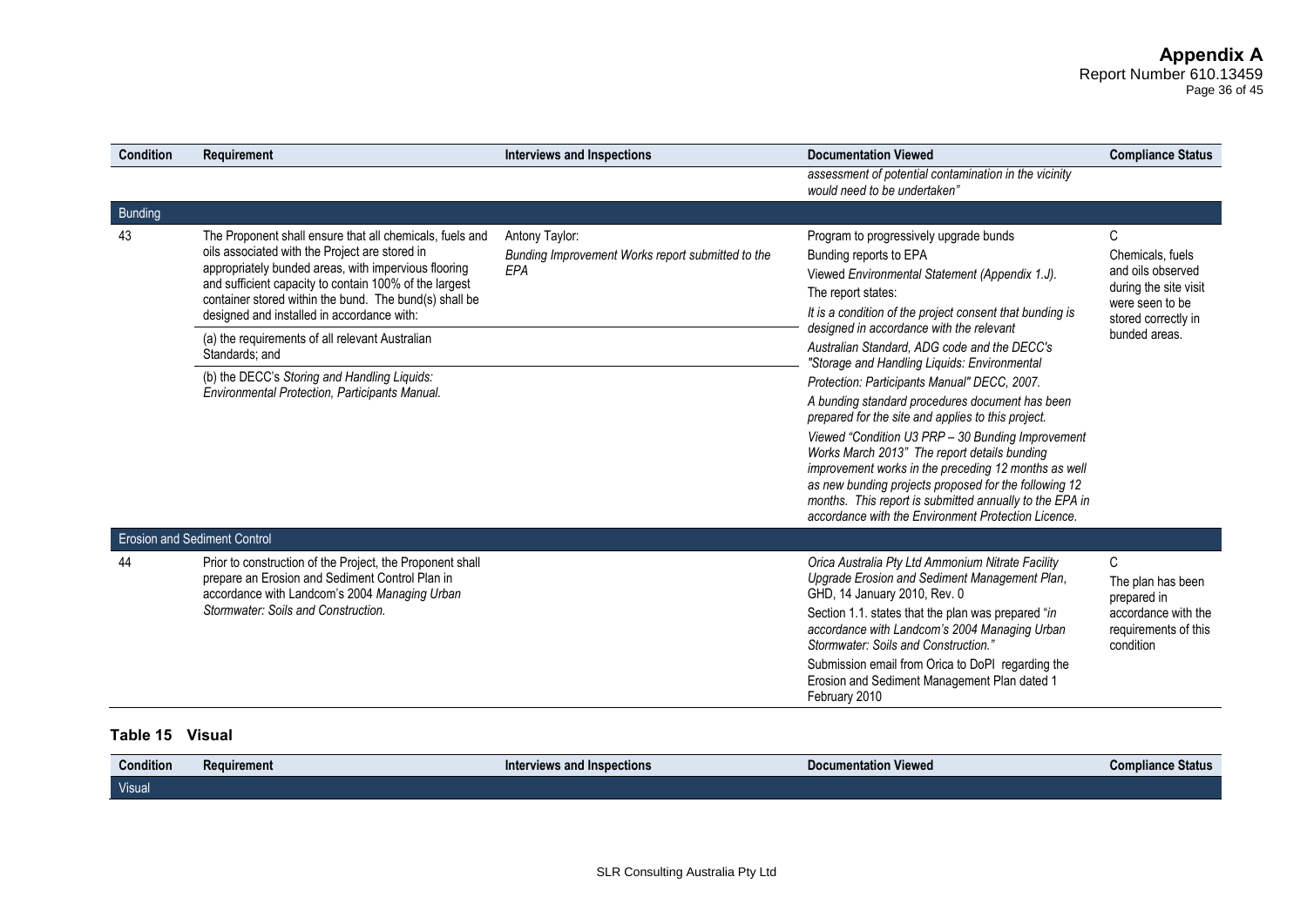| Condition | Requirement | Interviews and Inspections | Documentation Viewed | Compliance Status |
|---|---|---|---|---|
| | | | *assessment of potential contamination in the vicinity would need to be undertaken"* | |
| **Bunding** | | | | |
| 43 | The Proponent shall ensure that all chemicals, fuels and oils associated with the Project are stored in appropriately bunded areas, with impervious flooring and sufficient capacity to contain 100% of the largest container stored within the bund. The bund(s) shall be designed and installed in accordance with:<br>(a) the requirements of all relevant Australian Standards; and<br>(b) the DECC's *Storing and Handling Liquids: Environmental Protection, Participants Manual.* | Antony Taylor:<br>*Bunding Improvement Works report submitted to the EPA* | Program to progressively upgrade bunds<br>Bunding reports to EPA<br>Viewed *Environmental Statement (Appendix 1.J).*<br>The report states:<br>*It is a condition of the project consent that bunding is designed in accordance with the relevant Australian Standard, ADG code and the DECC's "Storage and Handling Liquids: Environmental Protection: Participants Manual" DECC, 2007.*<br>*A bunding standard procedures document has been prepared for the site and applies to this project.*<br>*Viewed "Condition U3 PRP – 30 Bunding Improvement Works March 2013" The report details bunding improvement works in the preceding 12 months as well as new bunding projects proposed for the following 12 months. This report is submitted annually to the EPA in accordance with the Environment Protection Licence.* | C<br>Chemicals, fuels and oils observed during the site visit were seen to be stored correctly in bunded areas. |
| **Erosion and Sediment Control** | | | | |
| 44 | Prior to construction of the Project, the Proponent shall prepare an Erosion and Sediment Control Plan in accordance with Landcom's 2004 *Managing Urban Stormwater: Soils and Construction.* | | *Orica Australia Pty Ltd Ammonium Nitrate Facility Upgrade Erosion and Sediment Management Plan*, GHD, 14 January 2010, Rev. 0<br>Section 1.1. states that the plan was prepared "*in accordance with Landcom's 2004 Managing Urban Stormwater: Soils and Construction.*"<br>Submission email from Orica to DoPI regarding the Erosion and Sediment Management Plan dated 1 February 2010 | C<br>The plan has been prepared in accordance with the requirements of this condition |

### Table 15 Visual

| Condition | Requirement | Interviews and Inspections | Documentation Viewed | Compliance Status |
|---|---|---|---|---|
| **Visual** | | | | |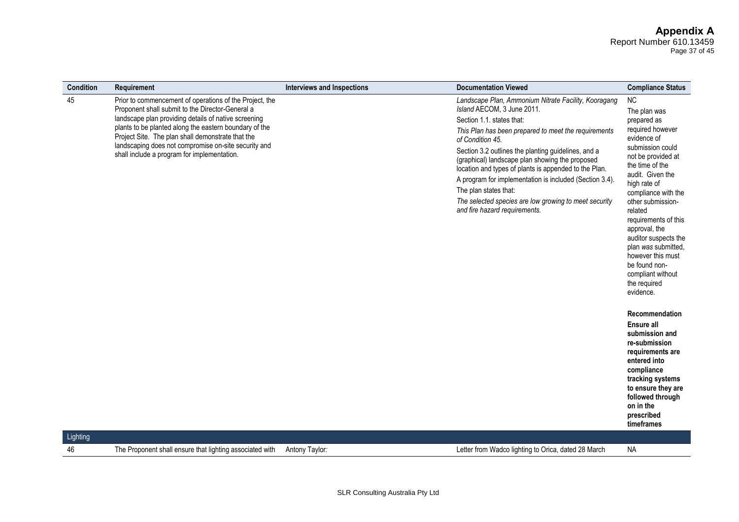| Condition | Requirement | Interviews and Inspections | Documentation Viewed | Compliance Status |
|---|---|---|---|---|
| 45 | Prior to commencement of operations of the Project, the Proponent shall submit to the Director-General a landscape plan providing details of native screening plants to be planted along the eastern boundary of the Project Site. The plan shall demonstrate that the landscaping does not compromise on-site security and shall include a program for implementation. | | *Landscape Plan, Ammonium Nitrate Facility, Kooragang Island* AECOM, 3 June 2011.<br>Section 1.1. states that:<br>*This Plan has been prepared to meet the requirements of Condition 45.*<br>Section 3.2 outlines the planting guidelines, and a (graphical) landscape plan showing the proposed location and types of plants is appended to the Plan.<br>A program for implementation is included (Section 3.4).<br>The plan states that:<br>*The selected species are low growing to meet security and fire hazard requirements.* | NC<br>The plan was prepared as required however evidence of submission could not be provided at the time of the audit. Given the high rate of compliance with the other submission-related requirements of this approval, the auditor suspects the plan *was* submitted, however this must be found non-compliant without the required evidence.<br><br>**Recommendation**<br>**Ensure all submission and re-submission requirements are entered into compliance tracking systems to ensure they are followed through on in the prescribed timeframes** |
| Lighting | | | | |
| 46 | The Proponent shall ensure that lighting associated with | Antony Taylor: | Letter from Wadco lighting to Orica, dated 28 March | NA |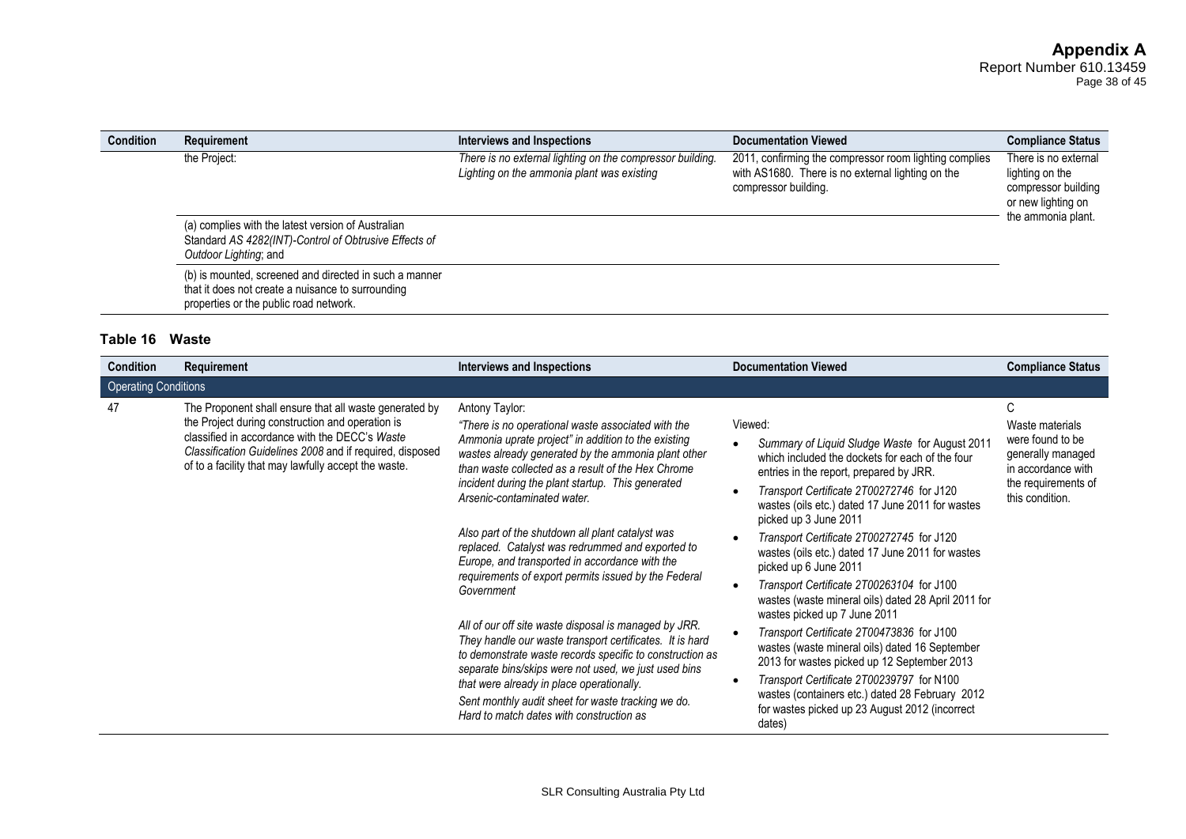| Condition | Requirement | Interviews and Inspections | Documentation Viewed | Compliance Status |
|---|---|---|---|---|
| | the Project: | *There is no external lighting on the compressor building. Lighting on the ammonia plant was existing* | 2011, confirming the compressor room lighting complies with AS1680. There is no external lighting on the compressor building. | There is no external lighting on the compressor building or new lighting on the ammonia plant. |
| | (a) complies with the latest version of Australian Standard *AS 4282(INT)-Control of Obtrusive Effects of Outdoor Lighting*; and | | | |
| | (b) is mounted, screened and directed in such a manner that it does not create a nuisance to surrounding properties or the public road network. | | | |

**Table 16 Waste**

| Condition | Requirement | Interviews and Inspections | Documentation Viewed | Compliance Status |
|---|---|---|---|---|
| **Operating Conditions** | | | | |
| 47 | The Proponent shall ensure that all waste generated by the Project during construction and operation is classified in accordance with the DECC's *Waste Classification Guidelines 2008* and if required, disposed of to a facility that may lawfully accept the waste. | Antony Taylor:<br>*"There is no operational waste associated with the Ammonia uprate project" in addition to the existing wastes already generated by the ammonia plant other than waste collected as a result of the Hex Chrome incident during the plant startup. This generated Arsenic-contaminated water.*<br><br>*Also part of the shutdown all plant catalyst was replaced. Catalyst was redrummed and exported to Europe, and transported in accordance with the requirements of export permits issued by the Federal Government*<br><br>*All of our off site waste disposal is managed by JRR. They handle our waste transport certificates. It is hard to demonstrate waste records specific to construction as separate bins/skips were not used, we just used bins that were already in place operationally.*<br>*Sent monthly audit sheet for waste tracking we do. Hard to match dates with construction as* | Viewed:<br>• *Summary of Liquid Sludge Waste* for August 2011 which included the dockets for each of the four entries in the report, prepared by JRR.<br>• *Transport Certificate 2T00272746* for J120 wastes (oils etc.) dated 17 June 2011 for wastes picked up 3 June 2011<br>• *Transport Certificate 2T00272745* for J120 wastes (oils etc.) dated 17 June 2011 for wastes picked up 6 June 2011<br>• *Transport Certificate 2T00263104* for J100 wastes (waste mineral oils) dated 28 April 2011 for wastes picked up 7 June 2011<br>• *Transport Certificate 2T00473836* for J100 wastes (waste mineral oils) dated 16 September 2013 for wastes picked up 12 September 2013<br>• *Transport Certificate 2T00239797* for N100 wastes (containers etc.) dated 28 February 2012 for wastes picked up 23 August 2012 (incorrect dates) | C<br>Waste materials were found to be generally managed in accordance with the requirements of this condition. |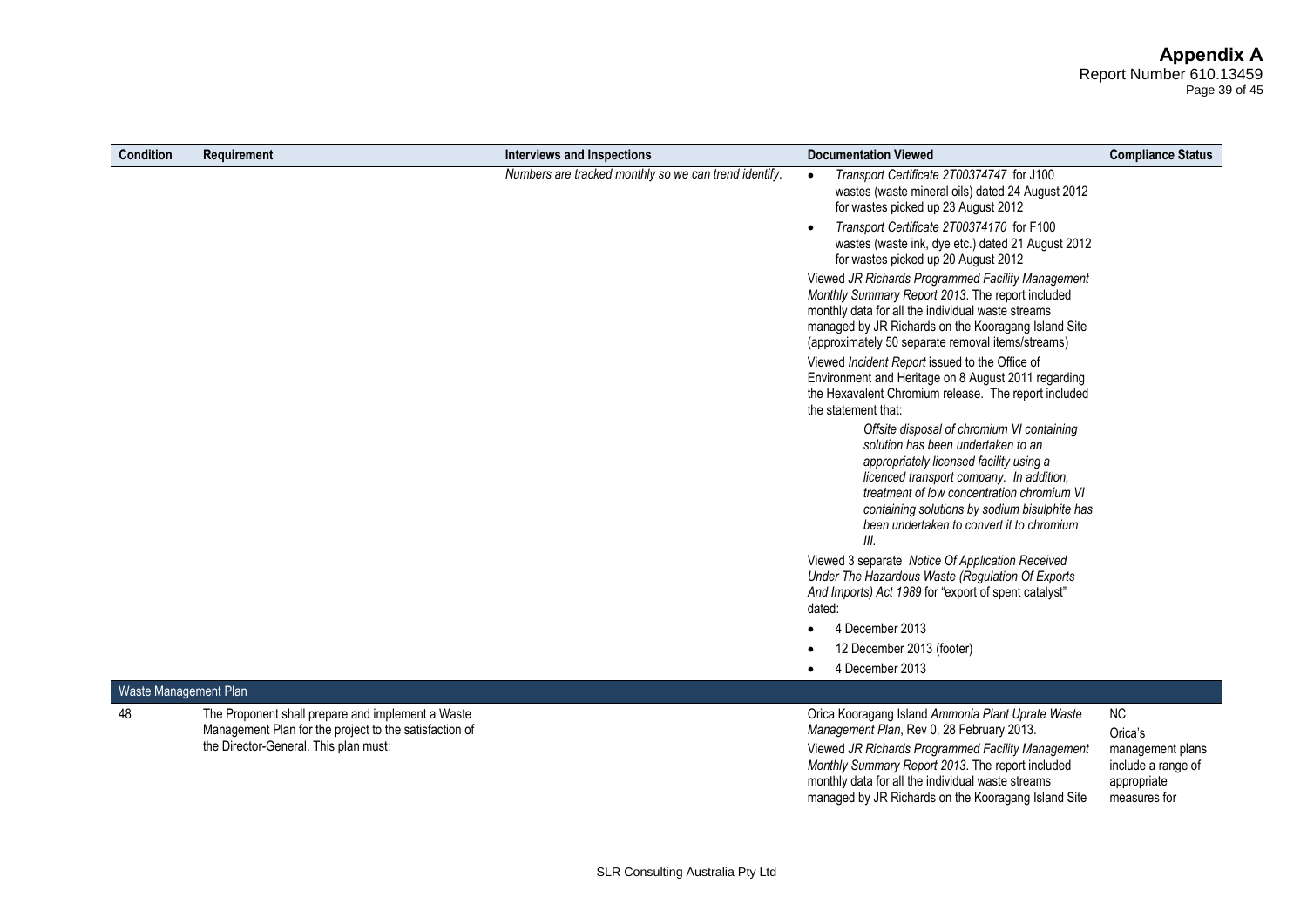| Condition | Requirement | Interviews and Inspections | Documentation Viewed | Compliance Status |
|---|---|---|---|---|
| | | *Numbers are tracked monthly so we can trend identify.* | • *Transport Certificate 2T00374747* for J100 wastes (waste mineral oils) dated 24 August 2012 for wastes picked up 23 August 2012<br>• *Transport Certificate 2T00374170* for F100 wastes (waste ink, dye etc.) dated 21 August 2012 for wastes picked up 20 August 2012<br><br>Viewed *JR Richards Programmed Facility Management Monthly Summary Report 2013*. The report included monthly data for all the individual waste streams managed by JR Richards on the Kooragang Island Site (approximately 50 separate removal items/streams)<br><br>Viewed *Incident Report* issued to the Office of Environment and Heritage on 8 August 2011 regarding the Hexavalent Chromium release. The report included the statement that:<br><br>*Offsite disposal of chromium VI containing solution has been undertaken to an appropriately licensed facility using a licenced transport company. In addition, treatment of low concentration chromium VI containing solutions by sodium bisulphite has been undertaken to convert it to chromium III.*<br><br>Viewed 3 separate *Notice Of Application Received Under The Hazardous Waste (Regulation Of Exports And Imports) Act 1989* for "export of spent catalyst" dated:<br>• 4 December 2013<br>• 12 December 2013 (footer)<br>• 4 December 2013 | |
| **Waste Management Plan** | | | | |
| 48 | The Proponent shall prepare and implement a Waste Management Plan for the project to the satisfaction of the Director-General. This plan must: | | Orica Kooragang Island *Ammonia Plant Uprate Waste Management Plan*, Rev 0, 28 February 2013.<br><br>Viewed *JR Richards Programmed Facility Management Monthly Summary Report 2013*. The report included monthly data for all the individual waste streams managed by JR Richards on the Kooragang Island Site | NC<br>Orica's management plans include a range of appropriate measures for |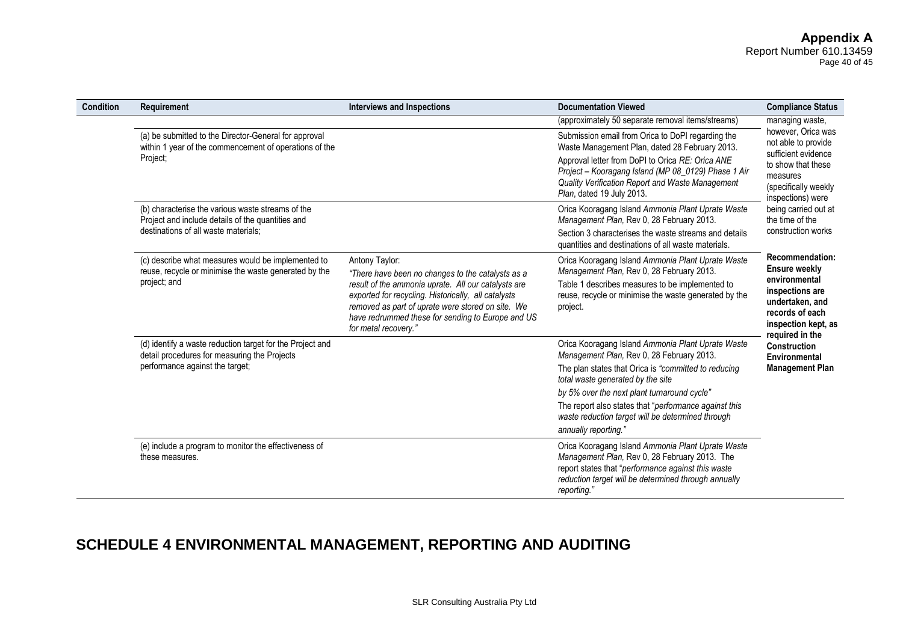| Condition | Requirement | Interviews and Inspections | Documentation Viewed | Compliance Status |
|---|---|---|---|---|
| | | | (approximately 50 separate removal items/streams) | managing waste, however, Orica was not able to provide sufficient evidence to show that these measures (specifically weekly inspections) were being carried out at the time of the construction works<br><br>**Recommendation: Ensure weekly environmental inspections are undertaken, and records of each inspection kept, as required in the Construction Environmental Management Plan** |
| | (a) be submitted to the Director-General for approval within 1 year of the commencement of operations of the Project; | | Submission email from Orica to DoPI regarding the Waste Management Plan, dated 28 February 2013.<br>Approval letter from DoPI to Orica *RE: Orica ANE Project – Kooragang Island (MP 08_0129) Phase 1 Air Quality Verification Report and Waste Management Plan*, dated 19 July 2013. | |
| | (b) characterise the various waste streams of the Project and include details of the quantities and destinations of all waste materials; | | Orica Kooragang Island *Ammonia Plant Uprate Waste Management Plan,* Rev 0, 28 February 2013.<br>Section 3 characterises the waste streams and details quantities and destinations of all waste materials. | |
| | (c) describe what measures would be implemented to reuse, recycle or minimise the waste generated by the project; and | Antony Taylor:<br>*"There have been no changes to the catalysts as a result of the ammonia uprate. All our catalysts are exported for recycling. Historically, all catalysts removed as part of uprate were stored on site. We have redrummed these for sending to Europe and US for metal recovery."* | Orica Kooragang Island *Ammonia Plant Uprate Waste Management Plan,* Rev 0, 28 February 2013.<br>Table 1 describes measures to be implemented to reuse, recycle or minimise the waste generated by the project. | |
| | (d) identify a waste reduction target for the Project and detail procedures for measuring the Projects performance against the target; | | Orica Kooragang Island *Ammonia Plant Uprate Waste Management Plan,* Rev 0, 28 February 2013.<br>The plan states that Orica is *"committed to reducing total waste generated by the site*<br>*by 5% over the next plant turnaround cycle"*<br>The report also states that "*performance against this waste reduction target will be determined through*<br>*annually reporting."* | |
| | (e) include a program to monitor the effectiveness of these measures. | | Orica Kooragang Island *Ammonia Plant Uprate Waste Management Plan,* Rev 0, 28 February 2013. The report states that "*performance against this waste reduction target will be determined through annually reporting."* | |

## SCHEDULE 4 ENVIRONMENTAL MANAGEMENT, REPORTING AND AUDITING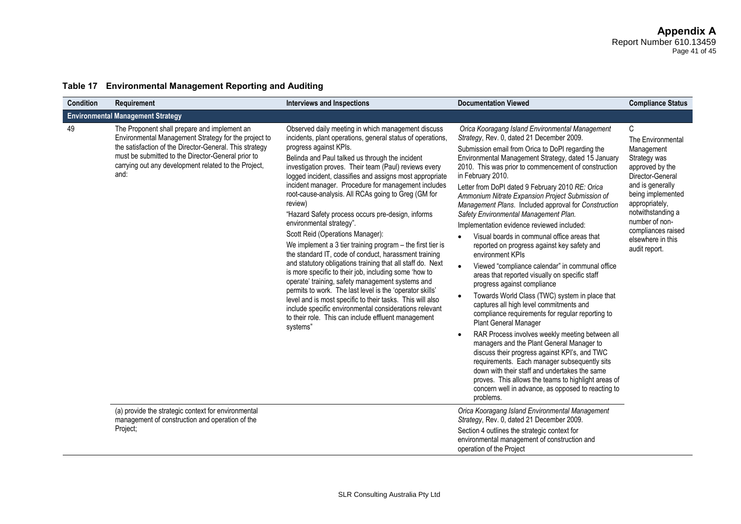**Table 17 Environmental Management Reporting and Auditing**

| Condition | Requirement | Interviews and Inspections | Documentation Viewed | Compliance Status |
|---|---|---|---|---|
| **Environmental Management Strategy** | | | | |
| 49 | The Proponent shall prepare and implement an Environmental Management Strategy for the project to the satisfaction of the Director-General. This strategy must be submitted to the Director-General prior to carrying out any development related to the Project, and: | Observed daily meeting in which management discuss incidents, plant operations, general status of operations, progress against KPIs.<br>Belinda and Paul talked us through the incident investigation proves. Their team (Paul) reviews every logged incident, classifies and assigns most appropriate incident manager. Procedure for management includes root-cause-analysis. All RCAs going to Greg (GM for review)<br>"Hazard Safety process occurs pre-design, informs environmental strategy".<br>Scott Reid (Operations Manager):<br>We implement a 3 tier training program – the first tier is the standard IT, code of conduct, harassment training and statutory obligations training that all staff do. Next is more specific to their job, including some 'how to operate' training, safety management systems and permits to work. The last level is the 'operator skills' level and is most specific to their tasks. This will also include specific environmental considerations relevant to their role. This can include effluent management systems" | *Orica Kooragang Island Environmental Management Strategy*, Rev. 0, dated 21 December 2009.<br>Submission email from Orica to DoPI regarding the Environmental Management Strategy, dated 15 January 2010. This was prior to commencement of construction in February 2010.<br>Letter from DoPI dated 9 February 2010 *RE: Orica Ammonium Nitrate Expansion Project Submission of Management Plans*. Included approval for *Construction Safety Environmental Management Plan.*<br>Implementation evidence reviewed included:<br>• Visual boards in communal office areas that reported on progress against key safety and environment KPIs<br>• Viewed "compliance calendar" in communal office areas that reported visually on specific staff progress against compliance<br>• Towards World Class (TWC) system in place that captures all high level commitments and compliance requirements for regular reporting to Plant General Manager<br>• RAR Process involves weekly meeting between all managers and the Plant General Manager to discuss their progress against KPI's, and TWC requirements. Each manager subsequently sits down with their staff and undertakes the same proves. This allows the teams to highlight areas of concern well in advance, as opposed to reacting to problems. | C<br>The Environmental Management Strategy was approved by the Director-General and is generally being implemented appropriately, notwithstanding a number of non-compliances raised elsewhere in this audit report. |
| | (a) provide the strategic context for environmental management of construction and operation of the Project; | | *Orica Kooragang Island Environmental Management Strategy*, Rev. 0, dated 21 December 2009.<br>Section 4 outlines the strategic context for environmental management of construction and operation of the Project | |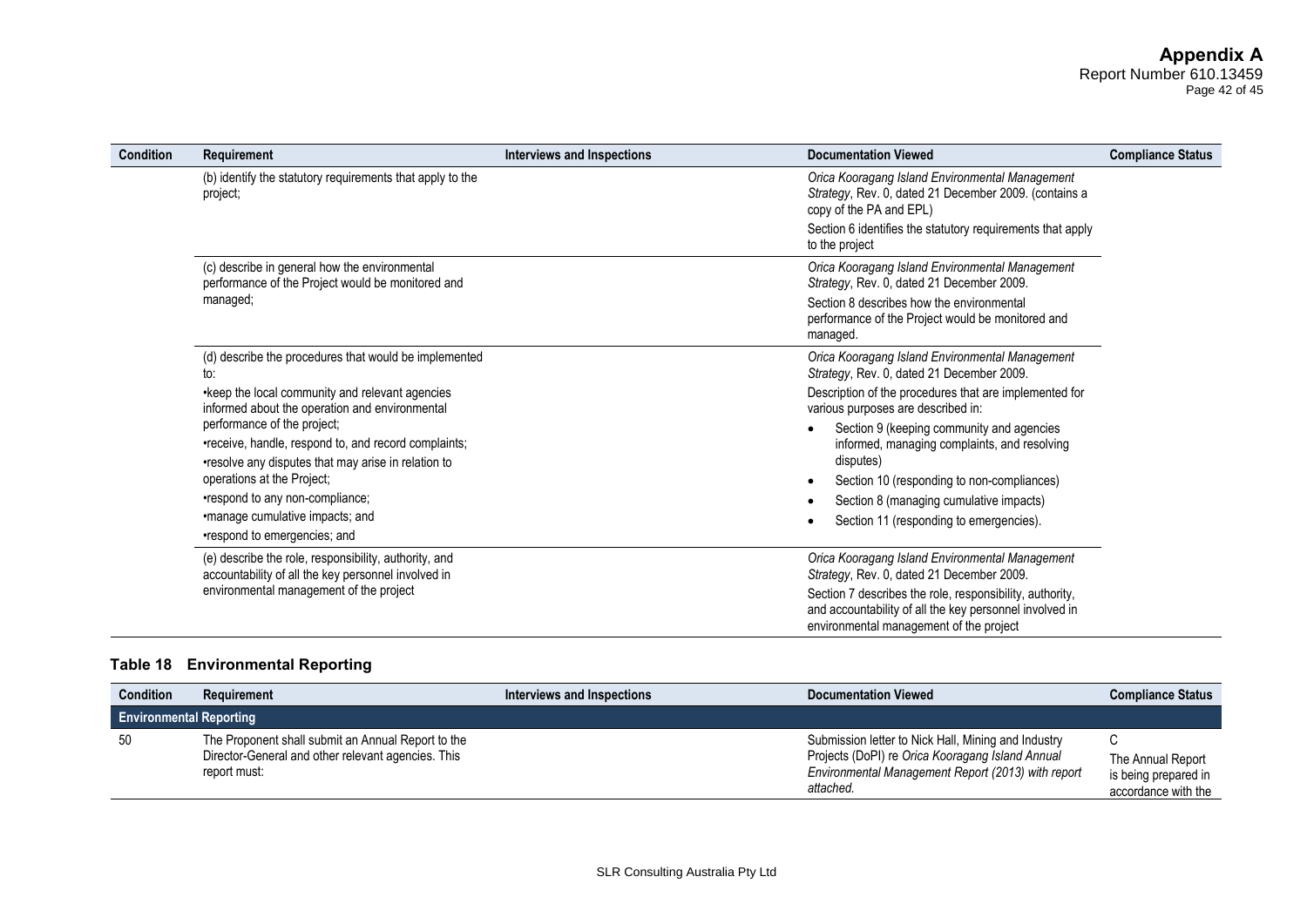| Condition | Requirement | Interviews and Inspections | Documentation Viewed | Compliance Status |
|---|---|---|---|---|
| | (b) identify the statutory requirements that apply to the project; | | *Orica Kooragang Island Environmental Management Strategy*, Rev. 0, dated 21 December 2009. (contains a copy of the PA and EPL)<br>Section 6 identifies the statutory requirements that apply to the project | |
| | (c) describe in general how the environmental performance of the Project would be monitored and managed; | | *Orica Kooragang Island Environmental Management Strategy*, Rev. 0, dated 21 December 2009.<br>Section 8 describes how the environmental performance of the Project would be monitored and managed. | |
| | (d) describe the procedures that would be implemented to:<br>•keep the local community and relevant agencies informed about the operation and environmental performance of the project;<br>•receive, handle, respond to, and record complaints;<br>•resolve any disputes that may arise in relation to operations at the Project;<br>•respond to any non-compliance;<br>•manage cumulative impacts; and<br>•respond to emergencies; and | | *Orica Kooragang Island Environmental Management Strategy*, Rev. 0, dated 21 December 2009.<br>Description of the procedures that are implemented for various purposes are described in:<br>• Section 9 (keeping community and agencies informed, managing complaints, and resolving disputes)<br>• Section 10 (responding to non-compliances)<br>• Section 8 (managing cumulative impacts)<br>• Section 11 (responding to emergencies). | |
| | (e) describe the role, responsibility, authority, and accountability of all the key personnel involved in environmental management of the project | | *Orica Kooragang Island Environmental Management Strategy*, Rev. 0, dated 21 December 2009.<br>Section 7 describes the role, responsibility, authority, and accountability of all the key personnel involved in environmental management of the project | |

### Table 18 Environmental Reporting

| Condition | Requirement | Interviews and Inspections | Documentation Viewed | Compliance Status |
|---|---|---|---|---|
| **Environmental Reporting** | | | | |
| 50 | The Proponent shall submit an Annual Report to the Director-General and other relevant agencies. This report must: | | Submission letter to Nick Hall, Mining and Industry Projects (DoPI) re *Orica Kooragang Island Annual Environmental Management Report (2013)* with report *attached.* | C<br>The Annual Report is being prepared in accordance with the |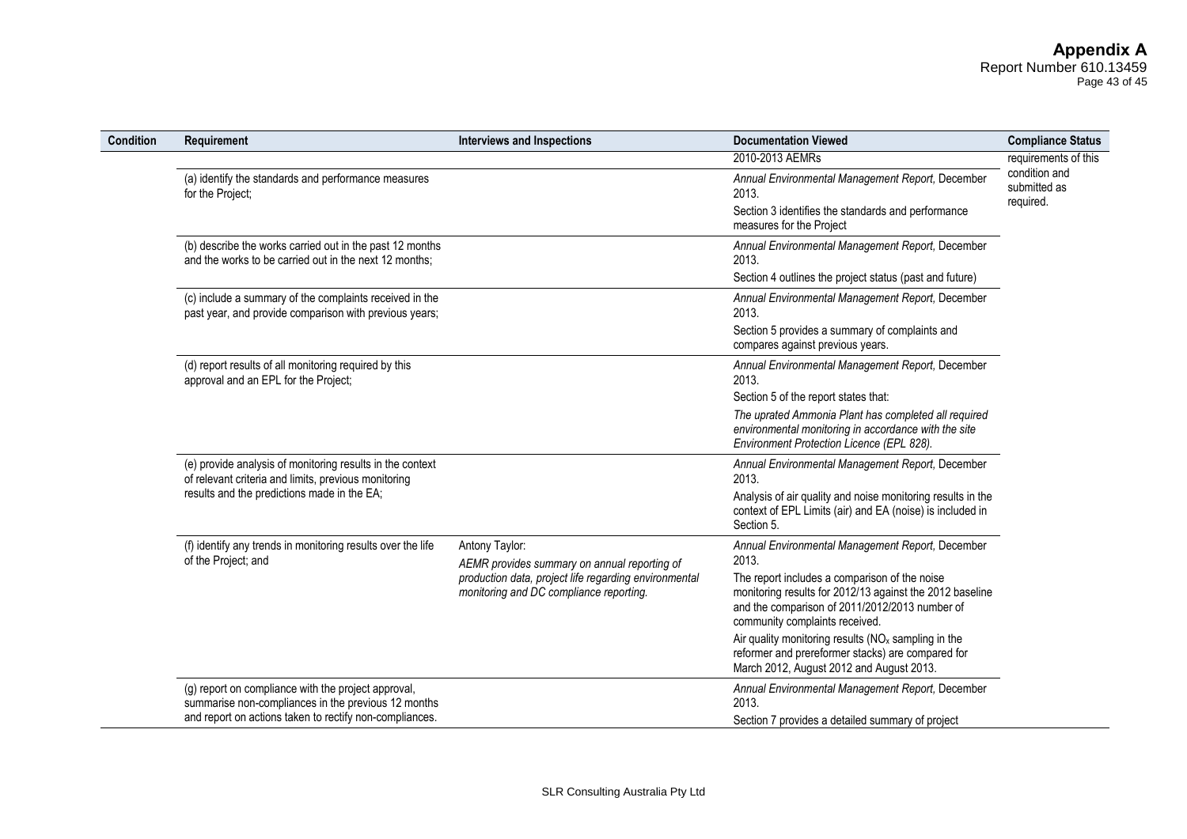| Condition | Requirement | Interviews and Inspections | Documentation Viewed | Compliance Status |
|---|---|---|---|---|
| | | | 2010-2013 AEMRs | requirements of this condition and submitted as required. |
| | (a) identify the standards and performance measures for the Project; | | *Annual Environmental Management Report,* December 2013.<br>Section 3 identifies the standards and performance measures for the Project | |
| | (b) describe the works carried out in the past 12 months and the works to be carried out in the next 12 months; | | *Annual Environmental Management Report,* December 2013.<br>Section 4 outlines the project status (past and future) | |
| | (c) include a summary of the complaints received in the past year, and provide comparison with previous years; | | *Annual Environmental Management Report,* December 2013.<br>Section 5 provides a summary of complaints and compares against previous years. | |
| | (d) report results of all monitoring required by this approval and an EPL for the Project; | | *Annual Environmental Management Report,* December 2013.<br>Section 5 of the report states that:<br>*The uprated Ammonia Plant has completed all required environmental monitoring in accordance with the site Environment Protection Licence (EPL 828).* | |
| | (e) provide analysis of monitoring results in the context of relevant criteria and limits, previous monitoring results and the predictions made in the EA; | | *Annual Environmental Management Report,* December 2013.<br>Analysis of air quality and noise monitoring results in the context of EPL Limits (air) and EA (noise) is included in Section 5. | |
| | (f) identify any trends in monitoring results over the life of the Project; and | Antony Taylor:<br>*AEMR provides summary on annual reporting of production data, project life regarding environmental monitoring and DC compliance reporting.* | *Annual Environmental Management Report,* December 2013.<br>The report includes a comparison of the noise monitoring results for 2012/13 against the 2012 baseline and the comparison of 2011/2012/2013 number of community complaints received.<br>Air quality monitoring results ($NO_x$ sampling in the reformer and prereformer stacks) are compared for March 2012, August 2012 and August 2013. | |
| | (g) report on compliance with the project approval, summarise non-compliances in the previous 12 months and report on actions taken to rectify non-compliances. | | *Annual Environmental Management Report,* December 2013.<br>Section 7 provides a detailed summary of project | |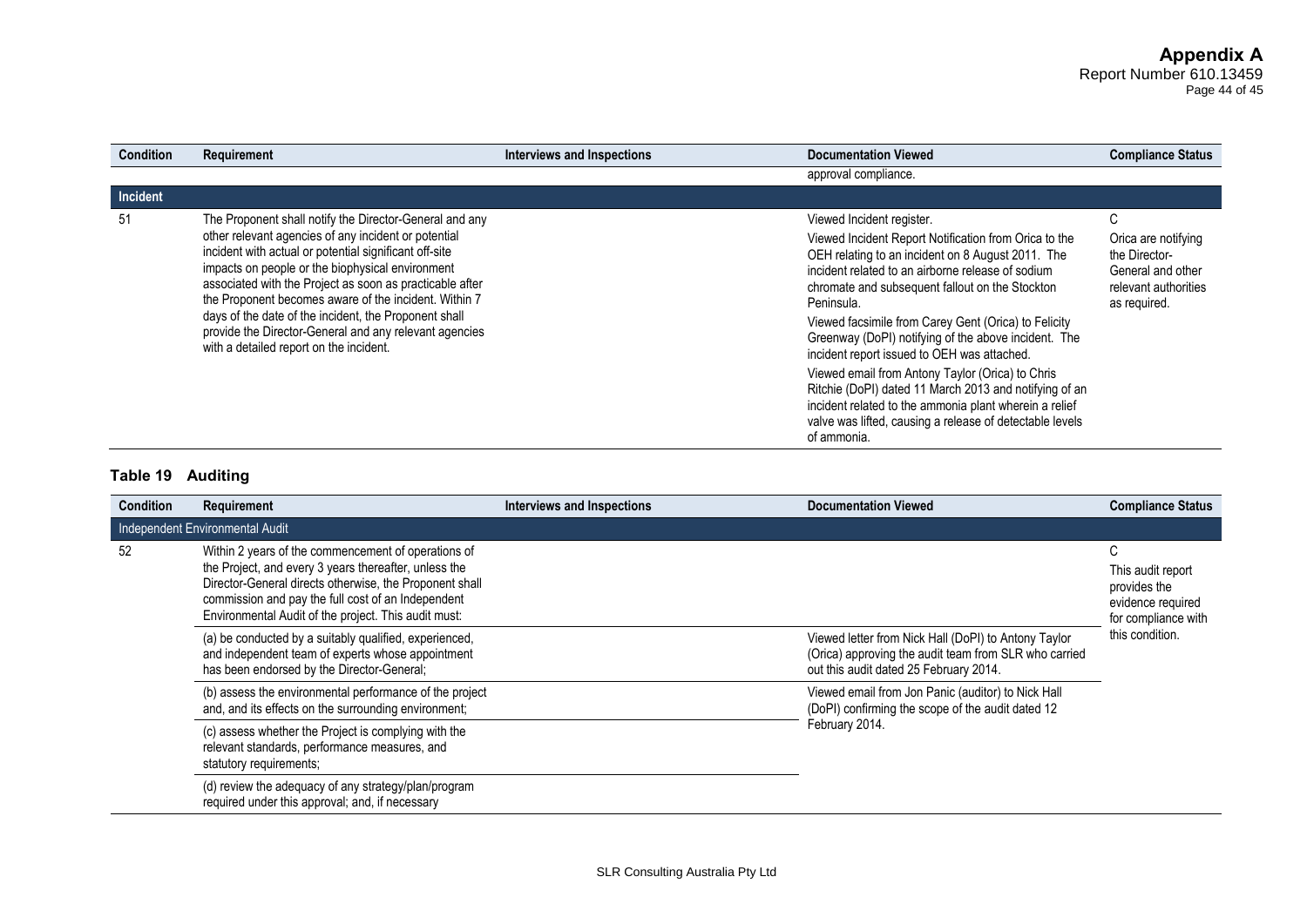| Condition | Requirement | Interviews and Inspections | Documentation Viewed | Compliance Status |
|---|---|---|---|---|
| | | | approval compliance. | |
| **Incident** | | | | |
| 51 | The Proponent shall notify the Director-General and any other relevant agencies of any incident or potential incident with actual or potential significant off-site impacts on people or the biophysical environment associated with the Project as soon as practicable after the Proponent becomes aware of the incident. Within 7 days of the date of the incident, the Proponent shall provide the Director-General and any relevant agencies with a detailed report on the incident. | | Viewed Incident register.<br>Viewed Incident Report Notification from Orica to the OEH relating to an incident on 8 August 2011. The incident related to an airborne release of sodium chromate and subsequent fallout on the Stockton Peninsula.<br>Viewed facsimile from Carey Gent (Orica) to Felicity Greenway (DoPI) notifying of the above incident. The incident report issued to OEH was attached.<br>Viewed email from Antony Taylor (Orica) to Chris Ritchie (DoPI) dated 11 March 2013 and notifying of an incident related to the ammonia plant wherein a relief valve was lifted, causing a release of detectable levels of ammonia. | C<br>Orica are notifying the Director-General and other relevant authorities as required. |

## Table 19 Auditing

| Condition | Requirement | Interviews and Inspections | Documentation Viewed | Compliance Status |
|---|---|---|---|---|
| Independent Environmental Audit | | | | |
| 52 | Within 2 years of the commencement of operations of the Project, and every 3 years thereafter, unless the Director-General directs otherwise, the Proponent shall commission and pay the full cost of an Independent Environmental Audit of the project. This audit must: | | | C<br>This audit report provides the evidence required for compliance with this condition. |
| | (a) be conducted by a suitably qualified, experienced, and independent team of experts whose appointment has been endorsed by the Director-General; | | Viewed letter from Nick Hall (DoPI) to Antony Taylor (Orica) approving the audit team from SLR who carried out this audit dated 25 February 2014. | |
| | (b) assess the environmental performance of the project and, and its effects on the surrounding environment; | | Viewed email from Jon Panic (auditor) to Nick Hall (DoPI) confirming the scope of the audit dated 12 February 2014. | |
| | (c) assess whether the Project is complying with the relevant standards, performance measures, and statutory requirements; | | | |
| | (d) review the adequacy of any strategy/plan/program required under this approval; and, if necessary | | | |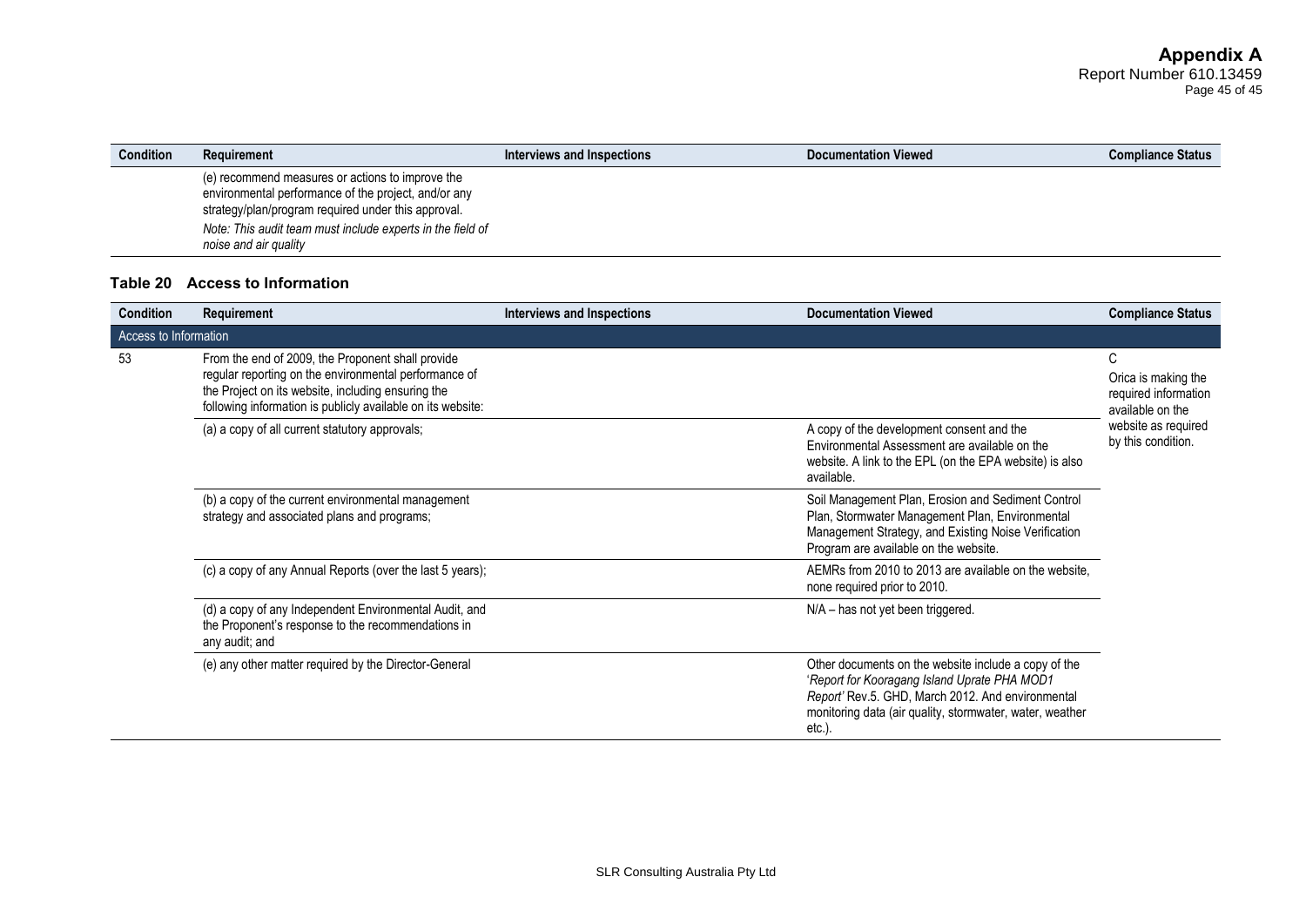| Condition | Requirement | Interviews and Inspections | Documentation Viewed | Compliance Status |
|---|---|---|---|---|
| | (e) recommend measures or actions to improve the environmental performance of the project, and/or any strategy/plan/program required under this approval. *Note: This audit team must include experts in the field of noise and air quality* | | | |

### Table 20 Access to Information

| Condition | Requirement | Interviews and Inspections | Documentation Viewed | Compliance Status |
|---|---|---|---|---|
| Access to Information | | | | |
| 53 | From the end of 2009, the Proponent shall provide regular reporting on the environmental performance of the Project on its website, including ensuring the following information is publicly available on its website: | | | C Orica is making the required information available on the website as required by this condition. |
| | (a) a copy of all current statutory approvals; | | A copy of the development consent and the Environmental Assessment are available on the website. A link to the EPL (on the EPA website) is also available. | |
| | (b) a copy of the current environmental management strategy and associated plans and programs; | | Soil Management Plan, Erosion and Sediment Control Plan, Stormwater Management Plan, Environmental Management Strategy, and Existing Noise Verification Program are available on the website. | |
| | (c) a copy of any Annual Reports (over the last 5 years); | | AEMRs from 2010 to 2013 are available on the website, none required prior to 2010. | |
| | (d) a copy of any Independent Environmental Audit, and the Proponent's response to the recommendations in any audit; and | | N/A – has not yet been triggered. | |
| | (e) any other matter required by the Director-General | | Other documents on the website include a copy of the '*Report for Kooragang Island Uprate PHA MOD1 Report'* Rev.5. GHD, March 2012. And environmental monitoring data (air quality, stormwater, water, weather etc.). | |